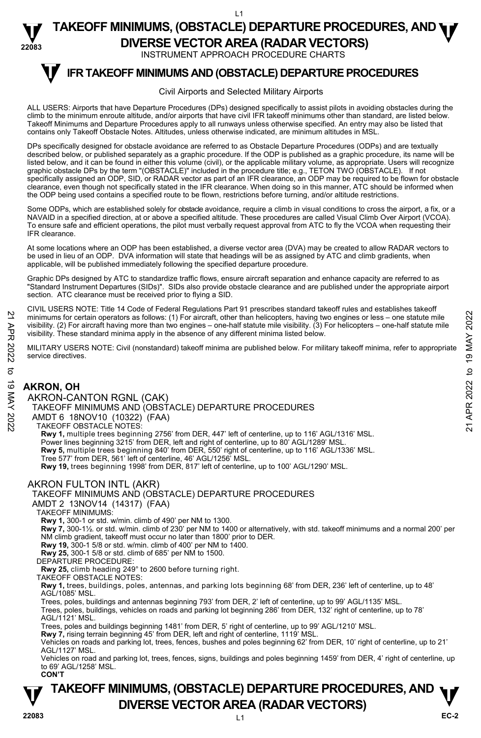# TAKEOFF MINIMUMS, (OBSTACLE) DEPARTURE PROCEDURES, AND DIVERSE VECTOR AREA (RADAR VECTORS)

INSTRUMENT APPROACH PROCEDURE CHARTS

## IFR TAKEOFF MINIMUMS AND (OBSTACLE) DEPARTURE PROCEDURES

Civil Airports and Selected Military Airports

ALL USERS: Airports that have Departure Procedures (DPs) designed specifically to assist pilots in avoiding obstacles during the climb to the minimum enroute altitude, and/or airports that have civil IFR takeoff minimums other than standard, are listed below. Takeoff Minimums and Departure Procedures apply to all runways unless otherwise specified. An entry may also be listed that contains only Takeoff Obstacle Notes. Altitudes, unless otherwise indicated, are minimum altitudes in MSL.

DPs specifically designed for obstacle avoidance are referred to as Obstacle Departure Procedures (ODPs) and are textually described below, or published separately as a graphic procedure. If the ODP is published as a graphic procedure, its name will be listed below, and it can be found in either this volume (civil), or the applicable military volume, as appropriate. Users will recognize graphic obstacle DPs by the term "(OBSTACLE)" included in the procedure title; e.g., TETON TWO (OBSTACLE). If not specifically assigned an ODP, SID, or RADAR vector as part of an IFR clearance, an ODP may be required to be flown for obstacle clearance, even though not specifically stated in the IFR clearance. When doing so in this manner, ATC should be informed when the ODP being used contains a specified route to be flown, restrictions before turning, and/or altitude restrictions.

Some ODPs, which are established solely for obstacle avoidance, require a climb in visual conditions to cross the airport, a fix, or a NAVAID in a specified direction, at or above a specified altitude. These procedures are called Visual Climb Over Airport (VCOA). To ensure safe and efficient operations, the pilot must verbally request approval from ATC to fly the VCOA when requesting their IFR clearance.

At some locations where an ODP has been established, a diverse vector area (DVA) may be created to allow RADAR vectors to be used in lieu of an ODP. DVA information will state that headings will be as assigned by ATC and climb gradients, when applicable, will be published immediately following the specified departure procedure.

Graphic DPs designed by ATC to standardize traffic flows, ensure aircraft separation and enhance capacity are referred to as "Standard Instrument Departures (SIDs)". SIDs also provide obstacle clearance and are published under the appropriate airport section. ATC clearance must be received prior to flying a SID.

CIVIL USERS NOTE: Title 14 Code of Federal Regulations Part 91 prescribes standard takeoff rules and establishes takeoff minimums for certain operators as follows: (1) For aircraft, other than helicopters, having two engines or less – one statute mile visibility. (2) For aircraft having more than two engines – one-half statute mile visibility. (3) For helicopters – one-half statute mile visibility. These standard minima apply in the absence of any different minima listed below.

MILITARY USERS NOTE: Civil (nonstandard) takeoff minima are published below. For military takeoff minima, refer to appropriate service directives.

## AKRON, OH

### AKRON-CANTON RGNL (CAK)

TAKEOFF MINIMUMS AND (OBSTACLE) DEPARTURE PROCEDURES
AMDT 6 18NOV10 (10322) (FAA)

TAKEOFF OBSTACLE NOTES:

**Rwy 1,** multiple trees beginning 2756' from DER, 447' left of centerline, up to 116' AGL/1316' MSL.
Power lines beginning 3215' from DER, left and right of centerline, up to 80' AGL/1289' MSL.
**Rwy 5,** multiple trees beginning 840' from DER, 550' right of centerline, up to 116' AGL/1336' MSL.
Tree 577' from DER, 561' left of centerline, 46' AGL/1256' MSL.
**Rwy 19,** trees beginning 1998' from DER, 817' left of centerline, up to 100' AGL/1290' MSL.

### AKRON FULTON INTL (AKR)

TAKEOFF MINIMUMS AND (OBSTACLE) DEPARTURE PROCEDURES
AMDT 2 13NOV14 (14317) (FAA)

TAKEOFF MINIMUMS:

**Rwy 1,** 300-1 or std. w/min. climb of 490' per NM to 1300.
**Rwy 7,** 300-1½ or std. w/min. climb of 230' per NM to 1400 or alternatively, with std. takeoff minimums and a normal 200' per NM climb gradient, takeoff must occur no later than 1800' prior to DER.
**Rwy 19,** 300-1 5/8 or std. w/min. climb of 400' per NM to 1400.
**Rwy 25,** 300-1 5/8 or std. climb of 685' per NM to 1500.

DEPARTURE PROCEDURE:

**Rwy 25,** climb heading 249° to 2600 before turning right.

TAKEOFF OBSTACLE NOTES:

**Rwy 1,** trees, buildings, poles, antennas, and parking lots beginning 68' from DER, 236' left of centerline, up to 48' AGL/1085' MSL.
Trees, poles, buildings and antennas beginning 793' from DER, 2' left of centerline, up to 99' AGL/1135' MSL.
Trees, poles, buildings, vehicles on roads and parking lot beginning 286' from DER, 132' right of centerline, up to 78' AGL/1121' MSL.
Trees, poles and buildings beginning 1481' from DER, 5' right of centerline, up to 99' AGL/1210' MSL.
**Rwy 7,** rising terrain beginning 45' from DER, left and right of centerline, 1119' MSL.
Vehicles on roads and parking lot, trees, fences, bushes and poles beginning 62' from DER, 10' right of centerline, up to 21' AGL/1127' MSL.
Vehicles on road and parking lot, trees, fences, signs, buildings and poles beginning 1459' from DER, 4' right of centerline, up to 69' AGL/1258' MSL.

**CON'T**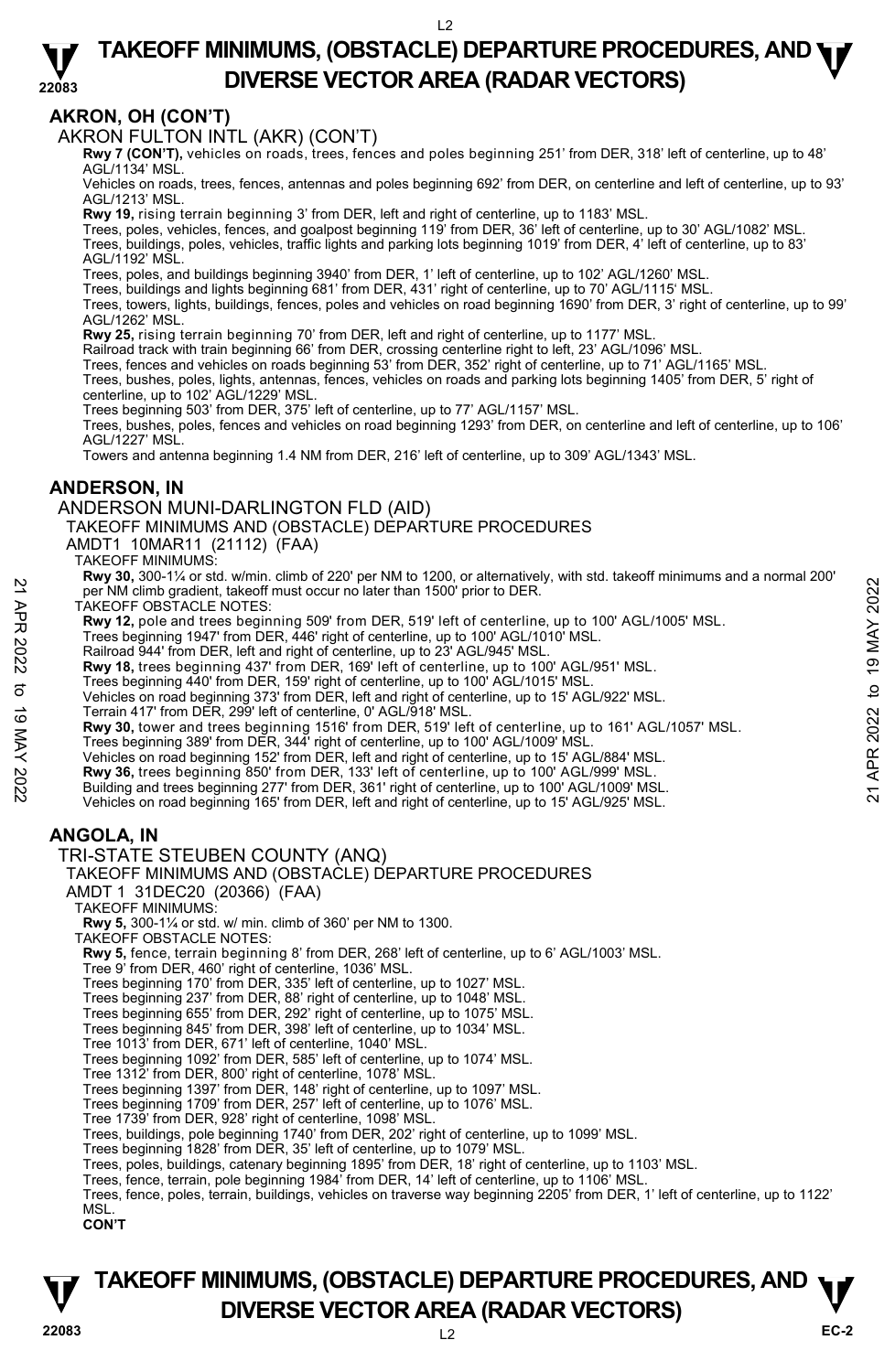## AKRON, OH (CON'T)

AKRON FULTON INTL (AKR) (CON'T)

**Rwy 7 (CON'T),** vehicles on roads, trees, fences and poles beginning 251' from DER, 318' left of centerline, up to 48' AGL/1134' MSL.

Vehicles on roads, trees, fences, antennas and poles beginning 692' from DER, on centerline and left of centerline, up to 93' AGL/1213' MSL.

**Rwy 19,** rising terrain beginning 3' from DER, left and right of centerline, up to 1183' MSL.

Trees, poles, vehicles, fences, and goalpost beginning 119' from DER, 36' left of centerline, up to 30' AGL/1082' MSL.

Trees, buildings, poles, vehicles, traffic lights and parking lots beginning 1019' from DER, 4' left of centerline, up to 83' AGL/1192' MSL.

Trees, poles, and buildings beginning 3940' from DER, 1' left of centerline, up to 102' AGL/1260' MSL.

Trees, buildings and lights beginning 681' from DER, 431' right of centerline, up to 70' AGL/1115' MSL.

Trees, towers, lights, buildings, fences, poles and vehicles on road beginning 1690' from DER, 3' right of centerline, up to 99' AGL/1262' MSL.

**Rwy 25,** rising terrain beginning 70' from DER, left and right of centerline, up to 1177' MSL.

Railroad track with train beginning 66' from DER, crossing centerline right to left, 23' AGL/1096' MSL.

Trees, fences and vehicles on roads beginning 53' from DER, 352' right of centerline, up to 71' AGL/1165' MSL.

Trees, bushes, poles, lights, antennas, fences, vehicles on roads and parking lots beginning 1405' from DER, 5' right of centerline, up to 102' AGL/1229' MSL.

Trees beginning 503' from DER, 375' left of centerline, up to 77' AGL/1157' MSL.

Trees, bushes, poles, fences and vehicles on road beginning 1293' from DER, on centerline and left of centerline, up to 106' AGL/1227' MSL.

Towers and antenna beginning 1.4 NM from DER, 216' left of centerline, up to 309' AGL/1343' MSL.

## ANDERSON, IN

ANDERSON MUNI-DARLINGTON FLD (AID)

TAKEOFF MINIMUMS AND (OBSTACLE) DEPARTURE PROCEDURES

AMDT1 10MAR11 (21112) (FAA)

TAKEOFF MINIMUMS:

**Rwy 30,** 300-1¼ or std. w/min. climb of 220' per NM to 1200, or alternatively, with std. takeoff minimums and a normal 200' per NM climb gradient, takeoff must occur no later than 1500' prior to DER.

TAKEOFF OBSTACLE NOTES:

**Rwy 12,** pole and trees beginning 509' from DER, 519' left of centerline, up to 100' AGL/1005' MSL.

Trees beginning 1947' from DER, 446' right of centerline, up to 100' AGL/1010' MSL.

Railroad 944' from DER, left and right of centerline, up to 23' AGL/945' MSL.

**Rwy 18,** trees beginning 437' from DER, 169' left of centerline, up to 100' AGL/951' MSL.

Trees beginning 440' from DER, 159' right of centerline, up to 100' AGL/1015' MSL.

Vehicles on road beginning 373' from DER, left and right of centerline, up to 15' AGL/922' MSL.

Terrain 417' from DER, 299' left of centerline, 0' AGL/918' MSL.

**Rwy 30,** tower and trees beginning 1516' from DER, 519' left of centerline, up to 161' AGL/1057' MSL.

Trees beginning 389' from DER, 344' right of centerline, up to 100' AGL/1009' MSL.

Vehicles on road beginning 152' from DER, left and right of centerline, up to 15' AGL/884' MSL.

**Rwy 36,** trees beginning 850' from DER, 133' left of centerline, up to 100' AGL/999' MSL.

Building and trees beginning 277' from DER, 361' right of centerline, up to 100' AGL/1009' MSL.

Vehicles on road beginning 165' from DER, left and right of centerline, up to 15' AGL/925' MSL.

## ANGOLA, IN

TRI-STATE STEUBEN COUNTY (ANQ)

TAKEOFF MINIMUMS AND (OBSTACLE) DEPARTURE PROCEDURES

AMDT 1 31DEC20 (20366) (FAA)

TAKEOFF MINIMUMS:

**Rwy 5,** 300-1¼ or std. w/ min. climb of 360' per NM to 1300.

TAKEOFF OBSTACLE NOTES:

**Rwy 5,** fence, terrain beginning 8' from DER, 268' left of centerline, up to 6' AGL/1003' MSL.

Tree 9' from DER, 460' right of centerline, 1036' MSL.

Trees beginning 170' from DER, 335' left of centerline, up to 1027' MSL.

Trees beginning 237' from DER, 88' right of centerline, up to 1048' MSL.

Trees beginning 655' from DER, 292' right of centerline, up to 1075' MSL.

Trees beginning 845' from DER, 398' left of centerline, up to 1034' MSL.

Tree 1013' from DER, 671' left of centerline, 1040' MSL.

Trees beginning 1092' from DER, 585' left of centerline, up to 1074' MSL.

Tree 1312' from DER, 800' right of centerline, 1078' MSL.

Trees beginning 1397' from DER, 148' right of centerline, up to 1097' MSL.

Trees beginning 1709' from DER, 257' left of centerline, up to 1076' MSL.

Tree 1739' from DER, 928' right of centerline, 1098' MSL.

Trees, buildings, pole beginning 1740' from DER, 202' right of centerline, up to 1099' MSL.

Trees beginning 1828' from DER, 35' left of centerline, up to 1079' MSL.

Trees, poles, buildings, catenary beginning 1895' from DER, 18' right of centerline, up to 1103' MSL.

Trees, fence, terrain, pole beginning 1984' from DER, 14' left of centerline, up to 1106' MSL.

Trees, fence, poles, terrain, buildings, vehicles on traverse way beginning 2205' from DER, 1' left of centerline, up to 1122' MSL.

**CON'T**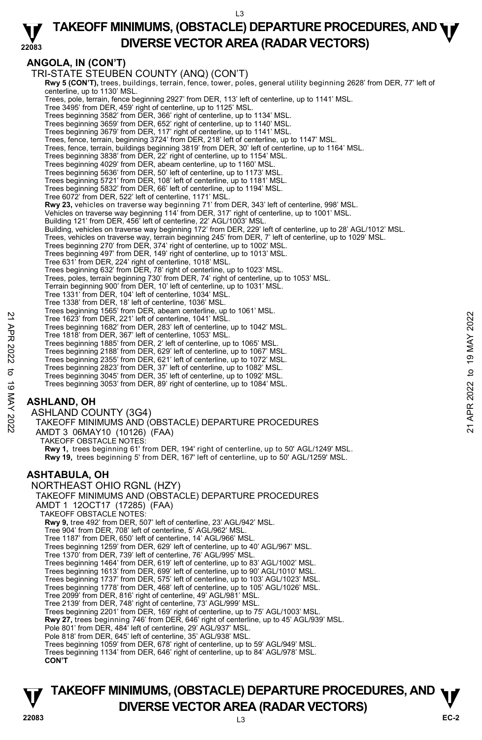## ANGOLA, IN (CON'T)

TRI-STATE STEUBEN COUNTY (ANQ) (CON'T)

**Rwy 5 (CON'T),** trees, buildings, terrain, fence, tower, poles, general utility beginning 2628' from DER, 77' left of centerline, up to 1130' MSL.
Trees, pole, terrain, fence beginning 2927' from DER, 113' left of centerline, up to 1141' MSL.
Tree 3495' from DER, 459' right of centerline, up to 1125' MSL.
Trees beginning 3582' from DER, 366' right of centerline, up to 1134' MSL.
Trees beginning 3659' from DER, 652' right of centerline, up to 1140' MSL.
Trees beginning 3679' from DER, 117' right of centerline, up to 1141' MSL.
Trees, fence, terrain, beginning 3724' from DER, 218' left of centerline, up to 1147' MSL.
Trees, fence, terrain, buildings beginning 3819' from DER, 30' left of centerline, up to 1164' MSL.
Trees beginning 3838' from DER, 22' right of centerline, up to 1154' MSL.
Trees beginning 4029' from DER, abeam centerline, up to 1160' MSL.
Trees beginning 5636' from DER, 50' left of centerline, up to 1173' MSL.
Trees beginning 5721' from DER, 108' left of centerline, up to 1181' MSL.
Trees beginning 5832' from DER, 66' left of centerline, up to 1194' MSL.
Tree 6072' from DER, 522' left of centerline, 1171' MSL.
**Rwy 23,** vehicles on traverse way beginning 71' from DER, 343' left of centerline, 998' MSL.
Vehicles on traverse way beginning 114' from DER, 317' right of centerline, up to 1001' MSL.
Building 121' from DER, 456' left of centerline, 22' AGL/1003' MSL.
Building, vehicles on traverse way beginning 172' from DER, 229' left of centerline, up to 28' AGL/1012' MSL.
Trees, vehicles on traverse way, terrain beginning 245' from DER, 7' left of centerline, up to 1029' MSL.
Trees beginning 270' from DER, 374' right of centerline, up to 1002' MSL.
Trees beginning 497' from DER, 149' right of centerline, up to 1013' MSL.
Tree 631' from DER, 224' right of centerline, 1018' MSL.
Trees beginning 632' from DER, 78' right of centerline, up to 1023' MSL.
Trees, poles, terrain beginning 730' from DER, 74' right of centerline, up to 1053' MSL.
Terrain beginning 900' from DER, 10' left of centerline, up to 1031' MSL.
Tree 1331' from DER, 104' left of centerline, 1034' MSL.
Tree 1338' from DER, 18' left of centerline, 1036' MSL.
Trees beginning 1565' from DER, abeam centerline, up to 1061' MSL.
Tree 1623' from DER, 221' left of centerline, 1041' MSL.
Trees beginning 1682' from DER, 283' left of centerline, up to 1042' MSL.
Tree 1818' from DER, 367' left of centerline, 1053' MSL.
Trees beginning 1885' from DER, 2' left of centerline, up to 1065' MSL.
Trees beginning 2188' from DER, 629' left of centerline, up to 1067' MSL.
Trees beginning 2355' from DER, 621' left of centerline, up to 1072' MSL.
Trees beginning 2823' from DER, 37' left of centerline, up to 1082' MSL.
Trees beginning 3045' from DER, 35' left of centerline, up to 1092' MSL.
Trees beginning 3053' from DER, 89' right of centerline, up to 1084' MSL.

## ASHLAND, OH

ASHLAND COUNTY (3G4)
TAKEOFF MINIMUMS AND (OBSTACLE) DEPARTURE PROCEDURES
AMDT 3 06MAY10 (10126) (FAA)
TAKEOFF OBSTACLE NOTES:

**Rwy 1,** trees beginning 61' from DER, 194' right of centerline, up to 50' AGL/1249' MSL.
**Rwy 19,** trees beginning 5' from DER, 167' left of centerline, up to 50' AGL/1259' MSL.

## ASHTABULA, OH

NORTHEAST OHIO RGNL (HZY)
TAKEOFF MINIMUMS AND (OBSTACLE) DEPARTURE PROCEDURES
AMDT 1 12OCT17 (17285) (FAA)
TAKEOFF OBSTACLE NOTES:

**Rwy 9,** tree 492' from DER, 507' left of centerline, 23' AGL/942' MSL.
Tree 904' from DER, 708' left of centerline, 5' AGL/962' MSL.
Tree 1187' from DER, 650' left of centerline, 14' AGL/966' MSL.
Trees beginning 1259' from DER, 629' left of centerline, up to 40' AGL/967' MSL.
Tree 1370' from DER, 739' left of centerline, 76' AGL/995' MSL.
Trees beginning 1464' from DER, 619' left of centerline, up to 83' AGL/1002' MSL.
Trees beginning 1613' from DER, 699' left of centerline, up to 90' AGL/1010' MSL.
Trees beginning 1737' from DER, 575' left of centerline, up to 103' AGL/1023' MSL.
Trees beginning 1778' from DER, 468' left of centerline, up to 105' AGL/1026' MSL.
Tree 2099' from DER, 816' right of centerline, 49' AGL/981' MSL.
Tree 2139' from DER, 748' right of centerline, 73' AGL/999' MSL.
Trees beginning 2201' from DER, 169' right of centerline, up to 75' AGL/1003' MSL.
**Rwy 27,** trees beginning 746' from DER, 646' right of centerline, up to 45' AGL/939' MSL.
Pole 801' from DER, 484' left of centerline, 29' AGL/937' MSL.
Pole 818' from DER, 645' left of centerline, 35' AGL/938' MSL.
Trees beginning 1059' from DER, 678' right of centerline, up to 59' AGL/949' MSL.
Trees beginning 1134' from DER, 646' right of centerline, up to 84' AGL/978' MSL.
**CON'T**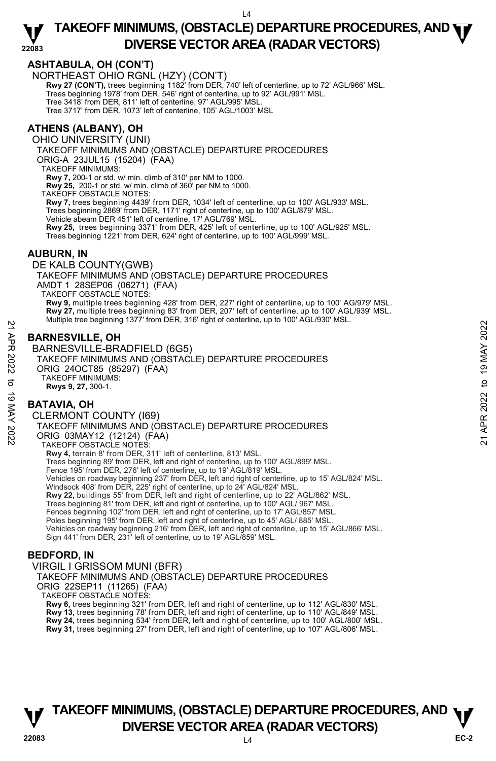## ASHTABULA, OH (CON'T)

NORTHEAST OHIO RGNL (HZY) (CON'T)

**Rwy 27 (CON'T),** trees beginning 1182' from DER, 740' left of centerline, up to 72' AGL/966' MSL.
Trees beginning 1978' from DER, 546' right of centerline, up to 92' AGL/991' MSL.
Tree 3418' from DER, 811' left of centerline, 97' AGL/995' MSL.
Tree 3717' from DER, 1073' left of centerline, 105' AGL/1003' MSL

## ATHENS (ALBANY), OH

OHIO UNIVERSITY (UNI)

TAKEOFF MINIMUMS AND (OBSTACLE) DEPARTURE PROCEDURES

ORIG-A 23JUL15 (15204) (FAA)

TAKEOFF MINIMUMS:

**Rwy 7,** 200-1 or std. w/ min. climb of 310' per NM to 1000.
**Rwy 25,** 200-1 or std. w/ min. climb of 360' per NM to 1000.

TAKEOFF OBSTACLE NOTES:

**Rwy 7,** trees beginning 4439' from DER, 1034' left of centerline, up to 100' AGL/933' MSL.
Trees beginning 2869' from DER, 1171' right of centerline, up to 100' AGL/879' MSL.
Vehicle abeam DER 451' left of centerline, 17' AGL/769' MSL.
**Rwy 25,** trees beginning 3371' from DER, 425' left of centerline, up to 100' AGL/925' MSL.
Trees beginning 1221' from DER, 624' right of centerline, up to 100' AGL/999' MSL.

## AUBURN, IN

DE KALB COUNTY(GWB)

TAKEOFF MINIMUMS AND (OBSTACLE) DEPARTURE PROCEDURES

AMDT 1 28SEP06 (06271) (FAA)

TAKEOFF OBSTACLE NOTES:

**Rwy 9,** multiple trees beginning 428' from DER, 227' right of centerline, up to 100' AG/979' MSL.
**Rwy 27,** multiple trees beginning 83' from DER, 207' left of centerline, up to 100' AGL/939' MSL.
Multiple tree beginning 1377' from DER, 316' right of centerline, up to 100' AGL/930' MSL.

## BARNESVILLE, OH

BARNESVILLE-BRADFIELD (6G5)

TAKEOFF MINIMUMS AND (OBSTACLE) DEPARTURE PROCEDURES

ORIG 24OCT85 (85297) (FAA)

TAKEOFF MINIMUMS:

**Rwys 9, 27,** 300-1.

## BATAVIA, OH

CLERMONT COUNTY (I69)

TAKEOFF MINIMUMS AND (OBSTACLE) DEPARTURE PROCEDURES

ORIG 03MAY12 (12124) (FAA)

TAKEOFF OBSTACLE NOTES:

**Rwy 4,** terrain 8' from DER, 311' left of centerline, 813' MSL.
Trees beginning 89' from DER, left and right of centerline, up to 100' AGL/899' MSL.
Fence 195' from DER, 276' left of centerline, up to 19' AGL/819' MSL.
Vehicles on roadway beginning 237' from DER, left and right of centerline, up to 15' AGL/824' MSL.
Windsock 408' from DER, 225' right of centerline, up to 24' AGL/824' MSL.
**Rwy 22,** buildings 55' from DER, left and right of centerline, up to 22' AGL/862' MSL.
Trees beginning 81' from DER, left and right of centerline, up to 100' AGL/ 967' MSL.
Fences beginning 102' from DER, left and right of centerline, up to 17' AGL/857' MSL.
Poles beginning 195' from DER, left and right of centerline, up to 45' AGL/ 885' MSL.
Vehicles on roadway beginning 216' from DER, left and right of centerline, up to 15' AGL/866' MSL.
Sign 441' from DER, 231' left of centerline, up to 19' AGL/859' MSL.

## BEDFORD, IN

VIRGIL I GRISSOM MUNI (BFR)

TAKEOFF MINIMUMS AND (OBSTACLE) DEPARTURE PROCEDURES

ORIG 22SEP11 (11265) (FAA)

TAKEOFF OBSTACLE NOTES:

**Rwy 6,** trees beginning 321' from DER, left and right of centerline, up to 112' AGL/830' MSL.
**Rwy 13,** trees beginning 78' from DER, left and right of centerline, up to 110' AGL/849' MSL.
**Rwy 24,** trees beginning 534' from DER, left and right of centerline, up to 100' AGL/800' MSL.
**Rwy 31,** trees beginning 27' from DER, left and right of centerline, up to 107' AGL/806' MSL.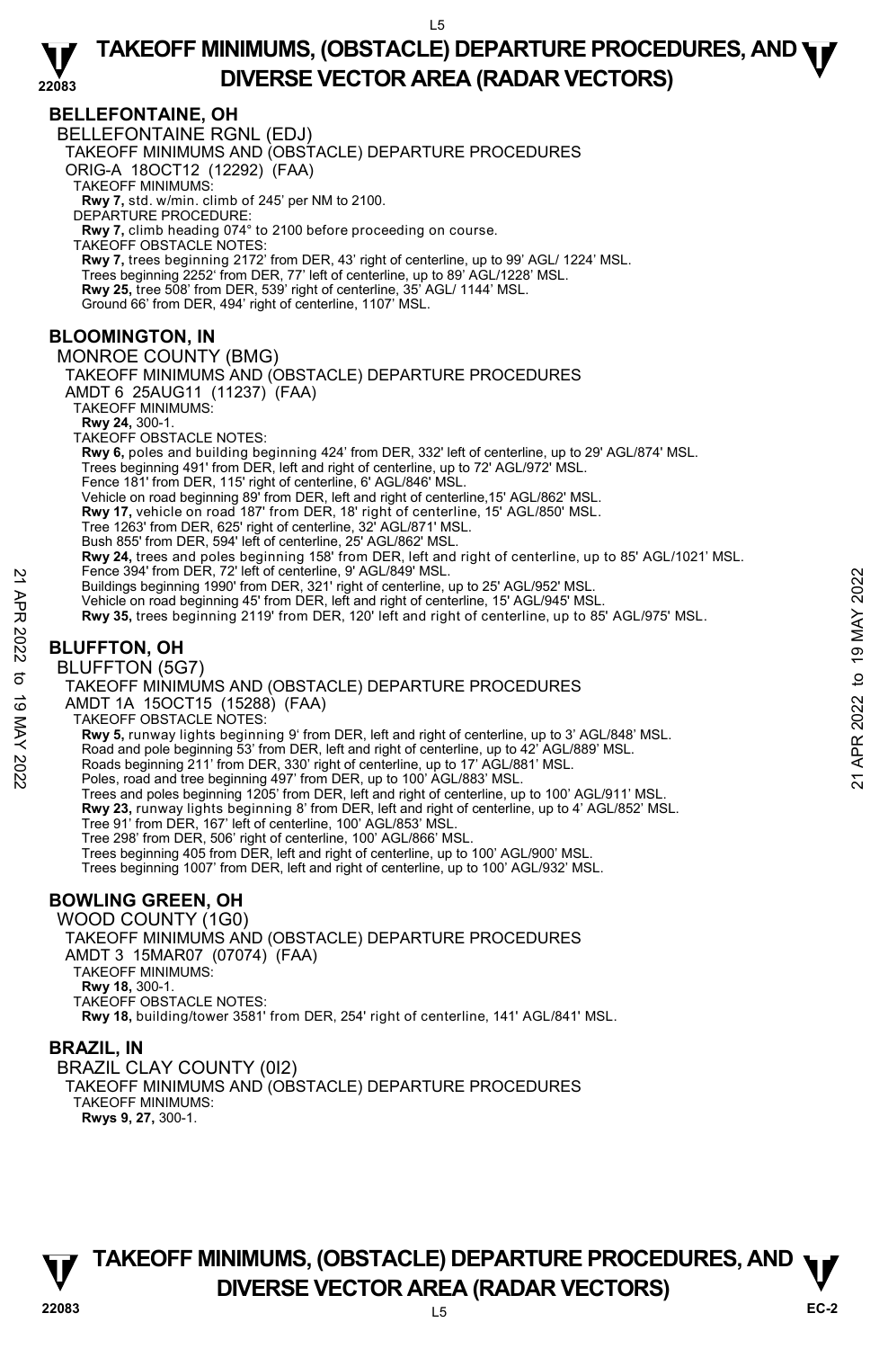## BELLEFONTAINE, OH

BELLEFONTAINE RGNL (EDJ)
TAKEOFF MINIMUMS AND (OBSTACLE) DEPARTURE PROCEDURES
ORIG-A 18OCT12 (12292) (FAA)
TAKEOFF MINIMUMS:
**Rwy 7,** std. w/min. climb of 245' per NM to 2100.
DEPARTURE PROCEDURE:
**Rwy 7,** climb heading 074° to 2100 before proceeding on course.
TAKEOFF OBSTACLE NOTES:
**Rwy 7,** trees beginning 2172' from DER, 43' right of centerline, up to 99' AGL/ 1224' MSL.
Trees beginning 2252' from DER, 77' left of centerline, up to 89' AGL/1228' MSL.
**Rwy 25,** tree 508' from DER, 539' right of centerline, 35' AGL/ 1144' MSL.
Ground 66' from DER, 494' right of centerline, 1107' MSL.

## BLOOMINGTON, IN

MONROE COUNTY (BMG)
TAKEOFF MINIMUMS AND (OBSTACLE) DEPARTURE PROCEDURES
AMDT 6 25AUG11 (11237) (FAA)
TAKEOFF MINIMUMS:
**Rwy 24,** 300-1.
TAKEOFF OBSTACLE NOTES:
**Rwy 6,** poles and building beginning 424' from DER, 332' left of centerline, up to 29' AGL/874' MSL.
Trees beginning 491' from DER, left and right of centerline, up to 72' AGL/972' MSL.
Fence 181' from DER, 115' right of centerline, 6' AGL/846' MSL.
Vehicle on road beginning 89' from DER, left and right of centerline,15' AGL/862' MSL.
**Rwy 17,** vehicle on road 187' from DER, 18' right of centerline, 15' AGL/850' MSL.
Tree 1263' from DER, 625' right of centerline, 32' AGL/871' MSL.
Bush 855' from DER, 594' left of centerline, 25' AGL/862' MSL.
**Rwy 24,** trees and poles beginning 158' from DER, left and right of centerline, up to 85' AGL/1021' MSL.
Fence 394' from DER, 72' left of centerline, 9' AGL/849' MSL.
Buildings beginning 1990' from DER, 321' right of centerline, up to 25' AGL/952' MSL.
Vehicle on road beginning 45' from DER, left and right of centerline, 15' AGL/945' MSL.
**Rwy 35,** trees beginning 2119' from DER, 120' left and right of centerline, up to 85' AGL/975' MSL.

## BLUFFTON, OH

BLUFFTON (5G7)
TAKEOFF MINIMUMS AND (OBSTACLE) DEPARTURE PROCEDURES
AMDT 1A 15OCT15 (15288) (FAA)
TAKEOFF OBSTACLE NOTES:
**Rwy 5,** runway lights beginning 9' from DER, left and right of centerline, up to 3' AGL/848' MSL.
Road and pole beginning 53' from DER, left and right of centerline, up to 42' AGL/889' MSL.
Roads beginning 211' from DER, 330' right of centerline, up to 17' AGL/881' MSL.
Poles, road and tree beginning 497' from DER, up to 100' AGL/883' MSL.
Trees and poles beginning 1205' from DER, left and right of centerline, up to 100' AGL/911' MSL.
**Rwy 23,** runway lights beginning 8' from DER, left and right of centerline, up to 4' AGL/852' MSL.
Tree 91' from DER, 167' left of centerline, 100' AGL/853' MSL.
Tree 298' from DER, 506' right of centerline, 100' AGL/866' MSL.
Trees beginning 405 from DER, left and right of centerline, up to 100' AGL/900' MSL.
Trees beginning 1007' from DER, left and right of centerline, up to 100' AGL/932' MSL.

## BOWLING GREEN, OH

WOOD COUNTY (1G0)
TAKEOFF MINIMUMS AND (OBSTACLE) DEPARTURE PROCEDURES
AMDT 3 15MAR07 (07074) (FAA)
TAKEOFF MINIMUMS:
**Rwy 18,** 300-1.
TAKEOFF OBSTACLE NOTES:
**Rwy 18,** building/tower 3581' from DER, 254' right of centerline, 141' AGL/841' MSL.

## BRAZIL, IN

BRAZIL CLAY COUNTY (0I2)
TAKEOFF MINIMUMS AND (OBSTACLE) DEPARTURE PROCEDURES
TAKEOFF MINIMUMS:
**Rwys 9, 27,** 300-1.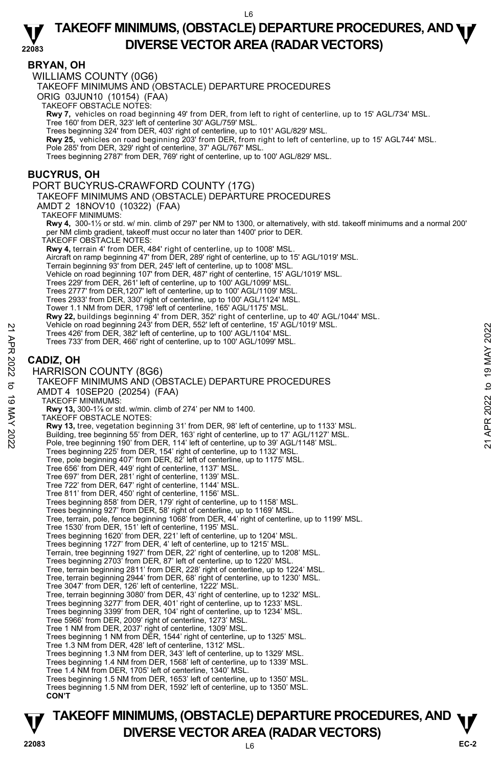## BRYAN, OH

WILLIAMS COUNTY (0G6)

TAKEOFF MINIMUMS AND (OBSTACLE) DEPARTURE PROCEDURES

ORIG 03JUN10 (10154) (FAA)

TAKEOFF OBSTACLE NOTES:

**Rwy 7,** vehicles on road beginning 49' from DER, from left to right of centerline, up to 15' AGL/734' MSL.
Tree 160' from DER, 323' left of centerline 30' AGL/759' MSL.
Trees beginning 324' from DER, 403' right of centerline, up to 101' AGL/829' MSL.
**Rwy 25,** vehicles on road beginning 203' from DER, from right to left of centerline, up to 15' AGL744' MSL.
Pole 285' from DER, 329' right of centerline, 37' AGL/767' MSL.
Trees beginning 2787' from DER, 769' right of centerline, up to 100' AGL/829' MSL.

## BUCYRUS, OH

PORT BUCYRUS-CRAWFORD COUNTY (17G)

TAKEOFF MINIMUMS AND (OBSTACLE) DEPARTURE PROCEDURES

AMDT 2 18NOV10 (10322) (FAA)

TAKEOFF MINIMUMS:

**Rwy 4,** 300-1½ or std. w/ min. climb of 297' per NM to 1300, or alternatively, with std. takeoff minimums and a normal 200' per NM climb gradient, takeoff must occur no later than 1400' prior to DER.

TAKEOFF OBSTACLE NOTES:

**Rwy 4,** terrain 4' from DER, 484' right of centerline, up to 1008' MSL.
Aircraft on ramp beginning 47' from DER, 289' right of centerline, up to 15' AGL/1019' MSL.
Terrain beginning 93' from DER, 245' left of centerline, up to 1008' MSL.
Vehicle on road beginning 107' from DER, 487' right of centerline, 15' AGL/1019' MSL.
Trees 229' from DER, 261' left of centerline, up to 100' AGL/1099' MSL.
Trees 2777' from DER,1207' left of centerline, up to 100' AGL/1109' MSL.
Trees 2933' from DER, 330' right of centerline, up to 100' AGL/1124' MSL.
Tower 1.1 NM from DER, 1798' left of centerline, 165' AGL/1175' MSL.
**Rwy 22,** buildings beginning 4' from DER, 352' right of centerline, up to 40' AGL/1044' MSL.
Vehicle on road beginning 243' from DER, 552' left of centerline, 15' AGL/1019' MSL.
Trees 426' from DER, 382' left of centerline, up to 100' AGL/1104' MSL.
Trees 733' from DER, 466' right of centerline, up to 100' AGL/1099' MSL.

## CADIZ, OH

HARRISON COUNTY (8G6)

TAKEOFF MINIMUMS AND (OBSTACLE) DEPARTURE PROCEDURES

AMDT 4 10SEP20 (20254) (FAA)

TAKEOFF MINIMUMS:

**Rwy 13,** 300-1⅞ or std. w/min. climb of 274' per NM to 1400.

TAKEOFF OBSTACLE NOTES:

**Rwy 13,** tree, vegetation beginning 31' from DER, 98' left of centerline, up to 1133' MSL.
Building, tree beginning 55' from DER, 163' right of centerline, up to 17' AGL/1127' MSL.
Pole, tree beginning 190' from DER, 114' left of centerline, up to 39' AGL/1148' MSL.
Trees beginning 225' from DER, 154' right of centerline, up to 1132' MSL.
Tree, pole beginning 407' from DER, 82' left of centerline, up to 1175' MSL.
Tree 656' from DER, 449' right of centerline, 1137' MSL.
Tree 697' from DER, 281' right of centerline, 1139' MSL.
Tree 722' from DER, 647' right of centerline, 1144' MSL.
Tree 811' from DER, 450' right of centerline, 1156' MSL.
Trees beginning 858' from DER, 179' right of centerline, up to 1158' MSL.
Trees beginning 927' from DER, 58' right of centerline, up to 1169' MSL.
Tree, terrain, pole, fence beginning 1068' from DER, 44' right of centerline, up to 1199' MSL.
Tree 1530' from DER, 151' left of centerline, 1195' MSL.
Trees beginning 1620' from DER, 221' left of centerline, up to 1204' MSL.
Trees beginning 1727' from DER, 4' left of centerline, up to 1215' MSL.
Terrain, tree beginning 1927' from DER, 22' right of centerline, up to 1208' MSL.
Trees beginning 2703' from DER, 87' left of centerline, up to 1220' MSL.
Tree, terrain beginning 2811' from DER, 228' right of centerline, up to 1224' MSL.
Tree, terrain beginning 2944' from DER, 68' right of centerline, up to 1230' MSL.
Tree 3047' from DER, 126' left of centerline, 1222' MSL.
Tree, terrain beginning 3080' from DER, 43' right of centerline, up to 1232' MSL.
Trees beginning 3277' from DER, 401' right of centerline, up to 1233' MSL.
Trees beginning 3399' from DER, 104' right of centerline, up to 1234' MSL.
Tree 5966' from DER, 2009' right of centerline, 1273' MSL.
Tree 1 NM from DER, 2037' right of centerline, 1309' MSL.
Trees beginning 1 NM from DER, 1544' right of centerline, up to 1325' MSL.
Tree 1.3 NM from DER, 428' left of centerline, 1312' MSL.
Trees beginning 1.3 NM from DER, 343' left of centerline, up to 1329' MSL.
Trees beginning 1.4 NM from DER, 1568' left of centerline, up to 1339' MSL.
Tree 1.4 NM from DER, 1705' left of centerline, 1340' MSL.
Trees beginning 1.5 NM from DER, 1653' left of centerline, up to 1350' MSL.
Trees beginning 1.5 NM from DER, 1592' left of centerline, up to 1350' MSL.

**CON'T**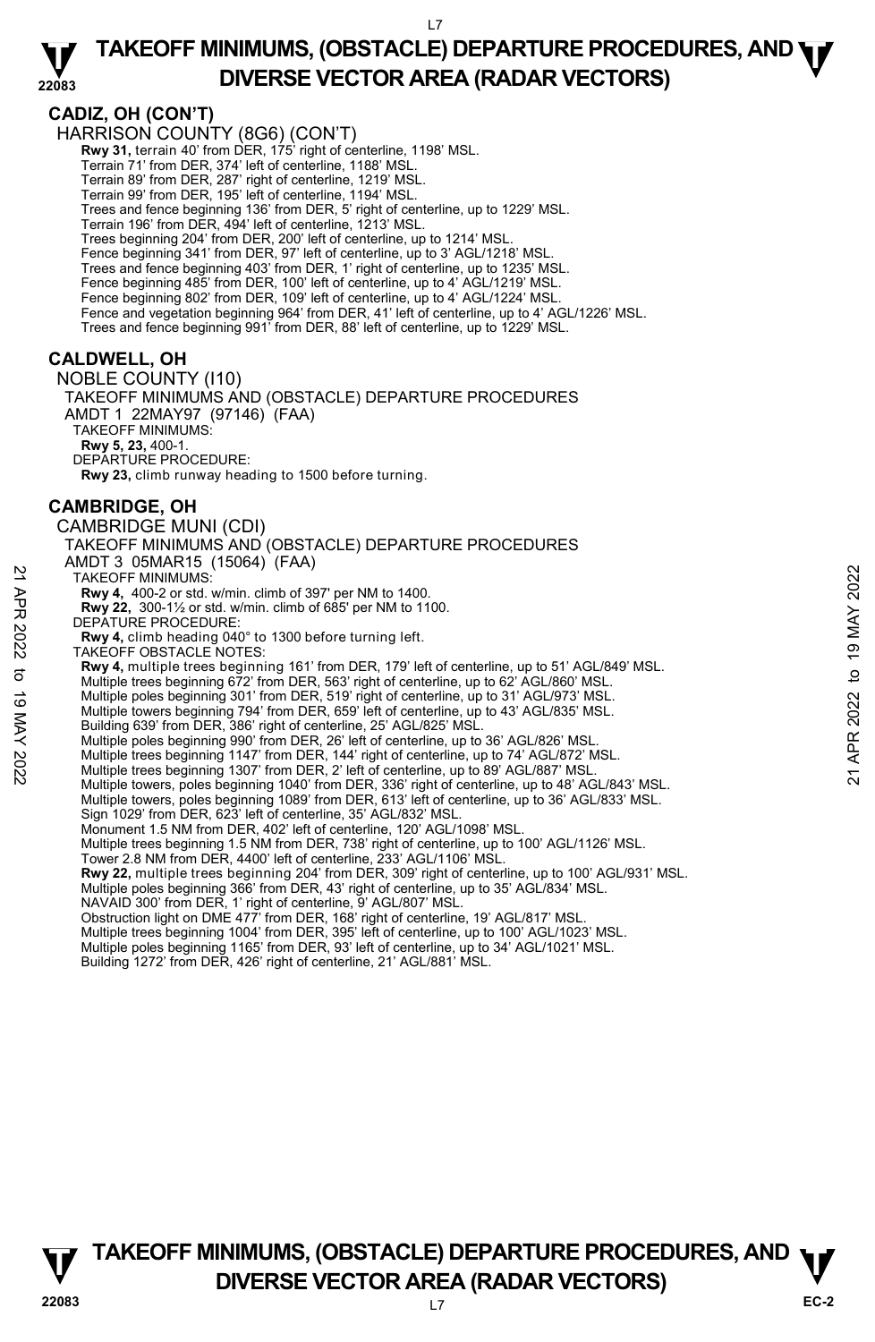## CADIZ, OH (CON'T)

HARRISON COUNTY (8G6) (CON'T)

**Rwy 31,** terrain 40' from DER, 175' right of centerline, 1198' MSL.
Terrain 71' from DER, 374' left of centerline, 1188' MSL.
Terrain 89' from DER, 287' right of centerline, 1219' MSL.
Terrain 99' from DER, 195' left of centerline, 1194' MSL.
Trees and fence beginning 136' from DER, 5' right of centerline, up to 1229' MSL.
Terrain 196' from DER, 494' left of centerline, 1213' MSL.
Trees beginning 204' from DER, 200' left of centerline, up to 1214' MSL.
Fence beginning 341' from DER, 97' left of centerline, up to 3' AGL/1218' MSL.
Trees and fence beginning 403' from DER, 1' right of centerline, up to 1235' MSL.
Fence beginning 485' from DER, 100' left of centerline, up to 4' AGL/1219' MSL.
Fence beginning 802' from DER, 109' left of centerline, up to 4' AGL/1224' MSL.
Fence and vegetation beginning 964' from DER, 41' left of centerline, up to 4' AGL/1226' MSL.
Trees and fence beginning 991' from DER, 88' left of centerline, up to 1229' MSL.

## CALDWELL, OH

NOBLE COUNTY (I10)

TAKEOFF MINIMUMS AND (OBSTACLE) DEPARTURE PROCEDURES
AMDT 1 22MAY97 (97146) (FAA)

TAKEOFF MINIMUMS:
**Rwy 5, 23,** 400-1.

DEPARTURE PROCEDURE:
**Rwy 23,** climb runway heading to 1500 before turning.

## CAMBRIDGE, OH

CAMBRIDGE MUNI (CDI)

TAKEOFF MINIMUMS AND (OBSTACLE) DEPARTURE PROCEDURES
AMDT 3 05MAR15 (15064) (FAA)

TAKEOFF MINIMUMS:
**Rwy 4,** 400-2 or std. w/min. climb of 397' per NM to 1400.
**Rwy 22,** 300-1½ or std. w/min. climb of 685' per NM to 1100.

DEPATURE PROCEDURE:
**Rwy 4,** climb heading 040° to 1300 before turning left.

TAKEOFF OBSTACLE NOTES:
**Rwy 4,** multiple trees beginning 161' from DER, 179' left of centerline, up to 51' AGL/849' MSL.
Multiple trees beginning 672' from DER, 563' right of centerline, up to 62' AGL/860' MSL.
Multiple poles beginning 301' from DER, 519' right of centerline, up to 31' AGL/973' MSL.
Multiple towers beginning 794' from DER, 659' left of centerline, up to 43' AGL/835' MSL.
Building 639' from DER, 386' right of centerline, 25' AGL/825' MSL.
Multiple poles beginning 990' from DER, 26' left of centerline, up to 36' AGL/826' MSL.
Multiple trees beginning 1147' from DER, 144' right of centerline, up to 74' AGL/872' MSL.
Multiple trees beginning 1307' from DER, 2' left of centerline, up to 89' AGL/887' MSL.
Multiple towers, poles beginning 1040' from DER, 336' right of centerline, up to 48' AGL/843' MSL.
Multiple towers, poles beginning 1089' from DER, 613' left of centerline, up to 36' AGL/833' MSL.
Sign 1029' from DER, 623' left of centerline, 35' AGL/832' MSL.
Monument 1.5 NM from DER, 402' left of centerline, 120' AGL/1098' MSL.
Multiple trees beginning 1.5 NM from DER, 738' right of centerline, up to 100' AGL/1126' MSL.
Tower 2.8 NM from DER, 4400' left of centerline, 233' AGL/1106' MSL.
**Rwy 22,** multiple trees beginning 204' from DER, 309' right of centerline, up to 100' AGL/931' MSL.
Multiple poles beginning 366' from DER, 43' right of centerline, up to 35' AGL/834' MSL.
NAVAID 300' from DER, 1' right of centerline, 9' AGL/807' MSL.
Obstruction light on DME 477' from DER, 168' right of centerline, 19' AGL/817' MSL.
Multiple trees beginning 1004' from DER, 395' left of centerline, up to 100' AGL/1023' MSL.
Multiple poles beginning 1165' from DER, 93' left of centerline, up to 34' AGL/1021' MSL.
Building 1272' from DER, 426' right of centerline, 21' AGL/881' MSL.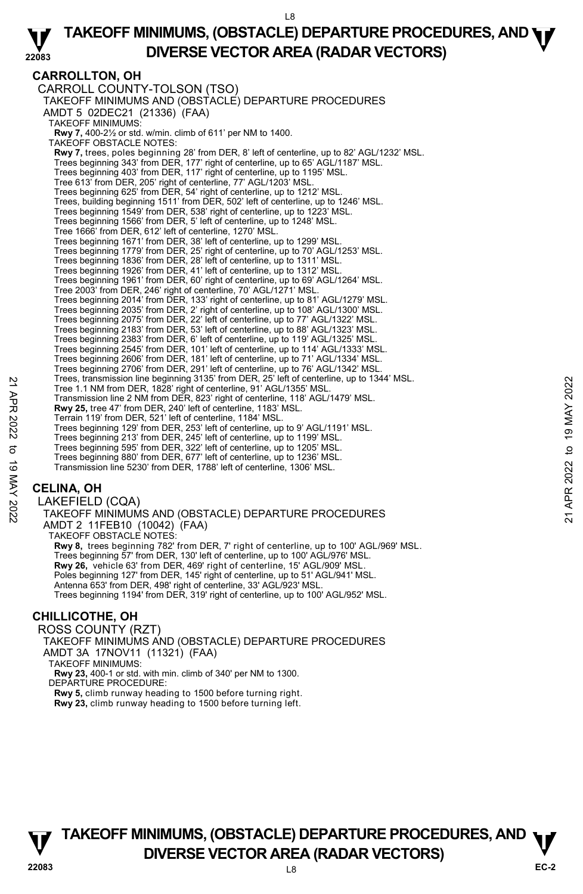## CARROLLTON, OH

CARROLL COUNTY-TOLSON (TSO)

TAKEOFF MINIMUMS AND (OBSTACLE) DEPARTURE PROCEDURES

AMDT 5 02DEC21 (21336) (FAA)

TAKEOFF MINIMUMS:

**Rwy 7,** 400-2½ or std. w/min. climb of 611' per NM to 1400.

TAKEOFF OBSTACLE NOTES:

**Rwy 7,** trees, poles beginning 28' from DER, 8' left of centerline, up to 82' AGL/1232' MSL.
Trees beginning 343' from DER, 177' right of centerline, up to 65' AGL/1187' MSL.
Trees beginning 403' from DER, 117' right of centerline, up to 1195' MSL.
Tree 613' from DER, 205' right of centerline, 77' AGL/1203' MSL.
Trees beginning 625' from DER, 54' right of centerline, up to 1212' MSL.
Trees, building beginning 1511' from DER, 502' left of centerline, up to 1246' MSL.
Trees beginning 1549' from DER, 538' right of centerline, up to 1223' MSL.
Trees beginning 1566' from DER, 5' left of centerline, up to 1248' MSL.
Tree 1666' from DER, 612' left of centerline, 1270' MSL.
Trees beginning 1671' from DER, 38' left of centerline, up to 1299' MSL.
Trees beginning 1779' from DER, 25' right of centerline, up to 70' AGL/1253' MSL.
Trees beginning 1836' from DER, 28' left of centerline, up to 1311' MSL.
Trees beginning 1926' from DER, 41' left of centerline, up to 1312' MSL.
Trees beginning 1961' from DER, 60' right of centerline, up to 69' AGL/1264' MSL.
Tree 2003' from DER, 246' right of centerline, 70' AGL/1271' MSL.
Trees beginning 2014' from DER, 133' right of centerline, up to 81' AGL/1279' MSL.
Trees beginning 2035' from DER, 2' right of centerline, up to 108' AGL/1300' MSL.
Trees beginning 2075' from DER, 22' left of centerline, up to 77' AGL/1322' MSL.
Trees beginning 2183' from DER, 53' left of centerline, up to 88' AGL/1323' MSL.
Trees beginning 2383' from DER, 6' left of centerline, up to 119' AGL/1325' MSL.
Trees beginning 2545' from DER, 101' left of centerline, up to 114' AGL/1333' MSL.
Trees beginning 2606' from DER, 181' left of centerline, up to 71' AGL/1334' MSL.
Trees beginning 2706' from DER, 291' left of centerline, up to 76' AGL/1342' MSL.
Trees, transmission line beginning 3135' from DER, 25' left of centerline, up to 1344' MSL.
Tree 1.1 NM from DER, 1828' right of centerline, 91' AGL/1355' MSL.
Transmission line 2 NM from DER, 823' right of centerline, 118' AGL/1479' MSL.

**Rwy 25,** tree 47' from DER, 240' left of centerline, 1183' MSL.
Terrain 119' from DER, 521' left of centerline, 1184' MSL.
Trees beginning 129' from DER, 253' left of centerline, up to 9' AGL/1191' MSL.
Trees beginning 213' from DER, 245' left of centerline, up to 1199' MSL.
Trees beginning 595' from DER, 322' left of centerline, up to 1205' MSL.
Trees beginning 880' from DER, 677' left of centerline, up to 1236' MSL.
Transmission line 5230' from DER, 1788' left of centerline, 1306' MSL.

## CELINA, OH

LAKEFIELD (CQA)

TAKEOFF MINIMUMS AND (OBSTACLE) DEPARTURE PROCEDURES

AMDT 2 11FEB10 (10042) (FAA)

TAKEOFF OBSTACLE NOTES:

**Rwy 8,** trees beginning 782' from DER, 7' right of centerline, up to 100' AGL/969' MSL.
Trees beginning 57' from DER, 130' left of centerline, up to 100' AGL/976' MSL.

**Rwy 26,** vehicle 63' from DER, 469' right of centerline, 15' AGL/909' MSL.
Poles beginning 127' from DER, 145' right of centerline, up to 51' AGL/941' MSL.
Antenna 653' from DER, 498' right of centerline, 33' AGL/923' MSL.
Trees beginning 1194' from DER, 319' right of centerline, up to 100' AGL/952' MSL.

## CHILLICOTHE, OH

ROSS COUNTY (RZT)

TAKEOFF MINIMUMS AND (OBSTACLE) DEPARTURE PROCEDURES

AMDT 3A 17NOV11 (11321) (FAA)

TAKEOFF MINIMUMS:

**Rwy 23,** 400-1 or std. with min. climb of 340' per NM to 1300.

DEPARTURE PROCEDURE:

**Rwy 5,** climb runway heading to 1500 before turning right.
**Rwy 23,** climb runway heading to 1500 before turning left.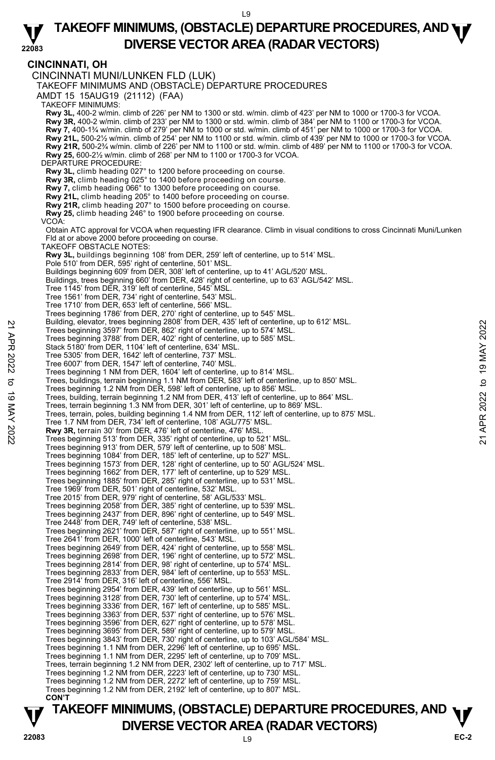# TAKEOFF MINIMUMS, (OBSTACLE) DEPARTURE PROCEDURES, AND DIVERSE VECTOR AREA (RADAR VECTORS)

## CINCINNATI, OH

CINCINNATI MUNI/LUNKEN FLD (LUK)

TAKEOFF MINIMUMS AND (OBSTACLE) DEPARTURE PROCEDURES

AMDT 15 15AUG19 (21112) (FAA)

TAKEOFF MINIMUMS:

**Rwy 3L,** 400-2 w/min. climb of 226' per NM to 1300 or std. w/min. climb of 423' per NM to 1000 or 1700-3 for VCOA.
**Rwy 3R,** 400-2 w/min. climb of 233' per NM to 1300 or std. w/min. climb of 384' per NM to 1100 or 1700-3 for VCOA.
**Rwy 7,** 400-1¾ w/min. climb of 279' per NM to 1000 or std. w/min. climb of 451' per NM to 1000 or 1700-3 for VCOA.
**Rwy 21L,** 500-2½ w/min. climb of 254' per NM to 1100 or std. w/min. climb of 439' per NM to 1000 or 1700-3 for VCOA.
**Rwy 21R,** 500-2¾ w/min. climb of 226' per NM to 1100 or std. w/min. climb of 489' per NM to 1100 or 1700-3 for VCOA.
**Rwy 25,** 600-2½ w/min. climb of 268' per NM to 1100 or 1700-3 for VCOA.

DEPARTURE PROCEDURE:

**Rwy 3L,** climb heading 027° to 1200 before proceeding on course.
**Rwy 3R,** climb heading 025° to 1400 before proceeding on course.
**Rwy 7,** climb heading 066° to 1300 before proceeding on course.
**Rwy 21L,** climb heading 205° to 1400 before proceeding on course.
**Rwy 21R,** climb heading 207° to 1500 before proceeding on course.
**Rwy 25,** climb heading 246° to 1900 before proceeding on course.

VCOA:

Obtain ATC approval for VCOA when requesting IFR clearance. Climb in visual conditions to cross Cincinnati Muni/Lunken Fld at or above 2000 before proceeding on course.

TAKEOFF OBSTACLE NOTES:

**Rwy 3L,** buildings beginning 108' from DER, 259' left of centerline, up to 514' MSL.
Pole 510' from DER, 595' right of centerline, 501' MSL.
Buildings beginning 609' from DER, 308' left of centerline, up to 41' AGL/520' MSL.
Buildings, trees beginning 660' from DER, 428' right of centerline, up to 63' AGL/542' MSL.
Tree 1145' from DER, 319' left of centerline, 545' MSL.
Tree 1561' from DER, 734' right of centerline, 543' MSL.
Tree 1710' from DER, 653' left of centerline, 566' MSL.
Trees beginning 1786' from DER, 270' right of centerline, up to 545' MSL.
Building, elevator, trees beginning 2808' from DER, 435' left of centerline, up to 612' MSL.
Trees beginning 3597' from DER, 862' right of centerline, up to 574' MSL.
Trees beginning 3788' from DER, 402' right of centerline, up to 585' MSL.
Stack 5180' from DER, 1104' left of centerline, 634' MSL.
Tree 5305' from DER, 1642' left of centerline, 737' MSL.
Tree 6007' from DER, 1547' left of centerline, 740' MSL.
Trees beginning 1 NM from DER, 1604' left of centerline, up to 814' MSL.
Trees, buildings, terrain beginning 1.1 NM from DER, 583' left of centerline, up to 850' MSL.
Trees beginning 1.2 NM from DER, 598' left of centerline, up to 856' MSL.
Trees, building, terrain beginning 1.2 NM from DER, 413' left of centerline, up to 864' MSL.
Trees, terrain beginning 1.3 NM from DER, 301' left of centerline, up to 869' MSL.
Trees, terrain, poles, building beginning 1.4 NM from DER, 112' left of centerline, up to 875' MSL.
Tree 1.7 NM from DER, 734' left of centerline, 108' AGL/775' MSL.
**Rwy 3R,** terrain 30' from DER, 476' left of centerline, 476' MSL.
Trees beginning 513' from DER, 335' right of centerline, up to 521' MSL.
Trees beginning 913' from DER, 579' left of centerline, up to 508' MSL.
Trees beginning 1084' from DER, 185' left of centerline, up to 527' MSL.
Trees beginning 1573' from DER, 128' right of centerline, up to 50' AGL/524' MSL.
Trees beginning 1662' from DER, 177' left of centerline, up to 529' MSL.
Trees beginning 1885' from DER, 285' right of centerline, up to 531' MSL.
Tree 1969' from DER, 501' right of centerline, 532' MSL.
Tree 2015' from DER, 979' right of centerline, 58' AGL/533' MSL.
Trees beginning 2058' from DER, 385' right of centerline, up to 539' MSL.
Trees beginning 2437' from DER, 896' right of centerline, up to 549' MSL.
Tree 2448' from DER, 749' left of centerline, 538' MSL.
Trees beginning 2621' from DER, 587' right of centerline, up to 551' MSL.
Tree 2641' from DER, 1000' left of centerline, 543' MSL.
Trees beginning 2649' from DER, 424' right of centerline, up to 558' MSL.
Trees beginning 2698' from DER, 196' right of centerline, up to 572' MSL.
Trees beginning 2814' from DER, 98' right of centerline, up to 574' MSL.
Trees beginning 2833' from DER, 984' left of centerline, up to 553' MSL.
Tree 2914' from DER, 316' left of centerline, 556' MSL.
Trees beginning 2954' from DER, 439' left of centerline, up to 561' MSL.
Trees beginning 3128' from DER, 730' left of centerline, up to 574' MSL.
Trees beginning 3336' from DER, 167' left of centerline, up to 585' MSL.
Trees beginning 3363' from DER, 537' right of centerline, up to 576' MSL.
Trees beginning 3596' from DER, 627' right of centerline, up to 578' MSL.
Trees beginning 3695' from DER, 589' right of centerline, up to 579' MSL.
Trees beginning 3843' from DER, 730' right of centerline, up to 103' AGL/584' MSL.
Trees beginning 1.1 NM from DER, 2296' left of centerline, up to 695' MSL.
Trees beginning 1.1 NM from DER, 2295' left of centerline, up to 709' MSL.
Trees, terrain beginning 1.2 NM from DER, 2302' left of centerline, up to 717' MSL.
Trees beginning 1.2 NM from DER, 2223' left of centerline, up to 730' MSL.
Trees beginning 1.2 NM from DER, 2272' left of centerline, up to 759' MSL.
Trees beginning 1.2 NM from DER, 2192' left of centerline, up to 807' MSL.

**CON'T**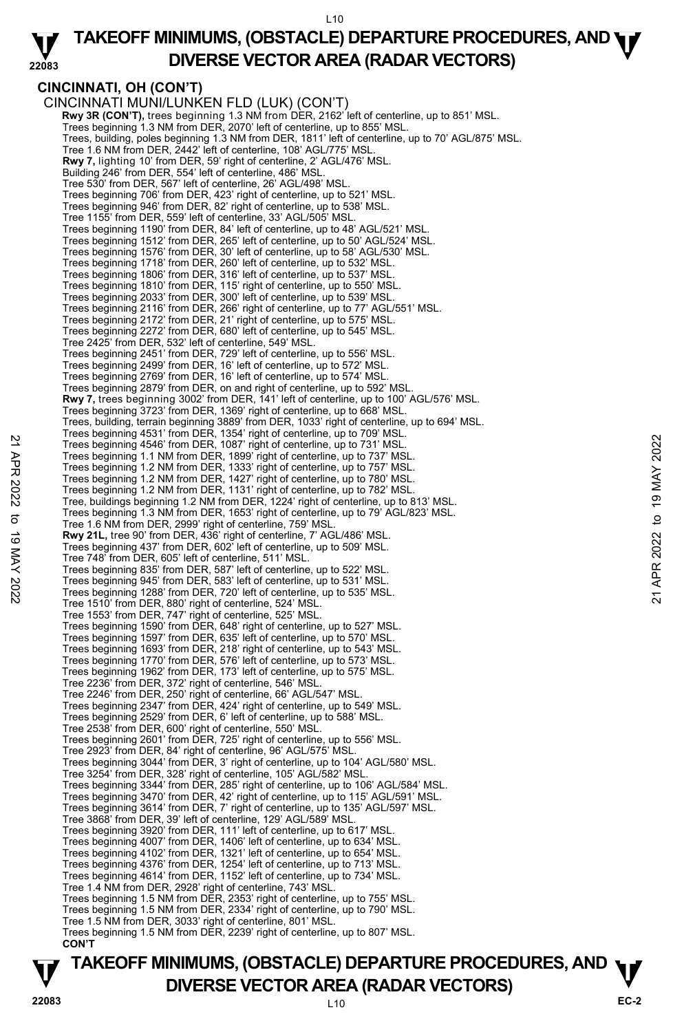## CINCINNATI, OH (CON'T)

CINCINNATI MUNI/LUNKEN FLD (LUK) (CON'T)

**Rwy 3R (CON'T),** trees beginning 1.3 NM from DER, 2162' left of centerline, up to 851' MSL.
Trees beginning 1.3 NM from DER, 2070' left of centerline, up to 855' MSL.
Trees, building, poles beginning 1.3 NM from DER, 1811' left of centerline, up to 70' AGL/875' MSL.
Tree 1.6 NM from DER, 2442' left of centerline, 108' AGL/775' MSL.
**Rwy 7,** lighting 10' from DER, 59' right of centerline, 2' AGL/476' MSL.
Building 246' from DER, 554' left of centerline, 486' MSL.
Tree 530' from DER, 567' left of centerline, 26' AGL/498' MSL.
Trees beginning 706' from DER, 423' right of centerline, up to 521' MSL.
Trees beginning 946' from DER, 82' right of centerline, up to 538' MSL.
Tree 1155' from DER, 559' left of centerline, 33' AGL/505' MSL.
Trees beginning 1190' from DER, 84' left of centerline, up to 48' AGL/521' MSL.
Trees beginning 1512' from DER, 265' left of centerline, up to 50' AGL/524' MSL.
Trees beginning 1576' from DER, 30' left of centerline, up to 58' AGL/530' MSL.
Trees beginning 1718' from DER, 260' left of centerline, up to 532' MSL.
Trees beginning 1806' from DER, 316' left of centerline, up to 537' MSL.
Trees beginning 1810' from DER, 115' right of centerline, up to 550' MSL.
Trees beginning 2033' from DER, 300' left of centerline, up to 539' MSL.
Trees beginning 2116' from DER, 266' right of centerline, up to 77' AGL/551' MSL.
Trees beginning 2172' from DER, 21' right of centerline, up to 575' MSL.
Trees beginning 2272' from DER, 680' left of centerline, up to 545' MSL.
Tree 2425' from DER, 532' left of centerline, 549' MSL.
Trees beginning 2451' from DER, 729' left of centerline, up to 556' MSL.
Trees beginning 2499' from DER, 16' left of centerline, up to 572' MSL.
Trees beginning 2769' from DER, 16' left of centerline, up to 574' MSL.
Trees beginning 2879' from DER, on and right of centerline, up to 592' MSL.
**Rwy 7,** trees beginning 3002' from DER, 141' left of centerline, up to 100' AGL/576' MSL.
Trees beginning 3723' from DER, 1369' right of centerline, up to 668' MSL.
Trees, building, terrain beginning 3889' from DER, 1033' right of centerline, up to 694' MSL.
Trees beginning 4531' from DER, 1354' right of centerline, up to 709' MSL.
Trees beginning 4546' from DER, 1087' right of centerline, up to 731' MSL.
Trees beginning 1.1 NM from DER, 1899' right of centerline, up to 737' MSL.
Trees beginning 1.2 NM from DER, 1333' right of centerline, up to 757' MSL.
Trees beginning 1.2 NM from DER, 1427' right of centerline, up to 780' MSL.
Trees beginning 1.2 NM from DER, 1131' right of centerline, up to 782' MSL.
Tree, buildings beginning 1.2 NM from DER, 1224' right of centerline, up to 813' MSL.
Trees beginning 1.3 NM from DER, 1653' right of centerline, up to 79' AGL/823' MSL.
Tree 1.6 NM from DER, 2999' right of centerline, 759' MSL.
**Rwy 21L,** tree 90' from DER, 436' right of centerline, 7' AGL/486' MSL.
Trees beginning 437' from DER, 602' left of centerline, up to 509' MSL.
Tree 748' from DER, 605' left of centerline, 511' MSL.
Trees beginning 835' from DER, 587' left of centerline, up to 522' MSL.
Trees beginning 945' from DER, 583' left of centerline, up to 531' MSL.
Trees beginning 1288' from DER, 720' left of centerline, up to 535' MSL.
Tree 1510' from DER, 880' right of centerline, 524' MSL.
Tree 1553' from DER, 747' right of centerline, 525' MSL.
Trees beginning 1590' from DER, 648' right of centerline, up to 527' MSL.
Trees beginning 1597' from DER, 635' left of centerline, up to 570' MSL.
Trees beginning 1693' from DER, 218' right of centerline, up to 543' MSL.
Trees beginning 1770' from DER, 576' left of centerline, up to 573' MSL.
Trees beginning 1962' from DER, 173' left of centerline, up to 575' MSL.
Tree 2236' from DER, 372' right of centerline, 546' MSL.
Tree 2246' from DER, 250' right of centerline, 66' AGL/547' MSL.
Trees beginning 2347' from DER, 424' right of centerline, up to 549' MSL.
Trees beginning 2529' from DER, 6' left of centerline, up to 588' MSL.
Tree 2538' from DER, 600' right of centerline, 550' MSL.
Trees beginning 2601' from DER, 725' right of centerline, up to 556' MSL.
Tree 2923' from DER, 84' right of centerline, 96' AGL/575' MSL.
Trees beginning 3044' from DER, 3' right of centerline, up to 104' AGL/580' MSL.
Tree 3254' from DER, 328' right of centerline, 105' AGL/582' MSL.
Trees beginning 3344' from DER, 285' right of centerline, up to 106' AGL/584' MSL.
Trees beginning 3470' from DER, 42' right of centerline, up to 115' AGL/591' MSL.
Trees beginning 3614' from DER, 7' right of centerline, up to 135' AGL/597' MSL.
Tree 3868' from DER, 39' left of centerline, 129' AGL/589' MSL.
Trees beginning 3920' from DER, 111' left of centerline, up to 617' MSL.
Trees beginning 4007' from DER, 1406' left of centerline, up to 634' MSL.
Trees beginning 4102' from DER, 1321' left of centerline, up to 654' MSL.
Trees beginning 4376' from DER, 1254' left of centerline, up to 713' MSL.
Trees beginning 4614' from DER, 1152' left of centerline, up to 734' MSL.
Tree 1.4 NM from DER, 2928' right of centerline, 743' MSL.
Trees beginning 1.5 NM from DER, 2353' right of centerline, up to 755' MSL.
Trees beginning 1.5 NM from DER, 2334' right of centerline, up to 790' MSL.
Tree 1.5 NM from DER, 3033' right of centerline, 801' MSL.
Trees beginning 1.5 NM from DER, 2239' right of centerline, up to 807' MSL.

**CON'T**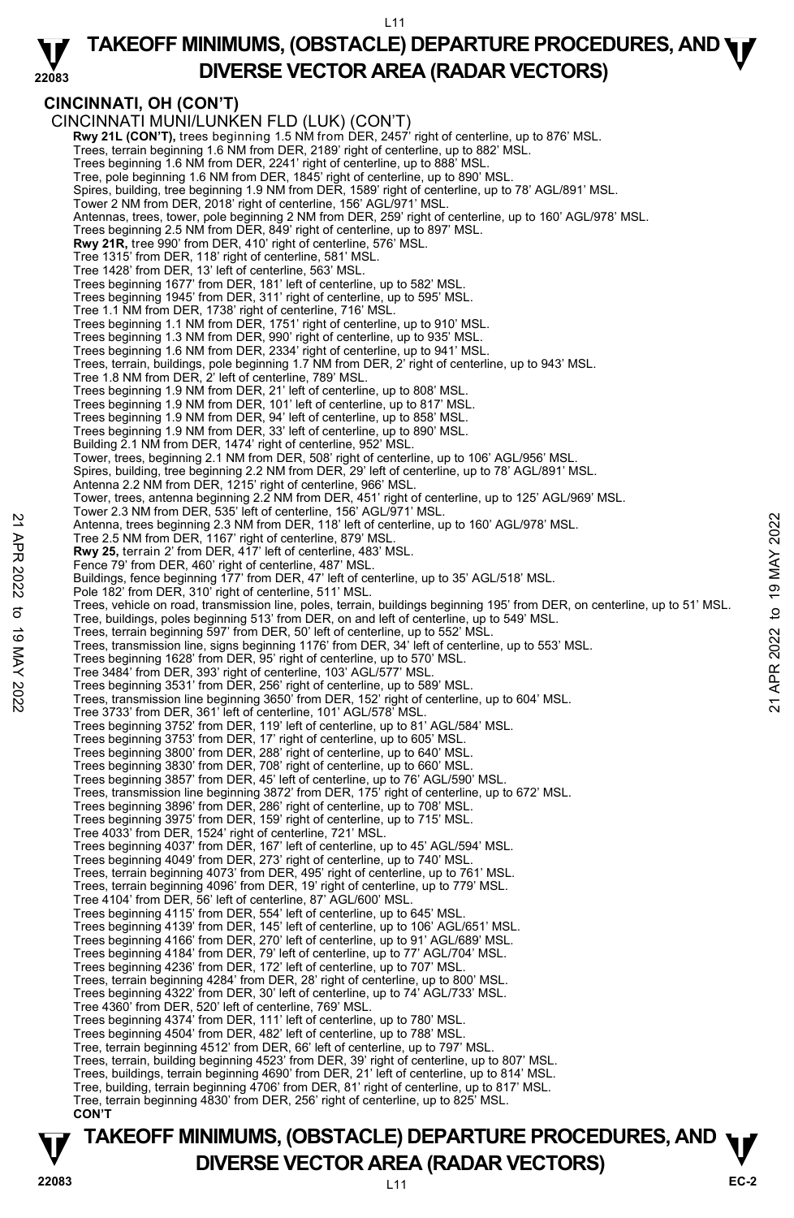## CINCINNATI, OH (CON'T)

CINCINNATI MUNI/LUNKEN FLD (LUK) (CON'T)

**Rwy 21L (CON'T),** trees beginning 1.5 NM from DER, 2457' right of centerline, up to 876' MSL.
Trees, terrain beginning 1.6 NM from DER, 2189' right of centerline, up to 882' MSL.
Trees beginning 1.6 NM from DER, 2241' right of centerline, up to 888' MSL.
Tree, pole beginning 1.6 NM from DER, 1845' right of centerline, up to 890' MSL.
Spires, building, tree beginning 1.9 NM from DER, 1589' right of centerline, up to 78' AGL/891' MSL.
Tower 2 NM from DER, 2018' right of centerline, 156' AGL/971' MSL.
Antennas, trees, tower, pole beginning 2 NM from DER, 259' right of centerline, up to 160' AGL/978' MSL.
Trees beginning 2.5 NM from DER, 849' right of centerline, up to 897' MSL.

**Rwy 21R,** tree 990' from DER, 410' right of centerline, 576' MSL.
Tree 1315' from DER, 118' right of centerline, 581' MSL.
Tree 1428' from DER, 13' left of centerline, 563' MSL.
Trees beginning 1677' from DER, 181' left of centerline, up to 582' MSL.
Trees beginning 1945' from DER, 311' right of centerline, up to 595' MSL.
Tree 1.1 NM from DER, 1738' right of centerline, 716' MSL.
Trees beginning 1.1 NM from DER, 1751' right of centerline, up to 910' MSL.
Trees beginning 1.3 NM from DER, 990' right of centerline, up to 935' MSL.
Trees beginning 1.6 NM from DER, 2334' right of centerline, up to 941' MSL.
Trees, terrain, buildings, pole beginning 1.7 NM from DER, 2' right of centerline, up to 943' MSL.
Tree 1.8 NM from DER, 2' left of centerline, 789' MSL.
Trees beginning 1.9 NM from DER, 21' left of centerline, up to 808' MSL.
Trees beginning 1.9 NM from DER, 101' left of centerline, up to 817' MSL.
Trees beginning 1.9 NM from DER, 94' left of centerline, up to 858' MSL.
Trees beginning 1.9 NM from DER, 33' left of centerline, up to 890' MSL.
Building 2.1 NM from DER, 1474' right of centerline, 952' MSL.
Tower, trees, beginning 2.1 NM from DER, 508' right of centerline, up to 106' AGL/956' MSL.
Spires, building, tree beginning 2.2 NM from DER, 29' left of centerline, up to 78' AGL/891' MSL.
Antenna 2.2 NM from DER, 1215' right of centerline, 966' MSL.
Tower, trees, antenna beginning 2.2 NM from DER, 451' right of centerline, up to 125' AGL/969' MSL.
Tower 2.3 NM from DER, 535' left of centerline, 156' AGL/971' MSL.
Antenna, trees beginning 2.3 NM from DER, 118' left of centerline, up to 160' AGL/978' MSL.
Tree 2.5 NM from DER, 1167' right of centerline, 879' MSL.

**Rwy 25,** terrain 2' from DER, 417' left of centerline, 483' MSL.
Fence 79' from DER, 460' right of centerline, 487' MSL.
Buildings, fence beginning 177' from DER, 47' left of centerline, up to 35' AGL/518' MSL.
Pole 182' from DER, 310' right of centerline, 511' MSL.
Trees, vehicle on road, transmission line, poles, terrain, buildings beginning 195' from DER, on centerline, up to 51' MSL.
Tree, buildings, poles beginning 513' from DER, on and left of centerline, up to 549' MSL.
Trees, terrain beginning 597' from DER, 50' left of centerline, up to 552' MSL.
Trees, transmission line, signs beginning 1176' from DER, 34' left of centerline, up to 553' MSL.
Trees beginning 1628' from DER, 95' right of centerline, up to 570' MSL.
Tree 3484' from DER, 393' right of centerline, 103' AGL/577' MSL.
Trees beginning 3531' from DER, 256' right of centerline, up to 589' MSL.
Trees, transmission line beginning 3650' from DER, 152' right of centerline, up to 604' MSL.
Tree 3733' from DER, 361' left of centerline, 101' AGL/578' MSL.
Trees beginning 3752' from DER, 119' left of centerline, up to 81' AGL/584' MSL.
Trees beginning 3753' from DER, 17' right of centerline, up to 605' MSL.
Trees beginning 3800' from DER, 288' right of centerline, up to 640' MSL.
Trees beginning 3830' from DER, 708' right of centerline, up to 660' MSL.
Trees beginning 3857' from DER, 45' left of centerline, up to 76' AGL/590' MSL.
Trees, transmission line beginning 3872' from DER, 175' right of centerline, up to 672' MSL.
Trees beginning 3896' from DER, 286' right of centerline, up to 708' MSL.
Trees beginning 3975' from DER, 159' right of centerline, up to 715' MSL.
Tree 4033' from DER, 1524' right of centerline, 721' MSL.
Trees beginning 4037' from DER, 167' left of centerline, up to 45' AGL/594' MSL.
Trees beginning 4049' from DER, 273' right of centerline, up to 740' MSL.
Trees, terrain beginning 4073' from DER, 495' right of centerline, up to 761' MSL.
Trees, terrain beginning 4096' from DER, 19' right of centerline, up to 779' MSL.
Tree 4104' from DER, 56' left of centerline, 87' AGL/600' MSL.
Trees beginning 4115' from DER, 554' left of centerline, up to 645' MSL.
Trees beginning 4139' from DER, 145' left of centerline, up to 106' AGL/651' MSL.
Trees beginning 4166' from DER, 270' left of centerline, up to 91' AGL/689' MSL.
Trees beginning 4184' from DER, 79' left of centerline, up to 77' AGL/704' MSL.
Trees beginning 4236' from DER, 172' left of centerline, up to 707' MSL.
Trees, terrain beginning 4284' from DER, 28' right of centerline, up to 800' MSL.
Trees beginning 4322' from DER, 30' left of centerline, up to 74' AGL/733' MSL.
Tree 4360' from DER, 520' left of centerline, 769' MSL.
Trees beginning 4374' from DER, 111' left of centerline, up to 780' MSL.
Trees beginning 4504' from DER, 482' left of centerline, up to 788' MSL.
Tree, terrain beginning 4512' from DER, 66' left of centerline, up to 797' MSL.
Trees, terrain, building beginning 4523' from DER, 39' right of centerline, up to 807' MSL.
Trees, buildings, terrain beginning 4690' from DER, 21' left of centerline, up to 814' MSL.
Tree, building, terrain beginning 4706' from DER, 81' right of centerline, up to 817' MSL.
Tree, terrain beginning 4830' from DER, 256' right of centerline, up to 825' MSL.

**CON'T**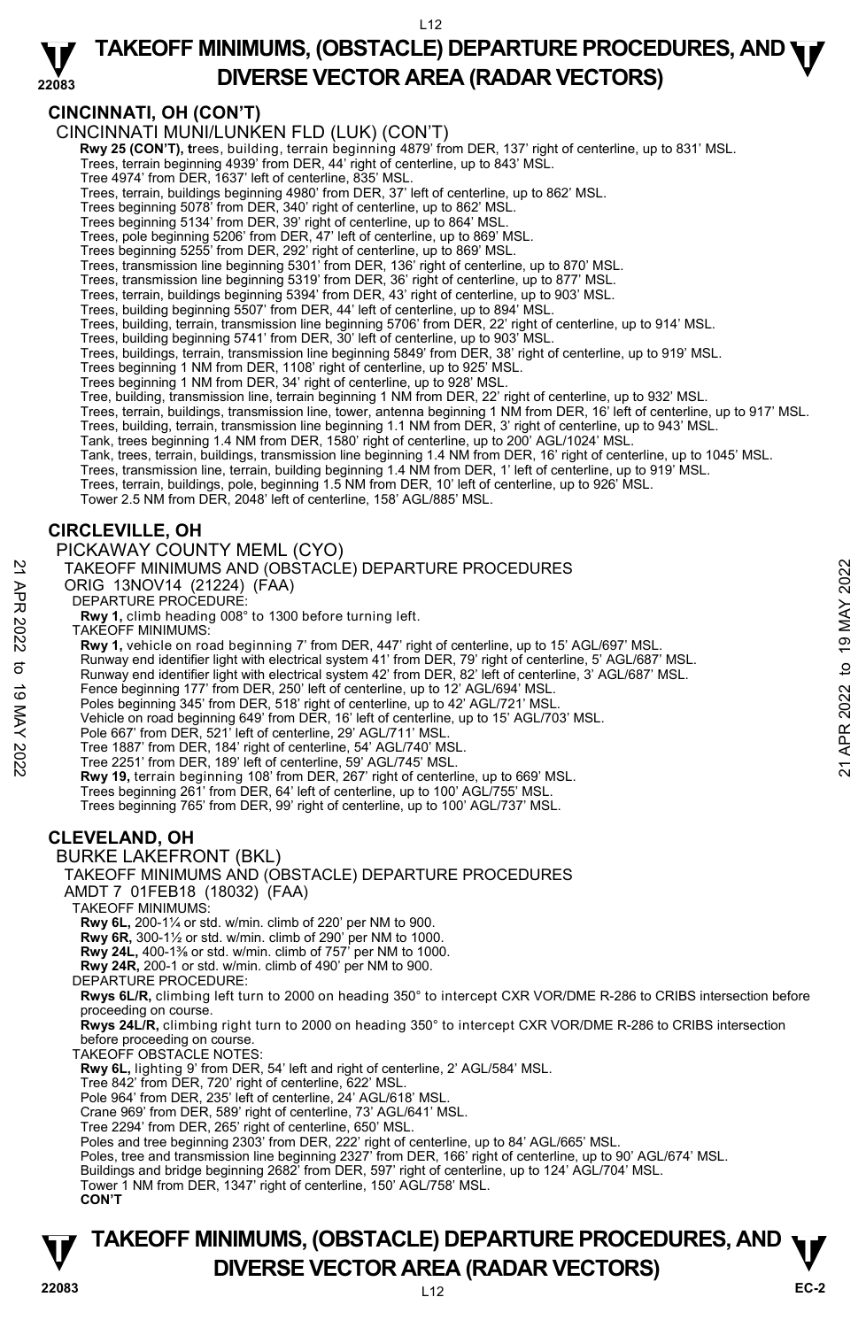## CINCINNATI, OH (CON'T)

CINCINNATI MUNI/LUNKEN FLD (LUK) (CON'T)

**Rwy 25 (CON'T), t**rees, building, terrain beginning 4879' from DER, 137' right of centerline, up to 831' MSL.
Trees, terrain beginning 4939' from DER, 44' right of centerline, up to 843' MSL.
Tree 4974' from DER, 1637' left of centerline, 835' MSL.
Trees, terrain, buildings beginning 4980' from DER, 37' left of centerline, up to 862' MSL.
Trees beginning 5078' from DER, 340' right of centerline, up to 862' MSL.
Trees beginning 5134' from DER, 39' right of centerline, up to 864' MSL.
Trees, pole beginning 5206' from DER, 47' left of centerline, up to 869' MSL.
Trees beginning 5255' from DER, 292' right of centerline, up to 869' MSL.
Trees, transmission line beginning 5301' from DER, 136' right of centerline, up to 870' MSL.
Trees, transmission line beginning 5319' from DER, 36' right of centerline, up to 877' MSL.
Trees, terrain, buildings beginning 5394' from DER, 43' right of centerline, up to 903' MSL.
Trees, building beginning 5507' from DER, 44' left of centerline, up to 894' MSL.
Trees, building, terrain, transmission line beginning 5706' from DER, 22' right of centerline, up to 914' MSL.
Trees, building beginning 5741' from DER, 30' left of centerline, up to 903' MSL.
Trees, buildings, terrain, transmission line beginning 5849' from DER, 38' right of centerline, up to 919' MSL.
Trees beginning 1 NM from DER, 1108' right of centerline, up to 925' MSL.
Trees beginning 1 NM from DER, 34' right of centerline, up to 928' MSL.
Tree, building, transmission line, terrain beginning 1 NM from DER, 22' right of centerline, up to 932' MSL.
Trees, terrain, buildings, transmission line, tower, antenna beginning 1 NM from DER, 16' left of centerline, up to 917' MSL.
Trees, building, terrain, transmission line beginning 1.1 NM from DER, 3' right of centerline, up to 943' MSL.
Tank, trees beginning 1.4 NM from DER, 1580' right of centerline, up to 200' AGL/1024' MSL.
Tank, trees, terrain, buildings, transmission line beginning 1.4 NM from DER, 16' right of centerline, up to 1045' MSL.
Trees, transmission line, terrain, building beginning 1.4 NM from DER, 1' left of centerline, up to 919' MSL.
Trees, terrain, buildings, pole, beginning 1.5 NM from DER, 10' left of centerline, up to 926' MSL.
Tower 2.5 NM from DER, 2048' left of centerline, 158' AGL/885' MSL.

## CIRCLEVILLE, OH

PICKAWAY COUNTY MEML (CYO)

TAKEOFF MINIMUMS AND (OBSTACLE) DEPARTURE PROCEDURES
ORIG 13NOV14 (21224) (FAA)

DEPARTURE PROCEDURE:
**Rwy 1,** climb heading 008° to 1300 before turning left.

TAKEOFF MINIMUMS:
**Rwy 1,** vehicle on road beginning 7' from DER, 447' right of centerline, up to 15' AGL/697' MSL.
Runway end identifier light with electrical system 41' from DER, 79' right of centerline, 5' AGL/687' MSL.
Runway end identifier light with electrical system 42' from DER, 82' left of centerline, 3' AGL/687' MSL.
Fence beginning 177' from DER, 250' left of centerline, up to 12' AGL/694' MSL.
Poles beginning 345' from DER, 518' right of centerline, up to 42' AGL/721' MSL.
Vehicle on road beginning 649' from DER, 16' left of centerline, up to 15' AGL/703' MSL.
Pole 667' from DER, 521' left of centerline, 29' AGL/711' MSL.
Tree 1887' from DER, 184' right of centerline, 54' AGL/740' MSL.
Tree 2251' from DER, 189' left of centerline, 59' AGL/745' MSL.
**Rwy 19,** terrain beginning 108' from DER, 267' right of centerline, up to 669' MSL.
Trees beginning 261' from DER, 64' left of centerline, up to 100' AGL/755' MSL.
Trees beginning 765' from DER, 99' right of centerline, up to 100' AGL/737' MSL.

## CLEVELAND, OH

BURKE LAKEFRONT (BKL)

TAKEOFF MINIMUMS AND (OBSTACLE) DEPARTURE PROCEDURES
AMDT 7 01FEB18 (18032) (FAA)

TAKEOFF MINIMUMS:
**Rwy 6L,** 200-1¼ or std. w/min. climb of 220' per NM to 900.
**Rwy 6R,** 300-1½ or std. w/min. climb of 290' per NM to 1000.
**Rwy 24L,** 400-1⅜ or std. w/min. climb of 757' per NM to 1000.
**Rwy 24R,** 200-1 or std. w/min. climb of 490' per NM to 900.

DEPARTURE PROCEDURE:
**Rwys 6L/R,** climbing left turn to 2000 on heading 350° to intercept CXR VOR/DME R-286 to CRIBS intersection before proceeding on course.
**Rwys 24L/R,** climbing right turn to 2000 on heading 350° to intercept CXR VOR/DME R-286 to CRIBS intersection before proceeding on course.

TAKEOFF OBSTACLE NOTES:
**Rwy 6L,** lighting 9' from DER, 54' left and right of centerline, 2' AGL/584' MSL.
Tree 842' from DER, 720' right of centerline, 622' MSL.
Pole 964' from DER, 235' left of centerline, 24' AGL/618' MSL.
Crane 969' from DER, 589' right of centerline, 73' AGL/641' MSL.
Tree 2294' from DER, 265' right of centerline, 650' MSL.
Poles and tree beginning 2303' from DER, 222' right of centerline, up to 84' AGL/665' MSL.
Poles, tree and transmission line beginning 2327' from DER, 166' right of centerline, up to 90' AGL/674' MSL.
Buildings and bridge beginning 2682' from DER, 597' right of centerline, up to 124' AGL/704' MSL.
Tower 1 NM from DER, 1347' right of centerline, 150' AGL/758' MSL.
**CON'T**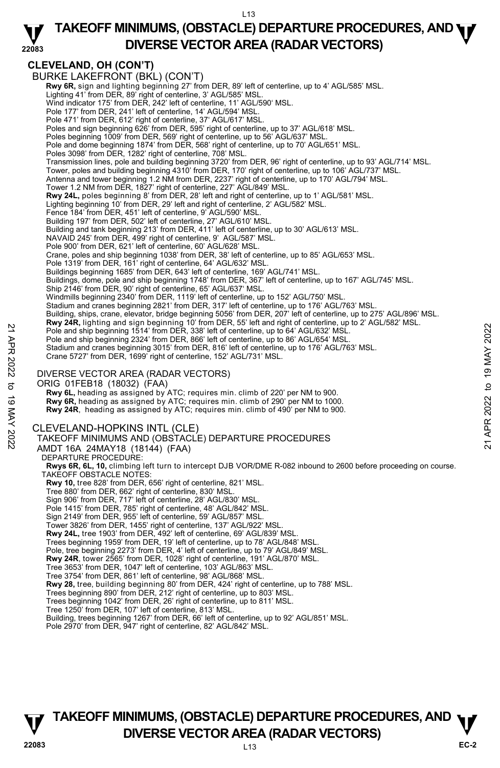## CLEVELAND, OH (CON'T)

BURKE LAKEFRONT (BKL) (CON'T)

**Rwy 6R,** sign and lighting beginning 27' from DER, 89' left of centerline, up to 4' AGL/585' MSL.
Lighting 41' from DER, 89' right of centerline, 3' AGL/585' MSL.
Wind indicator 175' from DER, 242' left of centerline, 11' AGL/590' MSL.
Pole 177' from DER, 241' left of centerline, 14' AGL/594' MSL.
Pole 471' from DER, 612' right of centerline, 37' AGL/617' MSL.
Poles and sign beginning 626' from DER, 595' right of centerline, up to 37' AGL/618' MSL.
Poles beginning 1009' from DER, 569' right of centerline, up to 56' AGL/637' MSL.
Pole and dome beginning 1874' from DER, 568' right of centerline, up to 70' AGL/651' MSL.
Poles 3098' from DER, 1282' right of centerline, 708' MSL.
Transmission lines, pole and building beginning 3720' from DER, 96' right of centerline, up to 93' AGL/714' MSL.
Tower, poles and building beginning 4310' from DER, 170' right of centerline, up to 106' AGL/737' MSL.
Antenna and tower beginning 1.2 NM from DER, 2237' right of centerline, up to 170' AGL/794' MSL.
Tower 1.2 NM from DER, 1827' right of centerline, 227' AGL/849' MSL.
**Rwy 24L,** poles beginning 8' from DER, 28' left and right of centerline, up to 1' AGL/581' MSL.
Lighting beginning 10' from DER, 29' left and right of centerline, 2' AGL/582' MSL.
Fence 184' from DER, 451' left of centerline, 9' AGL/590' MSL.
Building 197' from DER, 502' left of centerline, 27' AGL/610' MSL.
Building and tank beginning 213' from DER, 411' left of centerline, up to 30' AGL/613' MSL.
NAVAID 245' from DER, 499' right of centerline, 9' AGL/587' MSL.
Pole 900' from DER, 621' left of centerline, 60' AGL/628' MSL.
Crane, poles and ship beginning 1038' from DER, 38' left of centerline, up to 85' AGL/653' MSL.
Pole 1319' from DER, 161' right of centerline, 64' AGL/632' MSL.
Buildings beginning 1685' from DER, 643' left of centerline, 169' AGL/741' MSL.
Buildings, dome, pole and ship beginning 1748' from DER, 367' left of centerline, up to 167' AGL/745' MSL.
Ship 2146' from DER, 90' right of centerline, 65' AGL/637' MSL.
Windmills beginning 2340' from DER, 1119' left of centerline, up to 152' AGL/750' MSL.
Stadium and cranes beginning 2821' from DER, 317' left of centerline, up to 176' AGL/763' MSL.
Building, ships, crane, elevator, bridge beginning 5056' from DER, 207' left of centerline, up to 275' AGL/896' MSL.
**Rwy 24R,** lighting and sign beginning 10' from DER, 55' left and right of centerline, up to 2' AGL/582' MSL.
Pole and ship beginning 1514' from DER, 338' left of centerline, up to 64' AGL/632' MSL.
Pole and ship beginning 2324' from DER, 866' left of centerline, up to 86' AGL/654' MSL.
Stadium and cranes beginning 3015' from DER, 816' left of centerline, up to 176' AGL/763' MSL.
Crane 5727' from DER, 1699' right of centerline, 152' AGL/731' MSL.

DIVERSE VECTOR AREA (RADAR VECTORS)
ORIG 01FEB18 (18032) (FAA)
**Rwy 6L,** heading as assigned by ATC; requires min. climb of 220' per NM to 900.
**Rwy 6R,** heading as assigned by ATC; requires min. climb of 290' per NM to 1000.
**Rwy 24R**, heading as assigned by ATC; requires min. climb of 490' per NM to 900.

CLEVELAND-HOPKINS INTL (CLE)
TAKEOFF MINIMUMS AND (OBSTACLE) DEPARTURE PROCEDURES
AMDT 16A 24MAY18 (18144) (FAA)
DEPARTURE PROCEDURE:
**Rwys 6R, 6L, 10,** climbing left turn to intercept DJB VOR/DME R-082 inbound to 2600 before proceeding on course.
TAKEOFF OBSTACLE NOTES:
**Rwy 10,** tree 828' from DER, 656' right of centerline, 821' MSL.
Tree 880' from DER, 662' right of centerline, 830' MSL.
Sign 906' from DER, 717' left of centerline, 28' AGL/830' MSL.
Pole 1415' from DER, 785' right of centerline, 48' AGL/842' MSL.
Sign 2149' from DER, 955' left of centerline, 59' AGL/857' MSL.
Tower 3826' from DER, 1455' right of centerline, 137' AGL/922' MSL.
**Rwy 24L,** tree 1903' from DER, 492' left of centerline, 69' AGL/839' MSL.
Trees beginning 1959' from DER, 19' left of centerline, up to 78' AGL/848' MSL.
Pole, tree beginning 2273' from DER, 4' left of centerline, up to 79' AGL/849' MSL.
**Rwy 24R**, tower 2565' from DER, 1028' right of centerline, 191' AGL/870' MSL.
Tree 3653' from DER, 1047' left of centerline, 103' AGL/863' MSL.
Tree 3754' from DER, 861' left of centerline, 98' AGL/868' MSL.
**Rwy 28,** tree, building beginning 80' from DER, 424' right of centerline, up to 788' MSL.
Trees beginning 890' from DER, 212' right of centerline, up to 803' MSL.
Trees beginning 1042' from DER, 26' right of centerline, up to 811' MSL.
Tree 1250' from DER, 107' left of centerline, 813' MSL.
Building, trees beginning 1267' from DER, 66' left of centerline, up to 92' AGL/851' MSL.
Pole 2970' from DER, 947' right of centerline, 82' AGL/842' MSL.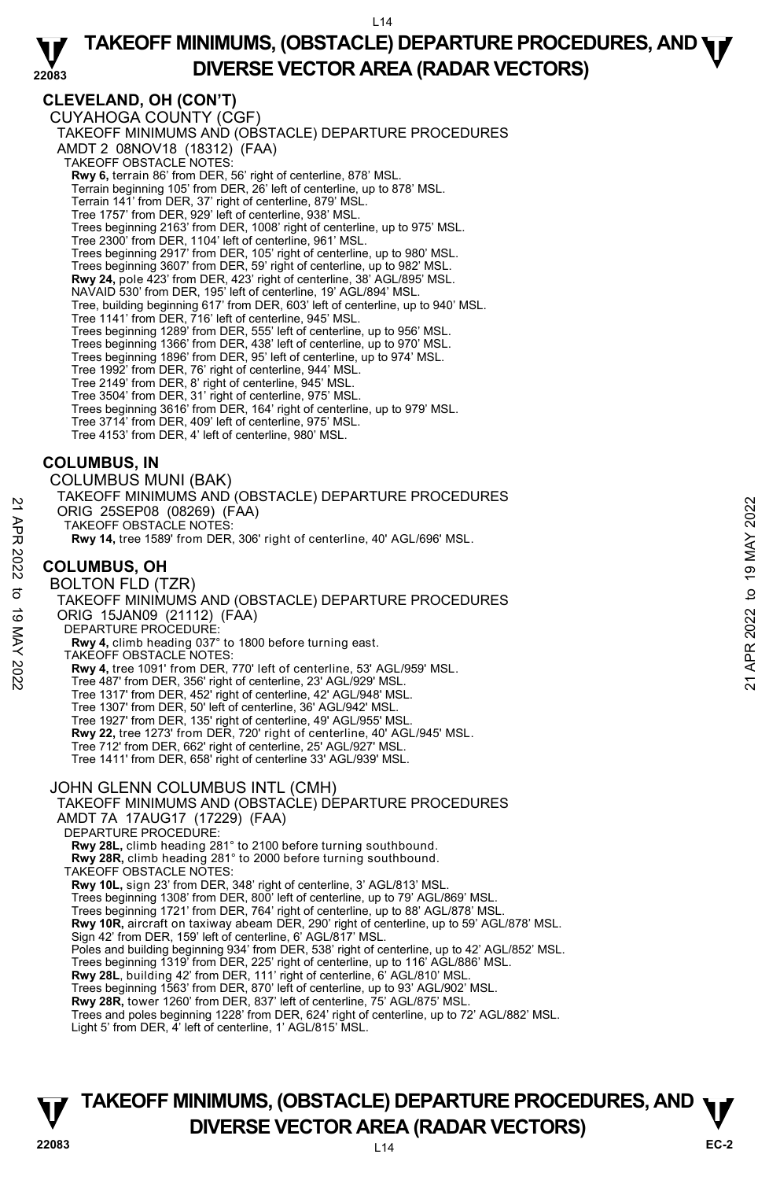## CLEVELAND, OH (CON'T)

CUYAHOGA COUNTY (CGF)
TAKEOFF MINIMUMS AND (OBSTACLE) DEPARTURE PROCEDURES
AMDT 2 08NOV18 (18312) (FAA)
TAKEOFF OBSTACLE NOTES:
**Rwy 6,** terrain 86' from DER, 56' right of centerline, 878' MSL.
Terrain beginning 105' from DER, 26' left of centerline, up to 878' MSL.
Terrain 141' from DER, 37' right of centerline, 879' MSL.
Tree 1757' from DER, 929' left of centerline, 938' MSL.
Trees beginning 2163' from DER, 1008' right of centerline, up to 975' MSL.
Tree 2300' from DER, 1104' left of centerline, 961' MSL.
Trees beginning 2917' from DER, 105' right of centerline, up to 980' MSL.
Trees beginning 3607' from DER, 59' right of centerline, up to 982' MSL.
**Rwy 24,** pole 423' from DER, 423' right of centerline, 38' AGL/895' MSL.
NAVAID 530' from DER, 195' left of centerline, 19' AGL/894' MSL.
Tree, building beginning 617' from DER, 603' left of centerline, up to 940' MSL.
Tree 1141' from DER, 716' left of centerline, 945' MSL.
Trees beginning 1289' from DER, 555' left of centerline, up to 956' MSL.
Trees beginning 1366' from DER, 438' left of centerline, up to 970' MSL.
Trees beginning 1896' from DER, 95' left of centerline, up to 974' MSL.
Tree 1992' from DER, 76' right of centerline, 944' MSL.
Tree 2149' from DER, 8' right of centerline, 945' MSL.
Tree 3504' from DER, 31' right of centerline, 975' MSL.
Trees beginning 3616' from DER, 164' right of centerline, up to 979' MSL.
Tree 3714' from DER, 409' left of centerline, 975' MSL.
Tree 4153' from DER, 4' left of centerline, 980' MSL.

## COLUMBUS, IN

COLUMBUS MUNI (BAK)
TAKEOFF MINIMUMS AND (OBSTACLE) DEPARTURE PROCEDURES
ORIG 25SEP08 (08269) (FAA)
TAKEOFF OBSTACLE NOTES:
**Rwy 14,** tree 1589' from DER, 306' right of centerline, 40' AGL/696' MSL.

## COLUMBUS, OH

BOLTON FLD (TZR)
TAKEOFF MINIMUMS AND (OBSTACLE) DEPARTURE PROCEDURES
ORIG 15JAN09 (21112) (FAA)
DEPARTURE PROCEDURE:
**Rwy 4,** climb heading 037° to 1800 before turning east.
TAKEOFF OBSTACLE NOTES:
**Rwy 4,** tree 1091' from DER, 770' left of centerline, 53' AGL/959' MSL.
Tree 487' from DER, 356' right of centerline, 23' AGL/929' MSL.
Tree 1317' from DER, 452' right of centerline, 42' AGL/948' MSL.
Tree 1307' from DER, 50' left of centerline, 36' AGL/942' MSL.
Tree 1927' from DER, 135' right of centerline, 49' AGL/955' MSL.
**Rwy 22,** tree 1273' from DER, 720' right of centerline, 40' AGL/945' MSL.
Tree 712' from DER, 662' right of centerline, 25' AGL/927' MSL.
Tree 1411' from DER, 658' right of centerline 33' AGL/939' MSL.

JOHN GLENN COLUMBUS INTL (CMH)
TAKEOFF MINIMUMS AND (OBSTACLE) DEPARTURE PROCEDURES
AMDT 7A 17AUG17 (17229) (FAA)
DEPARTURE PROCEDURE:
**Rwy 28L,** climb heading 281° to 2100 before turning southbound.
**Rwy 28R,** climb heading 281° to 2000 before turning southbound.
TAKEOFF OBSTACLE NOTES:
**Rwy 10L,** sign 23' from DER, 348' right of centerline, 3' AGL/813' MSL.
Trees beginning 1308' from DER, 800' left of centerline, up to 79' AGL/869' MSL.
Trees beginning 1721' from DER, 764' right of centerline, up to 88' AGL/878' MSL.
**Rwy 10R,** aircraft on taxiway abeam DER, 290' right of centerline, up to 59' AGL/878' MSL.
Sign 42' from DER, 159' left of centerline, 6' AGL/817' MSL.
Poles and building beginning 934' from DER, 538' right of centerline, up to 42' AGL/852' MSL.
Trees beginning 1319' from DER, 225' right of centerline, up to 116' AGL/886' MSL.
**Rwy 28L**, building 42' from DER, 111' right of centerline, 6' AGL/810' MSL.
Trees beginning 1563' from DER, 870' left of centerline, up to 93' AGL/902' MSL.
**Rwy 28R,** tower 1260' from DER, 837' left of centerline, 75' AGL/875' MSL.
Trees and poles beginning 1228' from DER, 624' right of centerline, up to 72' AGL/882' MSL.
Light 5' from DER, 4' left of centerline, 1' AGL/815' MSL.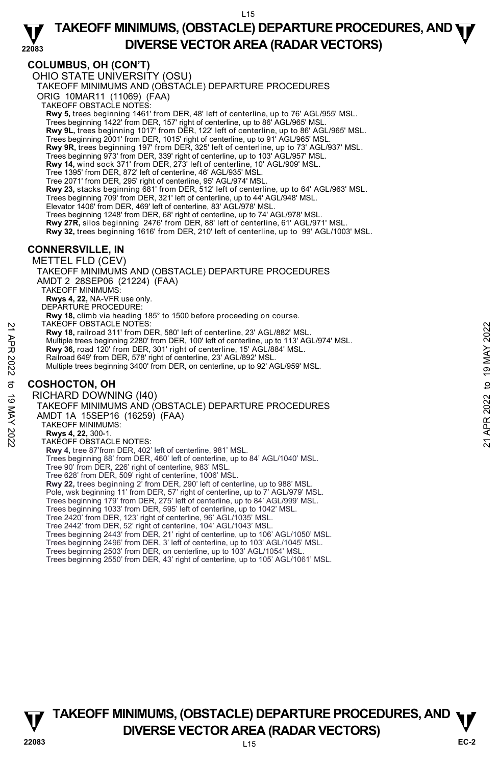## COLUMBUS, OH (CON'T)

OHIO STATE UNIVERSITY (OSU)

TAKEOFF MINIMUMS AND (OBSTACLE) DEPARTURE PROCEDURES

ORIG 10MAR11 (11069) (FAA)

TAKEOFF OBSTACLE NOTES:

**Rwy 5,** trees beginning 1461' from DER, 48' left of centerline, up to 76' AGL/955' MSL.
Trees beginning 1422' from DER, 157' right of centerline, up to 86' AGL/965' MSL.
**Rwy 9L,** trees beginning 1017' from DER, 122' left of centerline, up to 86' AGL/965' MSL.
Trees beginning 2001' from DER, 1015' right of centerline, up to 91' AGL/965' MSL.
**Rwy 9R,** trees beginning 197' from DER, 325' left of centerline, up to 73' AGL/937' MSL.
Trees beginning 973' from DER, 339' right of centerline, up to 103' AGL/957' MSL.
**Rwy 14,** wind sock 371' from DER, 273' left of centerline, 10' AGL/909' MSL.
Tree 1395' from DER, 872' left of centerline, 46' AGL/935' MSL.
Tree 2071' from DER, 295' right of centerline, 95' AGL/974' MSL.
**Rwy 23,** stacks beginning 681' from DER, 512' left of centerline, up to 64' AGL/963' MSL.
Trees beginning 709' from DER, 321' left of centerline, up to 44' AGL/948' MSL.
Elevator 1406' from DER, 469' left of centerline, 83' AGL/978' MSL.
Trees beginning 1248' from DER, 68' right of centerline, up to 74' AGL/978' MSL.
**Rwy 27R,** silos beginning 2476' from DER, 88' left of centerline, 61' AGL/971' MSL.
**Rwy 32,** trees beginning 1616' from DER, 210' left of centerline, up to 99' AGL/1003' MSL.

## CONNERSVILLE, IN

METTEL FLD (CEV)

TAKEOFF MINIMUMS AND (OBSTACLE) DEPARTURE PROCEDURES

AMDT 2 28SEP06 (21224) (FAA)

TAKEOFF MINIMUMS:

**Rwys 4, 22,** NA-VFR use only.

DEPARTURE PROCEDURE:

**Rwy 18,** climb via heading 185° to 1500 before proceeding on course.

TAKEOFF OBSTACLE NOTES:

**Rwy 18,** railroad 311' from DER, 580' left of centerline, 23' AGL/882' MSL.
Multiple trees beginning 2280' from DER, 100' left of centerline, up to 113' AGL/974' MSL.
**Rwy 36,** road 120' from DER, 301' right of centerline, 15' AGL/884' MSL.
Railroad 649' from DER, 578' right of centerline, 23' AGL/892' MSL.
Multiple trees beginning 3400' from DER, on centerline, up to 92' AGL/959' MSL.

## COSHOCTON, OH

RICHARD DOWNING (I40)

TAKEOFF MINIMUMS AND (OBSTACLE) DEPARTURE PROCEDURES

AMDT 1A 15SEP16 (16259) (FAA)

TAKEOFF MINIMUMS:

**Rwys 4, 22,** 300-1.

TAKEOFF OBSTACLE NOTES:

**Rwy 4,** tree 87'from DER, 402' left of centerline, 981' MSL.
Trees beginning 88' from DER, 460' left of centerline, up to 84' AGL/1040' MSL.
Tree 90' from DER, 226' right of centerline, 983' MSL.
Tree 628' from DER, 509' right of centerline, 1006' MSL.
**Rwy 22,** trees beginning 2' from DER, 290' left of centerline, up to 988' MSL.
Pole, wsk beginning 11' from DER, 57' right of centerline, up to 7' AGL/979' MSL.
Trees beginning 179' from DER, 275' left of centerline, up to 84' AGL/999' MSL.
Trees beginning 1033' from DER, 595' left of centerline, up to 1042' MSL.
Tree 2420' from DER, 123' right of centerline, 96' AGL/1035' MSL.
Tree 2442' from DER, 52' right of centerline, 104' AGL/1043' MSL.
Trees beginning 2443' from DER, 21' right of centerline, up to 106' AGL/1050' MSL.
Trees beginning 2496' from DER, 3' left of centerline, up to 103' AGL/1045' MSL.
Trees beginning 2503' from DER, on centerline, up to 103' AGL/1054' MSL.
Trees beginning 2550' from DER, 43' right of centerline, up to 105' AGL/1061' MSL.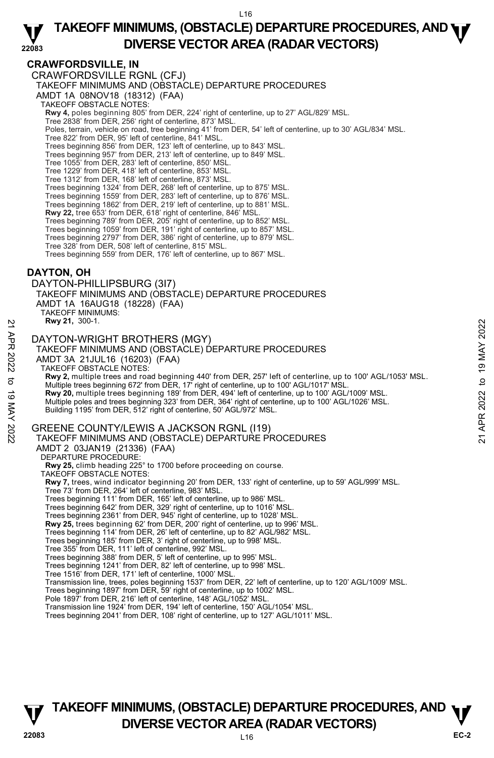## CRAWFORDSVILLE, IN

CRAWFORDSVILLE RGNL (CFJ)
TAKEOFF MINIMUMS AND (OBSTACLE) DEPARTURE PROCEDURES
AMDT 1A 08NOV18 (18312) (FAA)
TAKEOFF OBSTACLE NOTES:
**Rwy 4,** poles beginning 805' from DER, 224' right of centerline, up to 27' AGL/829' MSL.
Tree 2838' from DER, 256' right of centerline, 873' MSL.
Poles, terrain, vehicle on road, tree beginning 41' from DER, 54' left of centerline, up to 30' AGL/834' MSL.
Tree 822' from DER, 95' left of centerline, 841' MSL.
Trees beginning 856' from DER, 123' left of centerline, up to 843' MSL.
Trees beginning 957' from DER, 213' left of centerline, up to 849' MSL.
Tree 1055' from DER, 283' left of centerline, 850' MSL.
Tree 1229' from DER, 418' left of centerline, 853' MSL.
Tree 1312' from DER, 168' left of centerline, 873' MSL.
Trees beginning 1324' from DER, 268' left of centerline, up to 875' MSL.
Trees beginning 1559' from DER, 283' left of centerline, up to 876' MSL.
Trees beginning 1862' from DER, 219' left of centerline, up to 881' MSL.
**Rwy 22,** tree 653' from DER, 618' right of centerline, 846' MSL.
Trees beginning 789' from DER, 205' right of centerline, up to 852' MSL.
Trees beginning 1059' from DER, 191' right of centerline, up to 857' MSL.
Trees beginning 2797' from DER, 386' right of centerline, up to 879' MSL.
Tree 328' from DER, 508' left of centerline, 815' MSL.
Trees beginning 559' from DER, 176' left of centerline, up to 867' MSL.

## DAYTON, OH

DAYTON-PHILLIPSBURG (3I7)
TAKEOFF MINIMUMS AND (OBSTACLE) DEPARTURE PROCEDURES
AMDT 1A 16AUG18 (18228) (FAA)
TAKEOFF MINIMUMS:
**Rwy 21,** 300-1.

DAYTON-WRIGHT BROTHERS (MGY)
TAKEOFF MINIMUMS AND (OBSTACLE) DEPARTURE PROCEDURES
AMDT 3A 21JUL16 (16203) (FAA)
TAKEOFF OBSTACLE NOTES:
**Rwy 2,** multiple trees and road beginning 440' from DER, 257' left of centerline, up to 100' AGL/1053' MSL.
Multiple trees beginning 672' from DER, 17' right of centerline, up to 100' AGL/1017' MSL.
**Rwy 20,** multiple trees beginning 189' from DER, 494' left of centerline, up to 100' AGL/1009' MSL.
Multiple poles and trees beginning 323' from DER, 364' right of centerline, up to 100' AGL/1026' MSL.
Building 1195' from DER, 512' right of centerline, 50' AGL/972' MSL.

GREENE COUNTY/LEWIS A JACKSON RGNL (I19)
TAKEOFF MINIMUMS AND (OBSTACLE) DEPARTURE PROCEDURES
AMDT 2 03JAN19 (21336) (FAA)
DEPARTURE PROCEDURE:
**Rwy 25,** climb heading 225° to 1700 before proceeding on course.
TAKEOFF OBSTACLE NOTES:
**Rwy 7,** trees, wind indicator beginning 20' from DER, 133' right of centerline, up to 59' AGL/999' MSL.
Tree 73' from DER, 264' left of centerline, 983' MSL.
Trees beginning 111' from DER, 165' left of centerline, up to 986' MSL.
Trees beginning 642' from DER, 329' right of centerline, up to 1016' MSL.
Trees beginning 2361' from DER, 945' right of centerline, up to 1028' MSL.
**Rwy 25,** trees beginning 62' from DER, 200' right of centerline, up to 996' MSL.
Trees beginning 114' from DER, 26' left of centerline, up to 82' AGL/982' MSL.
Trees beginning 185' from DER, 3' right of centerline, up to 998' MSL.
Tree 355' from DER, 111' left of centerline, 992' MSL.
Trees beginning 388' from DER, 5' left of centerline, up to 995' MSL.
Trees beginning 1241' from DER, 82' left of centerline, up to 998' MSL.
Tree 1516' from DER, 171' left of centerline, 1000' MSL.
Transmission line, trees, poles beginning 1537' from DER, 22' left of centerline, up to 120' AGL/1009' MSL.
Trees beginning 1897' from DER, 59' right of centerline, up to 1002' MSL.
Pole 1897' from DER, 216' left of centerline, 148' AGL/1052' MSL.
Transmission line 1924' from DER, 194' left of centerline, 150' AGL/1054' MSL.
Trees beginning 2041' from DER, 108' right of centerline, up to 127' AGL/1011' MSL.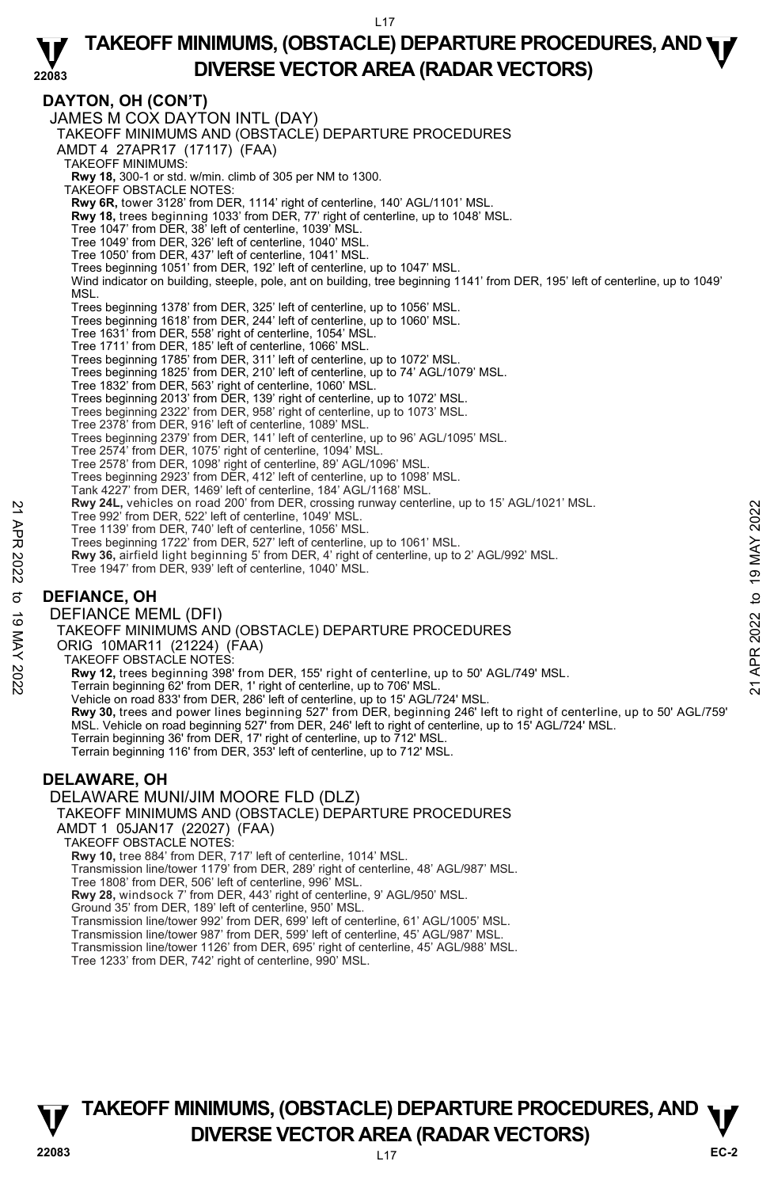## DAYTON, OH (CON'T)

### JAMES M COX DAYTON INTL (DAY)

TAKEOFF MINIMUMS AND (OBSTACLE) DEPARTURE PROCEDURES
AMDT 4 27APR17 (17117) (FAA)

TAKEOFF MINIMUMS:
**Rwy 18,** 300-1 or std. w/min. climb of 305 per NM to 1300.

TAKEOFF OBSTACLE NOTES:
**Rwy 6R,** tower 3128' from DER, 1114' right of centerline, 140' AGL/1101' MSL.
**Rwy 18,** trees beginning 1033' from DER, 77' right of centerline, up to 1048' MSL.
Tree 1047' from DER, 38' left of centerline, 1039' MSL.
Tree 1049' from DER, 326' left of centerline, 1040' MSL.
Tree 1050' from DER, 437' left of centerline, 1041' MSL.
Trees beginning 1051' from DER, 192' left of centerline, up to 1047' MSL.
Wind indicator on building, steeple, pole, ant on building, tree beginning 1141' from DER, 195' left of centerline, up to 1049' MSL.
Trees beginning 1378' from DER, 325' left of centerline, up to 1056' MSL.
Trees beginning 1618' from DER, 244' left of centerline, up to 1060' MSL.
Tree 1631' from DER, 558' right of centerline, 1054' MSL.
Tree 1711' from DER, 185' left of centerline, 1066' MSL.
Trees beginning 1785' from DER, 311' left of centerline, up to 1072' MSL.
Trees beginning 1825' from DER, 210' left of centerline, up to 74' AGL/1079' MSL.
Tree 1832' from DER, 563' right of centerline, 1060' MSL.
Trees beginning 2013' from DER, 139' right of centerline, up to 1072' MSL.
Trees beginning 2322' from DER, 958' right of centerline, up to 1073' MSL.
Tree 2378' from DER, 916' left of centerline, 1089' MSL.
Trees beginning 2379' from DER, 141' left of centerline, up to 96' AGL/1095' MSL.
Tree 2574' from DER, 1075' right of centerline, 1094' MSL.
Tree 2578' from DER, 1098' right of centerline, 89' AGL/1096' MSL.
Trees beginning 2923' from DER, 412' left of centerline, up to 1098' MSL.
Tank 4227' from DER, 1469' left of centerline, 184' AGL/1168' MSL.
**Rwy 24L,** vehicles on road 200' from DER, crossing runway centerline, up to 15' AGL/1021' MSL.
Tree 992' from DER, 522' left of centerline, 1049' MSL.
Tree 1139' from DER, 740' left of centerline, 1056' MSL.
Trees beginning 1722' from DER, 527' left of centerline, up to 1061' MSL.
**Rwy 36,** airfield light beginning 5' from DER, 4' right of centerline, up to 2' AGL/992' MSL.
Tree 1947' from DER, 939' left of centerline, 1040' MSL.

## DEFIANCE, OH

### DEFIANCE MEML (DFI)

TAKEOFF MINIMUMS AND (OBSTACLE) DEPARTURE PROCEDURES
ORIG 10MAR11 (21224) (FAA)

TAKEOFF OBSTACLE NOTES:
**Rwy 12,** trees beginning 398' from DER, 155' right of centerline, up to 50' AGL/749' MSL.
Terrain beginning 62' from DER, 1' right of centerline, up to 706' MSL.
Vehicle on road 833' from DER, 286' left of centerline, up to 15' AGL/724' MSL.
**Rwy 30,** trees and power lines beginning 527' from DER, beginning 246' left to right of centerline, up to 50' AGL/759' MSL. Vehicle on road beginning 527' from DER, 246' left to right of centerline, up to 15' AGL/724' MSL.
Terrain beginning 36' from DER, 17' right of centerline, up to 712' MSL.
Terrain beginning 116' from DER, 353' left of centerline, up to 712' MSL.

## DELAWARE, OH

### DELAWARE MUNI/JIM MOORE FLD (DLZ)

TAKEOFF MINIMUMS AND (OBSTACLE) DEPARTURE PROCEDURES
AMDT 1 05JAN17 (22027) (FAA)

TAKEOFF OBSTACLE NOTES:
**Rwy 10,** tree 884' from DER, 717' left of centerline, 1014' MSL.
Transmission line/tower 1179' from DER, 289' right of centerline, 48' AGL/987' MSL.
Tree 1808' from DER, 506' left of centerline, 996' MSL.
**Rwy 28,** windsock 7' from DER, 443' right of centerline, 9' AGL/950' MSL.
Ground 35' from DER, 189' left of centerline, 950' MSL.
Transmission line/tower 992' from DER, 699' left of centerline, 61' AGL/1005' MSL.
Transmission line/tower 987' from DER, 599' left of centerline, 45' AGL/987' MSL.
Transmission line/tower 1126' from DER, 695' right of centerline, 45' AGL/988' MSL.
Tree 1233' from DER, 742' right of centerline, 990' MSL.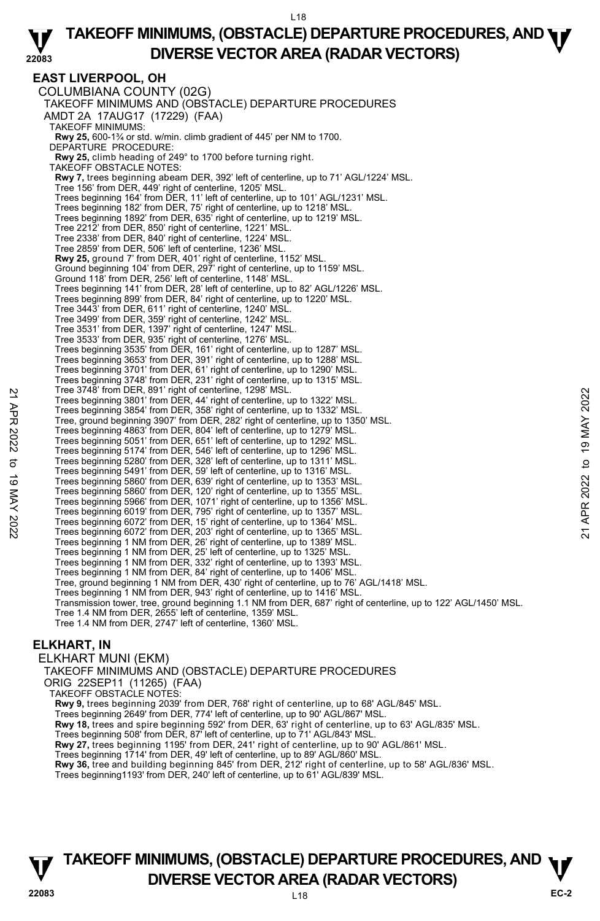## EAST LIVERPOOL, OH

COLUMBIANA COUNTY (02G)
TAKEOFF MINIMUMS AND (OBSTACLE) DEPARTURE PROCEDURES
AMDT 2A 17AUG17 (17229) (FAA)
TAKEOFF MINIMUMS:
**Rwy 25,** 600-1¾ or std. w/min. climb gradient of 445' per NM to 1700.
DEPARTURE PROCEDURE:
**Rwy 25,** climb heading of 249° to 1700 before turning right.
TAKEOFF OBSTACLE NOTES:
**Rwy 7,** trees beginning abeam DER, 392' left of centerline, up to 71' AGL/1224' MSL.
Tree 156' from DER, 449' right of centerline, 1205' MSL.
Trees beginning 164' from DER, 11' left of centerline, up to 101' AGL/1231' MSL.
Trees beginning 182' from DER, 75' right of centerline, up to 1218' MSL.
Trees beginning 1892' from DER, 635' right of centerline, up to 1219' MSL.
Tree 2212' from DER, 850' right of centerline, 1221' MSL.
Tree 2338' from DER, 840' right of centerline, 1224' MSL.
Tree 2859' from DER, 506' left of centerline, 1236' MSL.
**Rwy 25,** ground 7' from DER, 401' right of centerline, 1152' MSL.
Ground beginning 104' from DER, 297' right of centerline, up to 1159' MSL.
Ground 118' from DER, 256' left of centerline, 1148' MSL.
Trees beginning 141' from DER, 28' left of centerline, up to 82' AGL/1226' MSL.
Trees beginning 899' from DER, 84' right of centerline, up to 1220' MSL.
Tree 3443' from DER, 611' right of centerline, 1240' MSL.
Tree 3499' from DER, 359' right of centerline, 1242' MSL.
Tree 3531' from DER, 1397' right of centerline, 1247' MSL.
Tree 3533' from DER, 935' right of centerline, 1276' MSL.
Trees beginning 3535' from DER, 161' right of centerline, up to 1287' MSL.
Trees beginning 3653' from DER, 391' right of centerline, up to 1288' MSL.
Trees beginning 3701' from DER, 61' right of centerline, up to 1290' MSL.
Trees beginning 3748' from DER, 231' right of centerline, up to 1315' MSL.
Tree 3748' from DER, 891' right of centerline, 1298' MSL.
Trees beginning 3801' from DER, 44' right of centerline, up to 1322' MSL.
Trees beginning 3854' from DER, 358' right of centerline, up to 1332' MSL.
Tree, ground beginning 3907' from DER, 282' right of centerline, up to 1350' MSL.
Trees beginning 4863' from DER, 804' left of centerline, up to 1279' MSL.
Trees beginning 5051' from DER, 651' left of centerline, up to 1292' MSL.
Trees beginning 5174' from DER, 546' left of centerline, up to 1296' MSL.
Trees beginning 5280' from DER, 328' left of centerline, up to 1311' MSL.
Trees beginning 5491' from DER, 59' left of centerline, up to 1316' MSL.
Trees beginning 5860' from DER, 639' right of centerline, up to 1353' MSL.
Trees beginning 5860' from DER, 120' right of centerline, up to 1355' MSL.
Trees beginning 5966' from DER, 1071' right of centerline, up to 1356' MSL.
Trees beginning 6019' from DER, 795' right of centerline, up to 1357' MSL.
Trees beginning 6072' from DER, 15' right of centerline, up to 1364' MSL.
Trees beginning 6072' from DER, 203' right of centerline, up to 1365' MSL.
Trees beginning 1 NM from DER, 26' right of centerline, up to 1389' MSL.
Trees beginning 1 NM from DER, 25' left of centerline, up to 1325' MSL.
Trees beginning 1 NM from DER, 332' right of centerline, up to 1393' MSL.
Trees beginning 1 NM from DER, 84' right of centerline, up to 1406' MSL.
Tree, ground beginning 1 NM from DER, 430' right of centerline, up to 76' AGL/1418' MSL.
Trees beginning 1 NM from DER, 943' right of centerline, up to 1416' MSL.
Transmission tower, tree, ground beginning 1.1 NM from DER, 687' right of centerline, up to 122' AGL/1450' MSL.
Tree 1.4 NM from DER, 2655' left of centerline, 1359' MSL.
Tree 1.4 NM from DER, 2747' left of centerline, 1360' MSL.

## ELKHART, IN

ELKHART MUNI (EKM)
TAKEOFF MINIMUMS AND (OBSTACLE) DEPARTURE PROCEDURES
ORIG 22SEP11 (11265) (FAA)
TAKEOFF OBSTACLE NOTES:
**Rwy 9,** trees beginning 2039' from DER, 768' right of centerline, up to 68' AGL/845' MSL.
Trees beginning 2649' from DER, 774' left of centerline, up to 90' AGL/867' MSL.
**Rwy 18,** trees and spire beginning 592' from DER, 63' right of centerline, up to 63' AGL/835' MSL.
Trees beginning 508' from DER, 87' left of centerline, up to 71' AGL/843' MSL.
**Rwy 27,** trees beginning 1195' from DER, 241' right of centerline, up to 90' AGL/861' MSL.
Trees beginning 1714' from DER, 49' left of centerline, up to 89' AGL/860' MSL.
**Rwy 36,** tree and building beginning 845' from DER, 212' right of centerline, up to 58' AGL/836' MSL.
Trees beginning1193' from DER, 240' left of centerline, up to 61' AGL/839' MSL.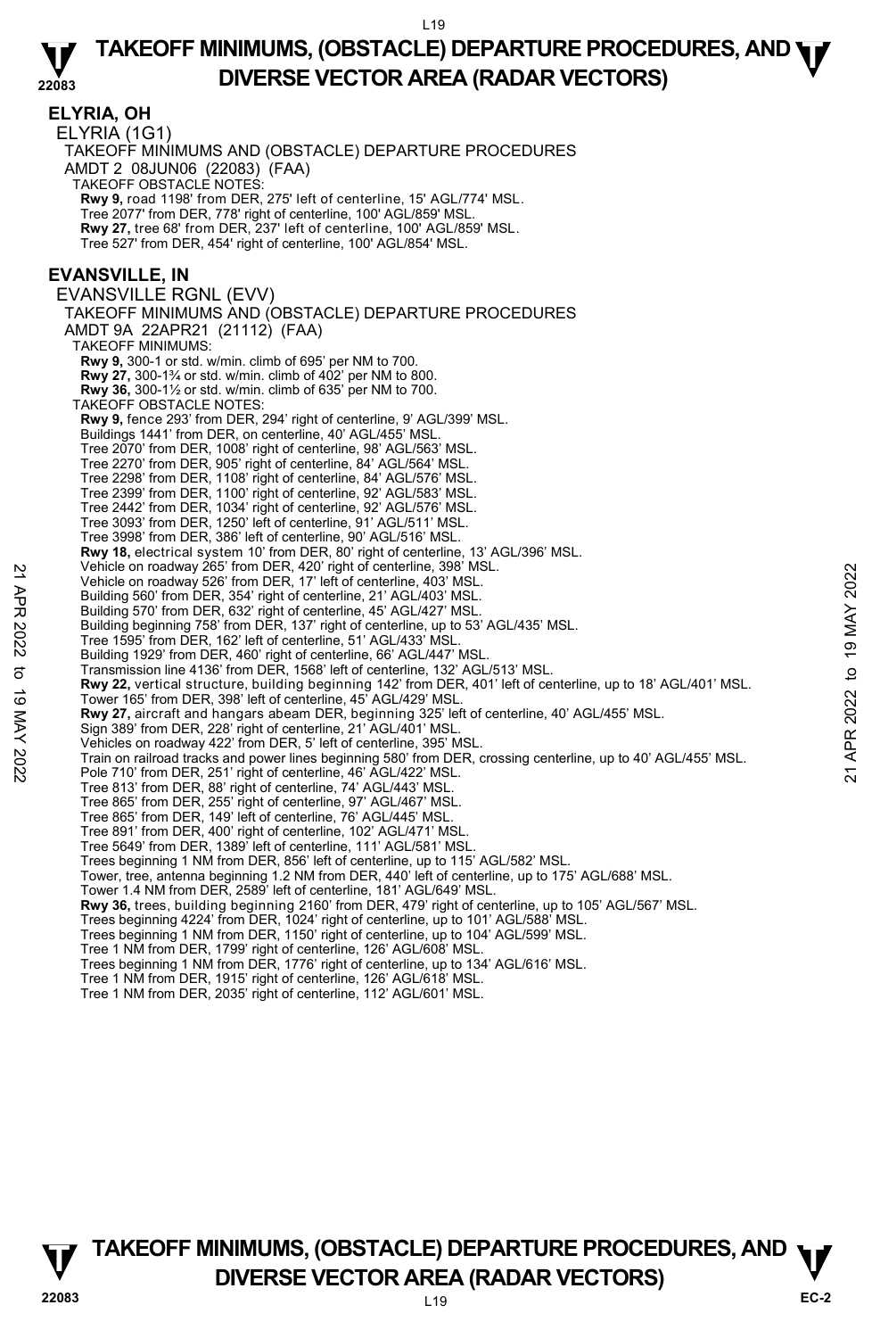## ELYRIA, OH

ELYRIA (1G1)

TAKEOFF MINIMUMS AND (OBSTACLE) DEPARTURE PROCEDURES
AMDT 2 08JUN06 (22083) (FAA)

TAKEOFF OBSTACLE NOTES:

**Rwy 9,** road 1198' from DER, 275' left of centerline, 15' AGL/774' MSL.
Tree 2077' from DER, 778' right of centerline, 100' AGL/859' MSL.
**Rwy 27,** tree 68' from DER, 237' left of centerline, 100' AGL/859' MSL.
Tree 527' from DER, 454' right of centerline, 100' AGL/854' MSL.

## EVANSVILLE, IN

EVANSVILLE RGNL (EVV)

TAKEOFF MINIMUMS AND (OBSTACLE) DEPARTURE PROCEDURES
AMDT 9A 22APR21 (21112) (FAA)

TAKEOFF MINIMUMS:

**Rwy 9,** 300-1 or std. w/min. climb of 695' per NM to 700.
**Rwy 27,** 300-1¾ or std. w/min. climb of 402' per NM to 800.
**Rwy 36,** 300-1½ or std. w/min. climb of 635' per NM to 700.

TAKEOFF OBSTACLE NOTES:

**Rwy 9,** fence 293' from DER, 294' right of centerline, 9' AGL/399' MSL.
Buildings 1441' from DER, on centerline, 40' AGL/455' MSL.
Tree 2070' from DER, 1008' right of centerline, 98' AGL/563' MSL.
Tree 2270' from DER, 905' right of centerline, 84' AGL/564' MSL.
Tree 2298' from DER, 1108' right of centerline, 84' AGL/576' MSL.
Tree 2399' from DER, 1100' right of centerline, 92' AGL/583' MSL.
Tree 2442' from DER, 1034' right of centerline, 92' AGL/576' MSL.
Tree 3093' from DER, 1250' left of centerline, 91' AGL/511' MSL.
Tree 3998' from DER, 386' left of centerline, 90' AGL/516' MSL.
**Rwy 18,** electrical system 10' from DER, 80' right of centerline, 13' AGL/396' MSL.
Vehicle on roadway 265' from DER, 420' right of centerline, 398' MSL.
Vehicle on roadway 526' from DER, 17' left of centerline, 403' MSL.
Building 560' from DER, 354' right of centerline, 21' AGL/403' MSL.
Building 570' from DER, 632' right of centerline, 45' AGL/427' MSL.
Building beginning 758' from DER, 137' right of centerline, up to 53' AGL/435' MSL.
Tree 1595' from DER, 162' left of centerline, 51' AGL/433' MSL.
Building 1929' from DER, 460' right of centerline, 66' AGL/447' MSL.
Transmission line 4136' from DER, 1568' left of centerline, 132' AGL/513' MSL.
**Rwy 22,** vertical structure, building beginning 142' from DER, 401' left of centerline, up to 18' AGL/401' MSL.
Tower 165' from DER, 398' left of centerline, 45' AGL/429' MSL.
**Rwy 27,** aircraft and hangars abeam DER, beginning 325' left of centerline, 40' AGL/455' MSL.
Sign 389' from DER, 228' right of centerline, 21' AGL/401' MSL.
Vehicles on roadway 422' from DER, 5' left of centerline, 395' MSL.
Train on railroad tracks and power lines beginning 580' from DER, crossing centerline, up to 40' AGL/455' MSL.
Pole 710' from DER, 251' right of centerline, 46' AGL/422' MSL.
Tree 813' from DER, 88' right of centerline, 74' AGL/443' MSL.
Tree 865' from DER, 255' right of centerline, 97' AGL/467' MSL.
Tree 865' from DER, 149' left of centerline, 76' AGL/445' MSL.
Tree 891' from DER, 400' right of centerline, 102' AGL/471' MSL.
Tree 5649' from DER, 1389' left of centerline, 111' AGL/581' MSL.
Trees beginning 1 NM from DER, 856' left of centerline, up to 115' AGL/582' MSL.
Tower, tree, antenna beginning 1.2 NM from DER, 440' left of centerline, up to 175' AGL/688' MSL.
Tower 1.4 NM from DER, 2589' left of centerline, 181' AGL/649' MSL.
**Rwy 36,** trees, building beginning 2160' from DER, 479' right of centerline, up to 105' AGL/567' MSL.
Trees beginning 4224' from DER, 1024' right of centerline, up to 101' AGL/588' MSL.
Trees beginning 1 NM from DER, 1150' right of centerline, up to 104' AGL/599' MSL.
Tree 1 NM from DER, 1799' right of centerline, 126' AGL/608' MSL.
Trees beginning 1 NM from DER, 1776' right of centerline, up to 134' AGL/616' MSL.
Tree 1 NM from DER, 1915' right of centerline, 126' AGL/618' MSL.
Tree 1 NM from DER, 2035' right of centerline, 112' AGL/601' MSL.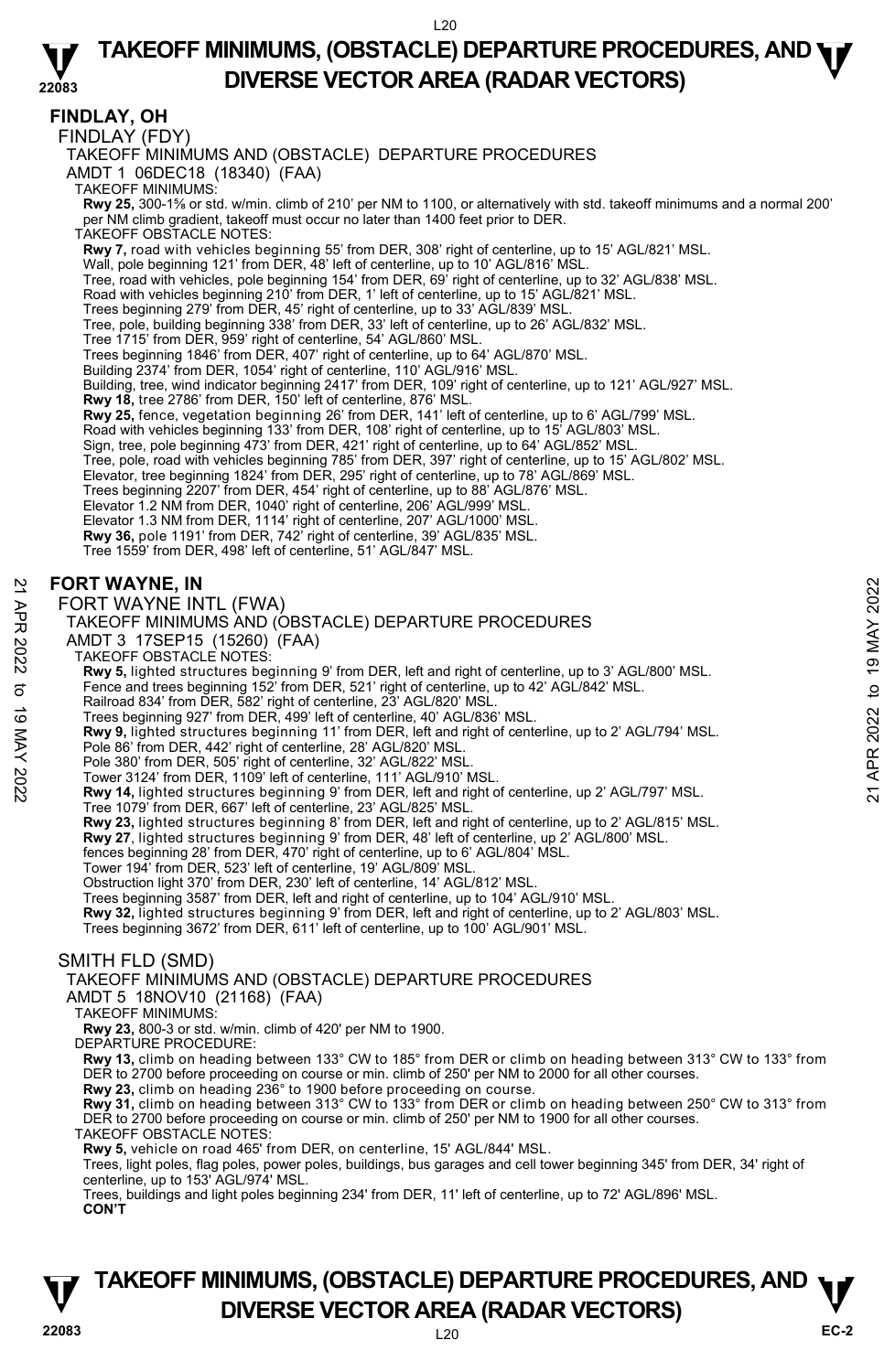# TAKEOFF MINIMUMS, (OBSTACLE) DEPARTURE PROCEDURES, AND DIVERSE VECTOR AREA (RADAR VECTORS)

## FINDLAY, OH

### FINDLAY (FDY)

TAKEOFF MINIMUMS AND (OBSTACLE) DEPARTURE PROCEDURES

AMDT 1 06DEC18 (18340) (FAA)

TAKEOFF MINIMUMS:

**Rwy 25,** 300-1⅝ or std. w/min. climb of 210' per NM to 1100, or alternatively with std. takeoff minimums and a normal 200' per NM climb gradient, takeoff must occur no later than 1400 feet prior to DER.

TAKEOFF OBSTACLE NOTES:

**Rwy 7,** road with vehicles beginning 55' from DER, 308' right of centerline, up to 15' AGL/821' MSL.
Wall, pole beginning 121' from DER, 48' left of centerline, up to 10' AGL/816' MSL.
Tree, road with vehicles, pole beginning 154' from DER, 69' right of centerline, up to 32' AGL/838' MSL.
Road with vehicles beginning 210' from DER, 1' left of centerline, up to 15' AGL/821' MSL.
Trees beginning 279' from DER, 45' right of centerline, up to 33' AGL/839' MSL.
Tree, pole, building beginning 338' from DER, 33' left of centerline, up to 26' AGL/832' MSL.
Tree 1715' from DER, 959' right of centerline, 54' AGL/860' MSL.
Trees beginning 1846' from DER, 407' right of centerline, up to 64' AGL/870' MSL.
Building 2374' from DER, 1054' right of centerline, 110' AGL/916' MSL.
Building, tree, wind indicator beginning 2417' from DER, 109' right of centerline, up to 121' AGL/927' MSL.
**Rwy 18,** tree 2786' from DER, 150' left of centerline, 876' MSL.
**Rwy 25,** fence, vegetation beginning 26' from DER, 141' left of centerline, up to 6' AGL/799' MSL.
Road with vehicles beginning 133' from DER, 108' right of centerline, up to 15' AGL/803' MSL.
Sign, tree, pole beginning 473' from DER, 421' right of centerline, up to 64' AGL/852' MSL.
Tree, pole, road with vehicles beginning 785' from DER, 397' right of centerline, up to 15' AGL/802' MSL.
Elevator, tree beginning 1824' from DER, 295' right of centerline, up to 78' AGL/869' MSL.
Trees beginning 2207' from DER, 454' right of centerline, up to 88' AGL/876' MSL.
Elevator 1.2 NM from DER, 1040' right of centerline, 206' AGL/999' MSL.
Elevator 1.3 NM from DER, 1114' right of centerline, 207' AGL/1000' MSL.
**Rwy 36,** pole 1191' from DER, 742' right of centerline, 39' AGL/835' MSL.
Tree 1559' from DER, 498' left of centerline, 51' AGL/847' MSL.

## FORT WAYNE, IN

### FORT WAYNE INTL (FWA)

TAKEOFF MINIMUMS AND (OBSTACLE) DEPARTURE PROCEDURES

AMDT 3 17SEP15 (15260) (FAA)

TAKEOFF OBSTACLE NOTES:

**Rwy 5,** lighted structures beginning 9' from DER, left and right of centerline, up to 3' AGL/800' MSL.
Fence and trees beginning 152' from DER, 521' right of centerline, up to 42' AGL/842' MSL.
Railroad 834' from DER, 582' right of centerline, 23' AGL/820' MSL.
Trees beginning 927' from DER, 499' left of centerline, 40' AGL/836' MSL.
**Rwy 9,** lighted structures beginning 11' from DER, left and right of centerline, up to 2' AGL/794' MSL.
Pole 86' from DER, 442' right of centerline, 28' AGL/820' MSL.
Pole 380' from DER, 505' right of centerline, 32' AGL/822' MSL.
Tower 3124' from DER, 1109' left of centerline, 111' AGL/910' MSL.
**Rwy 14,** lighted structures beginning 9' from DER, left and right of centerline, up 2' AGL/797' MSL.
Tree 1079' from DER, 667' left of centerline, 23' AGL/825' MSL.
**Rwy 23,** lighted structures beginning 8' from DER, left and right of centerline, up to 2' AGL/815' MSL.
**Rwy 27**, lighted structures beginning 9' from DER, 48' left of centerline, up 2' AGL/800' MSL.
fences beginning 28' from DER, 470' right of centerline, up to 6' AGL/804' MSL.
Tower 194' from DER, 523' left of centerline, 19' AGL/809' MSL.
Obstruction light 370' from DER, 230' left of centerline, 14' AGL/812' MSL.
Trees beginning 3587' from DER, left and right of centerline, up to 104' AGL/910' MSL.
**Rwy 32,** lighted structures beginning 9' from DER, left and right of centerline, up to 2' AGL/803' MSL.
Trees beginning 3672' from DER, 611' left of centerline, up to 100' AGL/901' MSL.

### SMITH FLD (SMD)

TAKEOFF MINIMUMS AND (OBSTACLE) DEPARTURE PROCEDURES

AMDT 5 18NOV10 (21168) (FAA)

TAKEOFF MINIMUMS:

**Rwy 23,** 800-3 or std. w/min. climb of 420' per NM to 1900.

DEPARTURE PROCEDURE:

**Rwy 13,** climb on heading between 133° CW to 185° from DER or climb on heading between 313° CW to 133° from DER to 2700 before proceeding on course or min. climb of 250' per NM to 2000 for all other courses.
**Rwy 23,** climb on heading 236° to 1900 before proceeding on course.
**Rwy 31,** climb on heading between 313° CW to 133° from DER or climb on heading between 250° CW to 313° from DER to 2700 before proceeding on course or min. climb of 250' per NM to 1900 for all other courses.

TAKEOFF OBSTACLE NOTES:

**Rwy 5,** vehicle on road 465' from DER, on centerline, 15' AGL/844' MSL.
Trees, light poles, flag poles, power poles, buildings, bus garages and cell tower beginning 345' from DER, 34' right of centerline, up to 153' AGL/974' MSL.
Trees, buildings and light poles beginning 234' from DER, 11' left of centerline, up to 72' AGL/896' MSL.
**CON'T**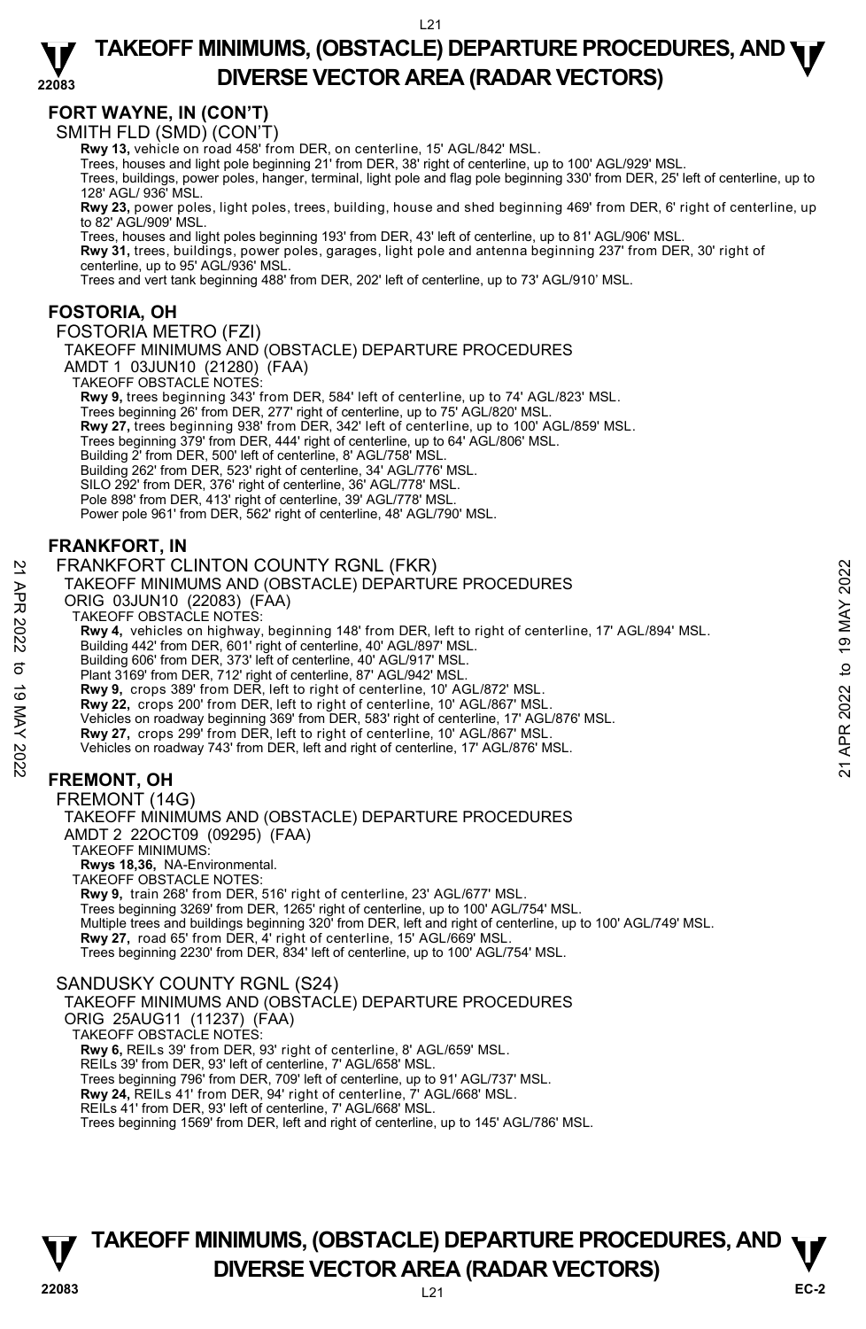## FORT WAYNE, IN (CON'T)

SMITH FLD (SMD) (CON'T)

**Rwy 13,** vehicle on road 458' from DER, on centerline, 15' AGL/842' MSL.
Trees, houses and light pole beginning 21' from DER, 38' right of centerline, up to 100' AGL/929' MSL.
Trees, buildings, power poles, hanger, terminal, light pole and flag pole beginning 330' from DER, 25' left of centerline, up to 128' AGL/ 936' MSL.
**Rwy 23,** power poles, light poles, trees, building, house and shed beginning 469' from DER, 6' right of centerline, up to 82' AGL/909' MSL.
Trees, houses and light poles beginning 193' from DER, 43' left of centerline, up to 81' AGL/906' MSL.
**Rwy 31,** trees, buildings, power poles, garages, light pole and antenna beginning 237' from DER, 30' right of centerline, up to 95' AGL/936' MSL.
Trees and vert tank beginning 488' from DER, 202' left of centerline, up to 73' AGL/910' MSL.

## FOSTORIA, OH

FOSTORIA METRO (FZI)
TAKEOFF MINIMUMS AND (OBSTACLE) DEPARTURE PROCEDURES
AMDT 1 03JUN10 (21280) (FAA)
TAKEOFF OBSTACLE NOTES:
**Rwy 9,** trees beginning 343' from DER, 584' left of centerline, up to 74' AGL/823' MSL.
Trees beginning 26' from DER, 277' right of centerline, up to 75' AGL/820' MSL.
**Rwy 27,** trees beginning 938' from DER, 342' left of centerline, up to 100' AGL/859' MSL.
Trees beginning 379' from DER, 444' right of centerline, up to 64' AGL/806' MSL.
Building 2' from DER, 500' left of centerline, 8' AGL/758' MSL.
Building 262' from DER, 523' right of centerline, 34' AGL/776' MSL.
SILO 292' from DER, 376' right of centerline, 36' AGL/778' MSL.
Pole 898' from DER, 413' right of centerline, 39' AGL/778' MSL.
Power pole 961' from DER, 562' right of centerline, 48' AGL/790' MSL.

## FRANKFORT, IN

FRANKFORT CLINTON COUNTY RGNL (FKR)
TAKEOFF MINIMUMS AND (OBSTACLE) DEPARTURE PROCEDURES
ORIG 03JUN10 (22083) (FAA)
TAKEOFF OBSTACLE NOTES:
**Rwy 4,** vehicles on highway, beginning 148' from DER, left to right of centerline, 17' AGL/894' MSL.
Building 442' from DER, 601' right of centerline, 40' AGL/897' MSL.
Building 606' from DER, 373' left of centerline, 40' AGL/917' MSL.
Plant 3169' from DER, 712' right of centerline, 87' AGL/942' MSL.
**Rwy 9,** crops 389' from DER, left to right of centerline, 10' AGL/872' MSL.
**Rwy 22,** crops 200' from DER, left to right of centerline, 10' AGL/867' MSL.
Vehicles on roadway beginning 369' from DER, 583' right of centerline, 17' AGL/876' MSL.
**Rwy 27,** crops 299' from DER, left to right of centerline, 10' AGL/867' MSL.
Vehicles on roadway 743' from DER, left and right of centerline, 17' AGL/876' MSL.

## FREMONT, OH

FREMONT (14G)
TAKEOFF MINIMUMS AND (OBSTACLE) DEPARTURE PROCEDURES
AMDT 2 22OCT09 (09295) (FAA)
TAKEOFF MINIMUMS:
**Rwys 18,36,** NA-Environmental.
TAKEOFF OBSTACLE NOTES:
**Rwy 9,** train 268' from DER, 516' right of centerline, 23' AGL/677' MSL.
Trees beginning 3269' from DER, 1265' right of centerline, up to 100' AGL/754' MSL.
Multiple trees and buildings beginning 320' from DER, left and right of centerline, up to 100' AGL/749' MSL.
**Rwy 27,** road 65' from DER, 4' right of centerline, 15' AGL/669' MSL.
Trees beginning 2230' from DER, 834' left of centerline, up to 100' AGL/754' MSL.

SANDUSKY COUNTY RGNL (S24)
TAKEOFF MINIMUMS AND (OBSTACLE) DEPARTURE PROCEDURES
ORIG 25AUG11 (11237) (FAA)
TAKEOFF OBSTACLE NOTES:
**Rwy 6,** REILs 39' from DER, 93' right of centerline, 8' AGL/659' MSL.
REILs 39' from DER, 93' left of centerline, 7' AGL/658' MSL.
Trees beginning 796' from DER, 709' left of centerline, up to 91' AGL/737' MSL.
**Rwy 24,** REILs 41' from DER, 94' right of centerline, 7' AGL/668' MSL.
REILs 41' from DER, 93' left of centerline, 7' AGL/668' MSL.
Trees beginning 1569' from DER, left and right of centerline, up to 145' AGL/786' MSL.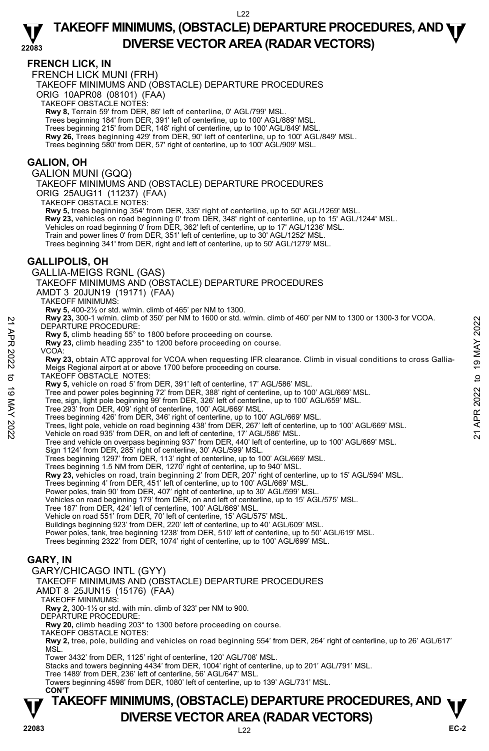## FRENCH LICK, IN

FRENCH LICK MUNI (FRH)

TAKEOFF MINIMUMS AND (OBSTACLE) DEPARTURE PROCEDURES

ORIG 10APR08 (08101) (FAA)

TAKEOFF OBSTACLE NOTES:

**Rwy 8,** Terrain 59' from DER, 86' left of centerline, 0' AGL/799' MSL.
Trees beginning 184' from DER, 391' left of centerline, up to 100' AGL/889' MSL.
Trees beginning 215' from DER, 148' right of centerline, up to 100' AGL/849' MSL.
**Rwy 26,** Trees beginning 429' from DER, 90' left of centerline, up to 100' AGL/849' MSL.
Trees beginning 580' from DER, 57' right of centerline, up to 100' AGL/909' MSL.

## GALION, OH

GALION MUNI (GQQ)

TAKEOFF MINIMUMS AND (OBSTACLE) DEPARTURE PROCEDURES

ORIG 25AUG11 (11237) (FAA)

TAKEOFF OBSTACLE NOTES:

**Rwy 5,** trees beginning 354' from DER, 335' right of centerline, up to 50' AGL/1269' MSL.
**Rwy 23,** vehicles on road beginning 0' from DER, 348' right of centerline, up to 15' AGL/1244' MSL.
Vehicles on road beginning 0' from DER, 362' left of centerline, up to 17' AGL/1236' MSL.
Train and power lines 0' from DER, 351' left of centerline, up to 30' AGL/1252' MSL.
Trees beginning 341' from DER, right and left of centerline, up to 50' AGL/1279' MSL.

## GALLIPOLIS, OH

GALLIA-MEIGS RGNL (GAS)

TAKEOFF MINIMUMS AND (OBSTACLE) DEPARTURE PROCEDURES

AMDT 3 20JUN19 (19171) (FAA)

TAKEOFF MINIMUMS:

**Rwy 5,** 400-2½ or std. w/min. climb of 465' per NM to 1300.
**Rwy 23,** 300-1 w/min. climb of 350' per NM to 1600 or std. w/min. climb of 460' per NM to 1300 or 1300-3 for VCOA.

DEPARTURE PROCEDURE:

**Rwy 5,** climb heading 55° to 1800 before proceeding on course.
**Rwy 23,** climb heading 235° to 1200 before proceeding on course.

VCOA:

**Rwy 23,** obtain ATC approval for VCOA when requesting IFR clearance. Climb in visual conditions to cross Gallia-Meigs Regional airport at or above 1700 before proceeding on course.

TAKEOFF OBSTACLE NOTES:

**Rwy 5,** vehicle on road 5' from DER, 391' left of centerline, 17' AGL/586' MSL.
Tree and power poles beginning 72' from DER, 388' right of centerline, up to 100' AGL/669' MSL.
Tree, sign, light pole beginning 99' from DER, 326' left of centerline, up to 100' AGL/659' MSL.
Tree 293' from DER, 409' right of centerline, 100' AGL/669' MSL.
Trees beginning 426' from DER, 346' right of centerline, up to 100' AGL/669' MSL.
Trees, light pole, vehicle on road beginning 438' from DER, 267' left of centerline, up to 100' AGL/669' MSL.
Vehicle on road 935' from DER, on and left of centerline, 17' AGL/586' MSL.
Tree and vehicle on overpass beginning 937' from DER, 440' left of centerline, up to 100' AGL/669' MSL.
Sign 1124' from DER, 285' right of centerline, 30' AGL/599' MSL.
Trees beginning 1297' from DER, 113' right of centerline, up to 100' AGL/669' MSL.
Trees beginning 1.5 NM from DER, 1270' right of centerline, up to 940' MSL.
**Rwy 23,** vehicles on road, train beginning 2' from DER, 207' right of centerline, up to 15' AGL/594' MSL.
Trees beginning 4' from DER, 451' left of centerline, up to 100' AGL/669' MSL.
Power poles, train 90' from DER, 407' right of centerline, up to 30' AGL/599' MSL.
Vehicles on road beginning 179' from DER, on and left of centerline, up to 15' AGL/575' MSL.
Tree 187' from DER, 424' left of centerline, 100' AGL/669' MSL.
Vehicle on road 551' from DER, 70' left of centerline, 15' AGL/575' MSL.
Buildings beginning 923' from DER, 220' left of centerline, up to 40' AGL/609' MSL.
Power poles, tank, tree beginning 1238' from DER, 510' left of centerline, up to 50' AGL/619' MSL.
Trees beginning 2322' from DER, 1074' right of centerline, up to 100' AGL/699' MSL.

## GARY, IN

GARY/CHICAGO INTL (GYY)

TAKEOFF MINIMUMS AND (OBSTACLE) DEPARTURE PROCEDURES

AMDT 8 25JUN15 (15176) (FAA)

TAKEOFF MINIMUMS:

**Rwy 2,** 300-1½ or std. with min. climb of 323' per NM to 900.

DEPARTURE PROCEDURE:

**Rwy 20,** climb heading 203° to 1300 before proceeding on course.

TAKEOFF OBSTACLE NOTES:

**Rwy 2,** tree, pole, building and vehicles on road beginning 554' from DER, 264' right of centerline, up to 26' AGL/617' MSL.
Tower 3432' from DER, 1125' right of centerline, 120' AGL/708' MSL.
Stacks and towers beginning 4434' from DER, 1004' right of centerline, up to 201' AGL/791' MSL.
Tree 1489' from DER, 236' left of centerline, 56' AGL/647' MSL.
Towers beginning 4598' from DER, 1080' left of centerline, up to 139' AGL/731' MSL.

**CON'T**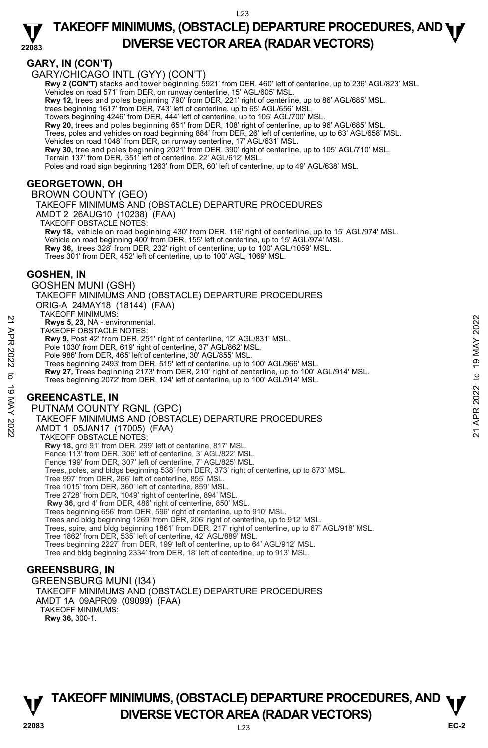## GARY, IN (CON'T)

GARY/CHICAGO INTL (GYY) (CON'T)

**Rwy 2 (CON'T)** stacks and tower beginning 5921' from DER, 460' left of centerline, up to 236' AGL/823' MSL.
Vehicles on road 571' from DER, on runway centerline, 15' AGL/605' MSL.
**Rwy 12,** trees and poles beginning 790' from DER, 221' right of centerline, up to 86' AGL/685' MSL.
trees beginning 1617' from DER, 743' left of centerline, up to 65' AGL/656' MSL.
Towers beginning 4246' from DER, 444' left of centerline, up to 105' AGL/700' MSL.
**Rwy 20,** trees and poles beginning 651' from DER, 108' right of centerline, up to 96' AGL/685' MSL.
Trees, poles and vehicles on road beginning 884' from DER, 26' left of centerline, up to 63' AGL/658' MSL.
Vehicles on road 1048' from DER, on runway centerline, 17' AGL/631' MSL.
**Rwy 30,** tree and poles beginning 2021' from DER, 390' right of centerline, up to 105' AGL/710' MSL.
Terrain 137' from DER, 351' left of centerline, 22' AGL/612' MSL.
Poles and road sign beginning 1263' from DER, 60' left of centerline, up to 49' AGL/638' MSL.

## GEORGETOWN, OH

BROWN COUNTY (GEO)
TAKEOFF MINIMUMS AND (OBSTACLE) DEPARTURE PROCEDURES
AMDT 2 26AUG10 (10238) (FAA)
TAKEOFF OBSTACLE NOTES:
**Rwy 18,** vehicle on road beginning 430' from DER, 116' right of centerline, up to 15' AGL/974' MSL.
Vehicle on road beginning 400' from DER, 155' left of centerline, up to 15' AGL/974' MSL.
**Rwy 36,** trees 328' from DER, 232' right of centerline, up to 100' AGL/1059' MSL.
Trees 301' from DER, 452' left of centerline, up to 100' AGL, 1069' MSL.

## GOSHEN, IN

GOSHEN MUNI (GSH)
TAKEOFF MINIMUMS AND (OBSTACLE) DEPARTURE PROCEDURES
ORIG-A 24MAY18 (18144) (FAA)
TAKEOFF MINIMUMS:
**Rwys 5, 23,** NA - environmental.
TAKEOFF OBSTACLE NOTES:
**Rwy 9,** Post 42' from DER, 251' right of centerline, 12' AGL/831' MSL.
Pole 1030' from DER, 619' right of centerline, 37' AGL/862' MSL.
Pole 986' from DER, 465' left of centerline, 30' AGL/855' MSL.
Trees beginning 2493' from DER, 515' left of centerline, up to 100' AGL/966' MSL.
**Rwy 27,** Trees beginning 2173' from DER, 210' right of centerline, up to 100' AGL/914' MSL.
Trees beginning 2072' from DER, 124' left of centerline, up to 100' AGL/914' MSL.

## GREENCASTLE, IN

PUTNAM COUNTY RGNL (GPC)
TAKEOFF MINIMUMS AND (OBSTACLE) DEPARTURE PROCEDURES
AMDT 1 05JAN17 (17005) (FAA)
TAKEOFF OBSTACLE NOTES:
**Rwy 18,** grd 91' from DER, 299' left of centerline, 817' MSL.
Fence 113' from DER, 306' left of centerline, 3' AGL/822' MSL.
Fence 199' from DER, 307' left of centerline, 7' AGL/825' MSL.
Trees, poles, and bldgs beginning 538' from DER, 373' right of centerline, up to 873' MSL.
Tree 997' from DER, 266' left of centerline, 855' MSL.
Tree 1015' from DER, 360' left of centerline, 859' MSL.
Tree 2728' from DER, 1049' right of centerline, 894' MSL.
**Rwy 36,** grd 4' from DER, 486' right of centerline, 850' MSL.
Trees beginning 656' from DER, 596' right of centerline, up to 910' MSL.
Trees and bldg beginning 1269' from DER, 206' right of centerline, up to 912' MSL.
Trees, spire, and bldg beginning 1861' from DER, 217' right of centerline, up to 67' AGL/918' MSL.
Tree 1862' from DER, 535' left of centerline, 42' AGL/889' MSL.
Trees beginning 2227' from DER, 199' left of centerline, up to 64' AGL/912' MSL.
Tree and bldg beginning 2334' from DER, 18' left of centerline, up to 913' MSL.

## GREENSBURG, IN

GREENSBURG MUNI (I34)
TAKEOFF MINIMUMS AND (OBSTACLE) DEPARTURE PROCEDURES
AMDT 1A 09APR09 (09099) (FAA)
TAKEOFF MINIMUMS:
**Rwy 36,** 300-1.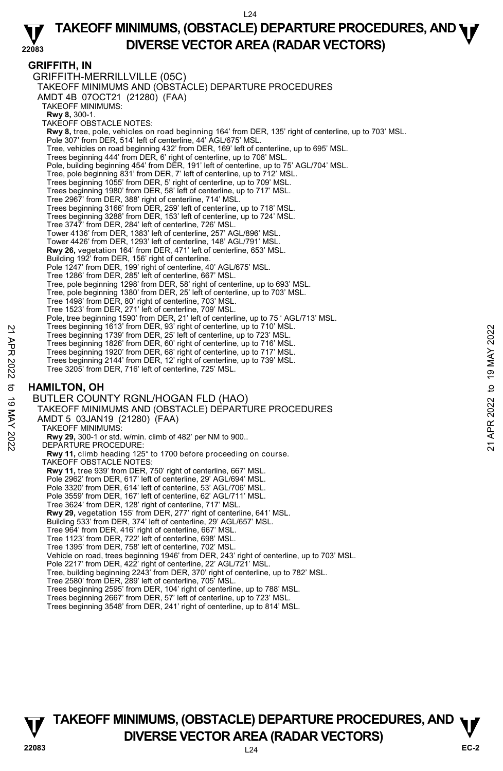## GRIFFITH, IN

### GRIFFITH-MERRILLVILLE (05C)

TAKEOFF MINIMUMS AND (OBSTACLE) DEPARTURE PROCEDURES
AMDT 4B 07OCT21 (21280) (FAA)

TAKEOFF MINIMUMS:
**Rwy 8,** 300-1.

TAKEOFF OBSTACLE NOTES:
**Rwy 8,** tree, pole, vehicles on road beginning 164' from DER, 135' right of centerline, up to 703' MSL.
Pole 307' from DER, 514' left of centerline, 44' AGL/675' MSL.
Tree, vehicles on road beginning 432' from DER, 169' left of centerline, up to 695' MSL.
Trees beginning 444' from DER, 6' right of centerline, up to 708' MSL.
Pole, building beginning 454' from DER, 191' left of centerline, up to 75' AGL/704' MSL.
Tree, pole beginning 831' from DER, 7' left of centerline, up to 712' MSL.
Trees beginning 1055' from DER, 5' right of centerline, up to 709' MSL.
Trees beginning 1980' from DER, 58' left of centerline, up to 717' MSL.
Tree 2967' from DER, 388' right of centerline, 714' MSL.
Trees beginning 3166' from DER, 259' left of centerline, up to 718' MSL.
Trees beginning 3288' from DER, 153' left of centerline, up to 724' MSL.
Tree 3747' from DER, 284' left of centerline, 726' MSL.
Tower 4136' from DER, 1383' left of centerline, 257' AGL/896' MSL.
Tower 4426' from DER, 1293' left of centerline, 148' AGL/791' MSL.
**Rwy 26,** vegetation 164' from DER, 471' left of centerline, 653' MSL.
Building 192' from DER, 156' right of centerline.
Pole 1247' from DER, 199' right of centerline, 40' AGL/675' MSL.
Tree 1286' from DER, 285' left of centerline, 667' MSL.
Tree, pole beginning 1298' from DER, 58' right of centerline, up to 693' MSL.
Tree, pole beginning 1380' from DER, 25' left of centerline, up to 703' MSL.
Tree 1498' from DER, 80' right of centerline, 703' MSL.
Tree 1523' from DER, 271' left of centerline, 709' MSL.
Pole, tree beginning 1590' from DER, 21' left of centerline, up to 75 ' AGL/713' MSL.
Trees beginning 1613' from DER, 93' right of centerline, up to 710' MSL.
Trees beginning 1739' from DER, 25' left of centerline, up to 723' MSL.
Trees beginning 1826' from DER, 60' right of centerline, up to 716' MSL.
Trees beginning 1920' from DER, 68' right of centerline, up to 717' MSL.
Trees beginning 2144' from DER, 12' right of centerline, up to 739' MSL.
Tree 3205' from DER, 716' left of centerline, 725' MSL.

## HAMILTON, OH

### BUTLER COUNTY RGNL/HOGAN FLD (HAO)

TAKEOFF MINIMUMS AND (OBSTACLE) DEPARTURE PROCEDURES
AMDT 5 03JAN19 (21280) (FAA)

TAKEOFF MINIMUMS:
**Rwy 29,** 300-1 or std. w/min. climb of 482' per NM to 900..

DEPARTURE PROCEDURE:
**Rwy 11,** climb heading 125° to 1700 before proceeding on course.

TAKEOFF OBSTACLE NOTES:
**Rwy 11,** tree 939' from DER, 750' right of centerline, 667' MSL.
Pole 2962' from DER, 617' left of centerline, 29' AGL/694' MSL.
Pole 3320' from DER, 614' left of centerline, 53' AGL/706' MSL.
Pole 3559' from DER, 167' left of centerline, 62' AGL/711' MSL.
Tree 3624' from DER, 128' right of centerline, 717' MSL.
**Rwy 29,** vegetation 155' from DER, 277' right of centerline, 641' MSL.
Building 533' from DER, 374' left of centerline, 29' AGL/657' MSL.
Tree 964' from DER, 416' right of centerline, 667' MSL.
Tree 1123' from DER, 722' left of centerline, 698' MSL.
Tree 1395' from DER, 758' left of centerline, 702' MSL.
Vehicle on road, trees beginning 1946' from DER, 243' right of centerline, up to 703' MSL.
Pole 2217' from DER, 422' right of centerline, 22' AGL/721' MSL.
Tree, building beginning 2243' from DER, 370' right of centerline, up to 782' MSL.
Tree 2580' from DER, 289' left of centerline, 705' MSL.
Trees beginning 2595' from DER, 104' right of centerline, up to 788' MSL.
Trees beginning 2667' from DER, 57' left of centerline, up to 723' MSL.
Trees beginning 3548' from DER, 241' right of centerline, up to 814' MSL.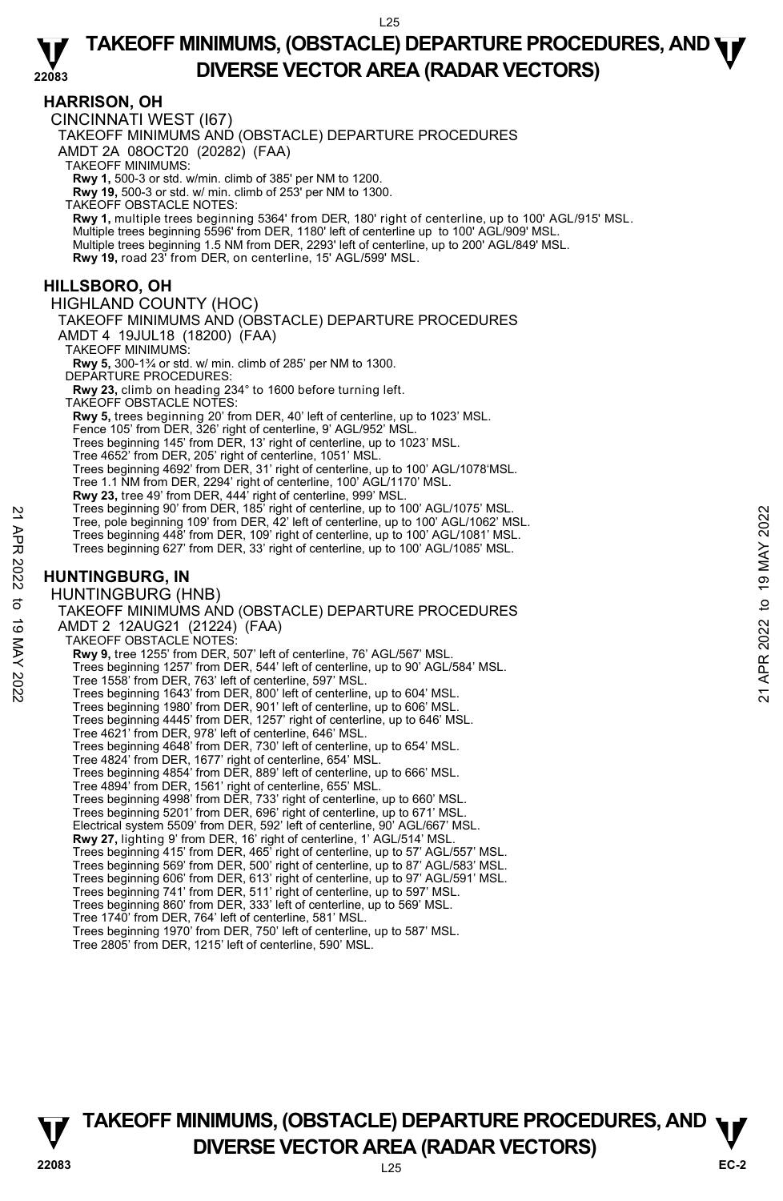## HARRISON, OH

CINCINNATI WEST (I67)

TAKEOFF MINIMUMS AND (OBSTACLE) DEPARTURE PROCEDURES

AMDT 2A 08OCT20 (20282) (FAA)

TAKEOFF MINIMUMS:

**Rwy 1,** 500-3 or std. w/min. climb of 385' per NM to 1200.

**Rwy 19,** 500-3 or std. w/ min. climb of 253' per NM to 1300.

TAKEOFF OBSTACLE NOTES:

**Rwy 1,** multiple trees beginning 5364' from DER, 180' right of centerline, up to 100' AGL/915' MSL.
Multiple trees beginning 5596' from DER, 1180' left of centerline up to 100' AGL/909' MSL.
Multiple trees beginning 1.5 NM from DER, 2293' left of centerline, up to 200' AGL/849' MSL.

**Rwy 19,** road 23' from DER, on centerline, 15' AGL/599' MSL.

## HILLSBORO, OH

HIGHLAND COUNTY (HOC)

TAKEOFF MINIMUMS AND (OBSTACLE) DEPARTURE PROCEDURES

AMDT 4 19JUL18 (18200) (FAA)

TAKEOFF MINIMUMS:

**Rwy 5,** 300-1¾ or std. w/ min. climb of 285' per NM to 1300.

DEPARTURE PROCEDURES:

**Rwy 23,** climb on heading 234° to 1600 before turning left.

TAKEOFF OBSTACLE NOTES:

**Rwy 5,** trees beginning 20' from DER, 40' left of centerline, up to 1023' MSL.
Fence 105' from DER, 326' right of centerline, 9' AGL/952' MSL.
Trees beginning 145' from DER, 13' right of centerline, up to 1023' MSL.
Tree 4652' from DER, 205' right of centerline, 1051' MSL.
Trees beginning 4692' from DER, 31' right of centerline, up to 100' AGL/1078'MSL.
Tree 1.1 NM from DER, 2294' right of centerline, 100' AGL/1170' MSL.

**Rwy 23,** tree 49' from DER, 444' right of centerline, 999' MSL.
Trees beginning 90' from DER, 185' right of centerline, up to 100' AGL/1075' MSL.
Tree, pole beginning 109' from DER, 42' left of centerline, up to 100' AGL/1062' MSL.
Trees beginning 448' from DER, 109' right of centerline, up to 100' AGL/1081' MSL.
Trees beginning 627' from DER, 33' right of centerline, up to 100' AGL/1085' MSL.

## HUNTINGBURG, IN

HUNTINGBURG (HNB)

TAKEOFF MINIMUMS AND (OBSTACLE) DEPARTURE PROCEDURES

AMDT 2 12AUG21 (21224) (FAA)

TAKEOFF OBSTACLE NOTES:

**Rwy 9,** tree 1255' from DER, 507' left of centerline, 76' AGL/567' MSL.
Trees beginning 1257' from DER, 544' left of centerline, up to 90' AGL/584' MSL.
Tree 1558' from DER, 763' left of centerline, 597' MSL.
Trees beginning 1643' from DER, 800' left of centerline, up to 604' MSL.
Trees beginning 1980' from DER, 901' left of centerline, up to 606' MSL.
Trees beginning 4445' from DER, 1257' right of centerline, up to 646' MSL.
Tree 4621' from DER, 978' left of centerline, 646' MSL.
Trees beginning 4648' from DER, 730' left of centerline, up to 654' MSL.
Tree 4824' from DER, 1677' right of centerline, 654' MSL.
Trees beginning 4854' from DER, 889' left of centerline, up to 666' MSL.
Tree 4894' from DER, 1561' right of centerline, 655' MSL.
Trees beginning 4998' from DER, 733' right of centerline, up to 660' MSL.
Trees beginning 5201' from DER, 696' right of centerline, up to 671' MSL.
Electrical system 5509' from DER, 592' left of centerline, 90' AGL/667' MSL.

**Rwy 27,** lighting 9' from DER, 16' right of centerline, 1' AGL/514' MSL.
Trees beginning 415' from DER, 465' right of centerline, up to 57' AGL/557' MSL.
Trees beginning 569' from DER, 500' right of centerline, up to 87' AGL/583' MSL.
Trees beginning 606' from DER, 613' right of centerline, up to 97' AGL/591' MSL.
Trees beginning 741' from DER, 511' right of centerline, up to 597' MSL.
Trees beginning 860' from DER, 333' left of centerline, up to 569' MSL.
Tree 1740' from DER, 764' left of centerline, 581' MSL.
Trees beginning 1970' from DER, 750' left of centerline, up to 587' MSL.
Tree 2805' from DER, 1215' left of centerline, 590' MSL.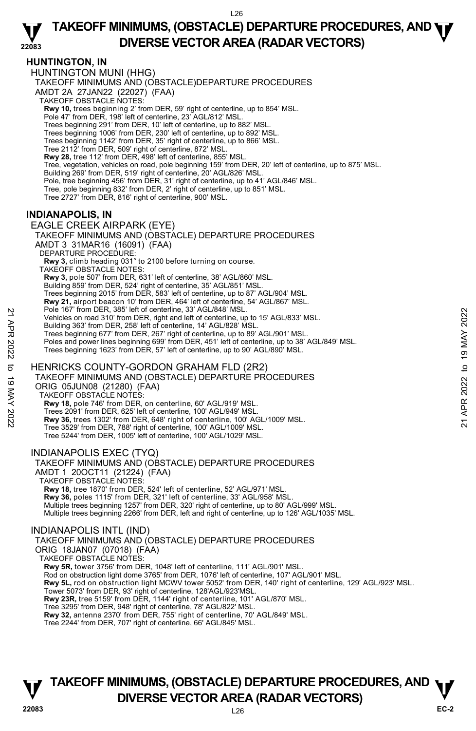## HUNTINGTON, IN

### HUNTINGTON MUNI (HHG)

TAKEOFF MINIMUMS AND (OBSTACLE)DEPARTURE PROCEDURES
AMDT 2A 27JAN22 (22027) (FAA)

TAKEOFF OBSTACLE NOTES:

**Rwy 10,** trees beginning 2' from DER, 59' right of centerline, up to 854' MSL.
Pole 47' from DER, 198' left of centerline, 23' AGL/812' MSL.
Trees beginning 291' from DER, 10' left of centerline, up to 882' MSL.
Trees beginning 1006' from DER, 230' left of centerline, up to 892' MSL.
Trees beginning 1142' from DER, 35' right of centerline, up to 866' MSL.
Tree 2112' from DER, 509' right of centerline, 872' MSL.
**Rwy 28,** tree 112' from DER, 498' left of centerline, 855' MSL.
Tree, vegetation, vehicles on road, pole beginning 159' from DER, 20' left of centerline, up to 875' MSL.
Building 269' from DER, 519' right of centerline, 20' AGL/826' MSL.
Pole, tree beginning 456' from DER, 31' right of centerline, up to 41' AGL/846' MSL.
Tree, pole beginning 832' from DER, 2' right of centerline, up to 851' MSL.
Tree 2727' from DER, 816' right of centerline, 900' MSL.

## INDIANAPOLIS, IN

### EAGLE CREEK AIRPARK (EYE)

TAKEOFF MINIMUMS AND (OBSTACLE) DEPARTURE PROCEDURES
AMDT 3 31MAR16 (16091) (FAA)

DEPARTURE PROCEDURE:

**Rwy 3,** climb heading 031° to 2100 before turning on course.

TAKEOFF OBSTACLE NOTES:

**Rwy 3,** pole 507' from DER, 631' left of centerline, 38' AGL/860' MSL.
Building 859' from DER, 524' right of centerline, 35' AGL/851' MSL.
Trees beginning 2015' from DER, 583' left of centerline, up to 87' AGL/904' MSL.
**Rwy 21,** airport beacon 10' from DER, 464' left of centerline, 54' AGL/867' MSL.
Pole 167' from DER, 385' left of centerline, 33' AGL/848' MSL.
Vehicles on road 310' from DER, right and left of centerline, up to 15' AGL/833' MSL.
Building 363' from DER, 258' left of centerline, 14' AGL/828' MSL.
Trees beginning 677' from DER, 267' right of centerline, up to 89' AGL/901' MSL.
Poles and power lines beginning 699' from DER, 451' left of centerline, up to 38' AGL/849' MSL.
Trees beginning 1623' from DER, 57' left of centerline, up to 90' AGL/890' MSL.

### HENRICKS COUNTY-GORDON GRAHAM FLD (2R2)

TAKEOFF MINIMUMS AND (OBSTACLE) DEPARTURE PROCEDURES
ORIG 05JUN08 (21280) (FAA)

TAKEOFF OBSTACLE NOTES:

**Rwy 18,** pole 746' from DER, on centerline, 60' AGL/919' MSL.
Trees 2091' from DER, 625' left of centerline, 100' AGL/949' MSL.
**Rwy 36,** trees 1302' from DER, 648' right of centerline, 100' AGL/1009' MSL.
Tree 3529' from DER, 788' right of centerline, 100' AGL/1009' MSL.
Tree 5244' from DER, 1005' left of centerline, 100' AGL/1029' MSL.

### INDIANAPOLIS EXEC (TYQ)

TAKEOFF MINIMUMS AND (OBSTACLE) DEPARTURE PROCEDURES
AMDT 1 20OCT11 (21224) (FAA)

TAKEOFF OBSTACLE NOTES:

**Rwy 18,** tree 1870' from DER, 524' left of centerline, 52' AGL/971' MSL.
**Rwy 36,** poles 1115' from DER, 321' left of centerline, 33' AGL/958' MSL.
Multiple trees beginning 1257' from DER, 320' right of centerline, up to 80' AGL/999' MSL.
Multiple trees beginning 2266' from DER, left and right of centerline, up to 126' AGL/1035' MSL.

### INDIANAPOLIS INTL (IND)

TAKEOFF MINIMUMS AND (OBSTACLE) DEPARTURE PROCEDURES
ORIG 18JAN07 (07018) (FAA)

TAKEOFF OBSTACLE NOTES:

**Rwy 5R,** tower 3756' from DER, 1048' left of centerline, 111' AGL/901' MSL.
Rod on obstruction light dome 3765' from DER, 1076' left of centerline, 107' AGL/901' MSL.
**Rwy 5L,** rod on obstruction light MCWV tower 5052' from DER, 140' right of centerline, 129' AGL/923' MSL.
Tower 5073' from DER, 93' right of centerline, 128'AGL/923'MSL.
**Rwy 23R,** tree 5159' from DER, 1144' right of centerline, 101' AGL/870' MSL.
Tree 3295' from DER, 948' right of centerline, 78' AGL/822' MSL.
**Rwy 32,** antenna 2370' from DER, 755' right of centerline, 70' AGL/849' MSL.
Tree 2244' from DER, 707' right of centerline, 66' AGL/845' MSL.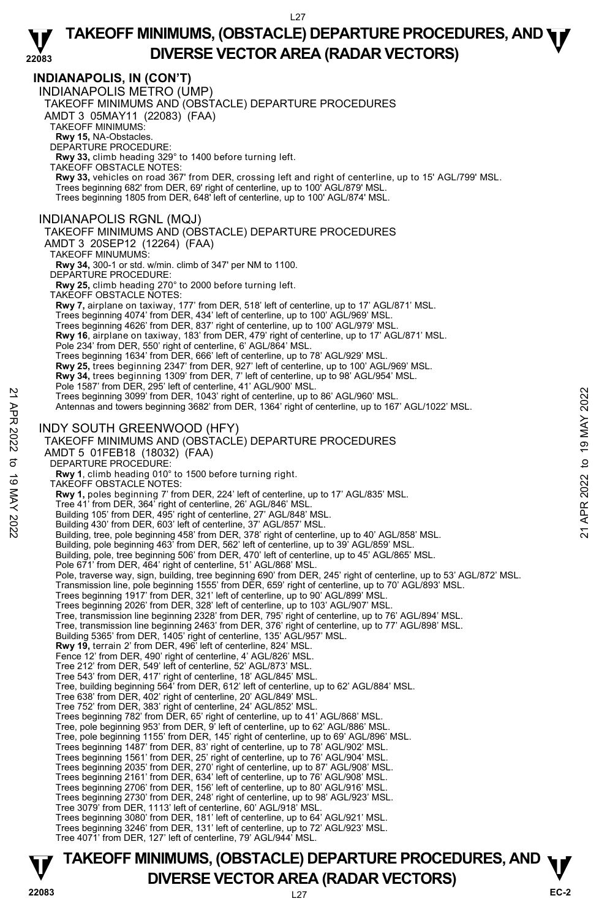## INDIANAPOLIS, IN (CON'T)

### INDIANAPOLIS METRO (UMP)

TAKEOFF MINIMUMS AND (OBSTACLE) DEPARTURE PROCEDURES
AMDT 3 05MAY11 (22083) (FAA)

TAKEOFF MINIMUMS:
**Rwy 15,** NA-Obstacles.

DEPARTURE PROCEDURE:
**Rwy 33,** climb heading 329° to 1400 before turning left.

TAKEOFF OBSTACLE NOTES:
**Rwy 33,** vehicles on road 367' from DER, crossing left and right of centerline, up to 15' AGL/799' MSL.
Trees beginning 682' from DER, 69' right of centerline, up to 100' AGL/879' MSL.
Trees beginning 1805 from DER, 648' left of centerline, up to 100' AGL/874' MSL.

### INDIANAPOLIS RGNL (MQJ)

TAKEOFF MINIMUMS AND (OBSTACLE) DEPARTURE PROCEDURES
AMDT 3 20SEP12 (12264) (FAA)

TAKEOFF MINUMUMS:
**Rwy 34,** 300-1 or std. w/min. climb of 347' per NM to 1100.

DEPARTURE PROCEDURE:
**Rwy 25,** climb heading 270° to 2000 before turning left.

TAKEOFF OBSTACLE NOTES:
**Rwy 7,** airplane on taxiway, 177' from DER, 518' left of centerline, up to 17' AGL/871' MSL.
Trees beginning 4074' from DER, 434' left of centerline, up to 100' AGL/969' MSL.
Trees beginning 4626' from DER, 837' right of centerline, up to 100' AGL/979' MSL.
**Rwy 16**, airplane on taxiway, 183' from DER, 479' right of centerline, up to 17' AGL/871' MSL.
Pole 234' from DER, 550' right of centerline, 6' AGL/864' MSL.
Trees beginning 1634' from DER, 666' left of centerline, up to 78' AGL/929' MSL.
**Rwy 25,** trees beginning 2347' from DER, 927' left of centerline, up to 100' AGL/969' MSL.
**Rwy 34,** trees beginning 1309' from DER, 7' left of centerline, up to 98' AGL/954' MSL.
Pole 1587' from DER, 295' left of centerline, 41' AGL/900' MSL.
Trees beginning 3099' from DER, 1043' right of centerline, up to 86' AGL/960' MSL.
Antennas and towers beginning 3682' from DER, 1364' right of centerline, up to 167' AGL/1022' MSL.

### INDY SOUTH GREENWOOD (HFY)

TAKEOFF MINIMUMS AND (OBSTACLE) DEPARTURE PROCEDURES
AMDT 5 01FEB18 (18032) (FAA)

DEPARTURE PROCEDURE:
**Rwy 1**, climb heading 010° to 1500 before turning right.

TAKEOFF OBSTACLE NOTES:
**Rwy 1,** poles beginning 7' from DER, 224' left of centerline, up to 17' AGL/835' MSL.
Tree 41' from DER, 364' right of centerline, 26' AGL/846' MSL.
Building 105' from DER, 495' right of centerline, 27' AGL/848' MSL.
Building 430' from DER, 603' left of centerline, 37' AGL/857' MSL.
Building, tree, pole beginning 458' from DER, 378' right of centerline, up to 40' AGL/858' MSL.
Building, pole beginning 463' from DER, 562' left of centerline, up to 39' AGL/859' MSL.
Building, pole, tree beginning 506' from DER, 470' left of centerline, up to 45' AGL/865' MSL.
Pole 671' from DER, 464' right of centerline, 51' AGL/868' MSL.
Pole, traverse way, sign, building, tree beginning 690' from DER, 245' right of centerline, up to 53' AGL/872' MSL.
Transmission line, pole beginning 1555' from DER, 659' right of centerline, up to 70' AGL/893' MSL.
Trees beginning 1917' from DER, 321' left of centerline, up to 90' AGL/899' MSL.
Trees beginning 2026' from DER, 328' left of centerline, up to 103' AGL/907' MSL.
Tree, transmission line beginning 2328' from DER, 795' right of centerline, up to 76' AGL/894' MSL.
Tree, transmission line beginning 2463' from DER, 376' right of centerline, up to 77' AGL/898' MSL.
Building 5365' from DER, 1405' right of centerline, 135' AGL/957' MSL.
**Rwy 19,** terrain 2' from DER, 496' left of centerline, 824' MSL.
Fence 12' from DER, 490' right of centerline, 4' AGL/826' MSL.
Tree 212' from DER, 549' left of centerline, 52' AGL/873' MSL.
Tree 543' from DER, 417' right of centerline, 18' AGL/845' MSL.
Tree, building beginning 564' from DER, 612' left of centerline, up to 62' AGL/884' MSL.
Tree 638' from DER, 402' right of centerline, 20' AGL/849' MSL.
Tree 752' from DER, 383' right of centerline, 24' AGL/852' MSL.
Trees beginning 782' from DER, 65' right of centerline, up to 41' AGL/868' MSL.
Tree, pole beginning 953' from DER, 9' left of centerline, up to 62' AGL/886' MSL.
Tree, pole beginning 1155' from DER, 145' right of centerline, up to 69' AGL/896' MSL.
Trees beginning 1487' from DER, 83' right of centerline, up to 78' AGL/902' MSL.
Trees beginning 1561' from DER, 25' right of centerline, up to 76' AGL/904' MSL.
Trees beginning 2035' from DER, 270' right of centerline, up to 87' AGL/908' MSL.
Trees beginning 2161' from DER, 634' left of centerline, up to 76' AGL/908' MSL.
Trees beginning 2706' from DER, 156' left of centerline, up to 80' AGL/916' MSL.
Trees beginning 2730' from DER, 248' right of centerline, up to 98' AGL/923' MSL.
Tree 3079' from DER, 1113' left of centerline, 60' AGL/918' MSL.
Trees beginning 3080' from DER, 181' left of centerline, up to 64' AGL/921' MSL.
Trees beginning 3246' from DER, 131' left of centerline, up to 72' AGL/923' MSL.
Tree 4071' from DER, 127' left of centerline, 79' AGL/944' MSL.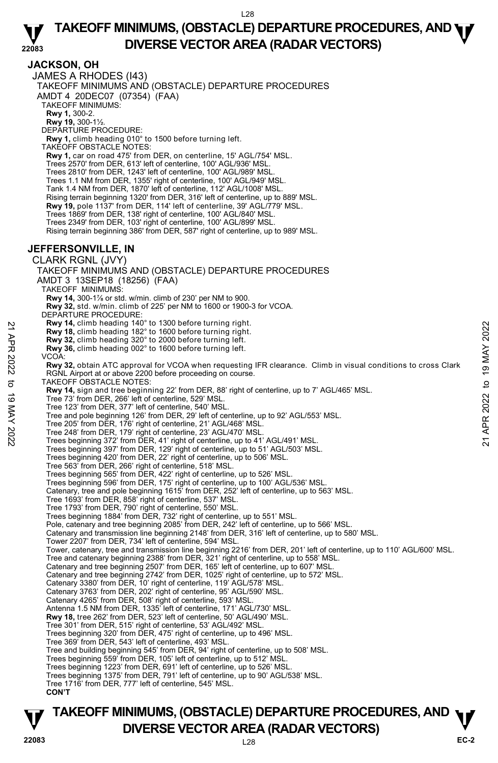# TAKEOFF MINIMUMS, (OBSTACLE) DEPARTURE PROCEDURES, AND DIVERSE VECTOR AREA (RADAR VECTORS)

## JACKSON, OH

JAMES A RHODES (I43)
TAKEOFF MINIMUMS AND (OBSTACLE) DEPARTURE PROCEDURES
AMDT 4 20DEC07 (07354) (FAA)
TAKEOFF MINIMUMS:
**Rwy 1,** 300-2.
**Rwy 19,** 300-1½.
DEPARTURE PROCEDURE:
**Rwy 1,** climb heading 010° to 1500 before turning left.
TAKEOFF OBSTACLE NOTES:
**Rwy 1,** car on road 475' from DER, on centerline, 15' AGL/754' MSL.
Trees 2570' from DER, 613' left of centerline, 100' AGL/936' MSL.
Trees 2810' from DER, 1243' left of centerline, 100' AGL/989' MSL.
Trees 1.1 NM from DER, 1355' right of centerline, 100' AGL/949' MSL.
Tank 1.4 NM from DER, 1870' left of centerline, 112' AGL/1008' MSL.
Rising terrain beginning 1320' from DER, 316' left of centerline, up to 889' MSL.
**Rwy 19,** pole 1137' from DER, 114' left of centerline, 39' AGL/779' MSL.
Trees 1869' from DER, 138' right of centerline, 100' AGL/840' MSL.
Trees 2349' from DER, 103' right of centerline, 100' AGL/899' MSL.
Rising terrain beginning 386' from DER, 587' right of centerline, up to 989' MSL.

## JEFFERSONVILLE, IN

CLARK RGNL (JVY)
TAKEOFF MINIMUMS AND (OBSTACLE) DEPARTURE PROCEDURES
AMDT 3 13SEP18 (18256) (FAA)
TAKEOFF MINIMUMS:
**Rwy 14,** 300-1⅞ or std. w/min. climb of 230' per NM to 900.
**Rwy 32,** std. w/min. climb of 225' per NM to 1600 or 1900-3 for VCOA.
DEPARTURE PROCEDURE:
**Rwy 14,** climb heading 140° to 1300 before turning right.
**Rwy 18,** climb heading 182° to 1600 before turning right.
**Rwy 32,** climb heading 320° to 2000 before turning left.
**Rwy 36,** climb heading 002° to 1600 before turning left.
VCOA:
**Rwy 32,** obtain ATC approval for VCOA when requesting IFR clearance. Climb in visual conditions to cross Clark RGNL Airport at or above 2200 before proceeding on course.
TAKEOFF OBSTACLE NOTES:
**Rwy 14,** sign and tree beginning 22' from DER, 88' right of centerline, up to 7' AGL/465' MSL.
Tree 73' from DER, 266' left of centerline, 529' MSL.
Tree 123' from DER, 377' left of centerline, 540' MSL.
Tree and pole beginning 126' from DER, 29' left of centerline, up to 92' AGL/553' MSL.
Tree 205' from DER, 176' right of centerline, 21' AGL/468' MSL.
Tree 248' from DER, 179' right of centerline, 23' AGL/470' MSL.
Trees beginning 372' from DER, 41' right of centerline, up to 41' AGL/491' MSL.
Trees beginning 397' from DER, 129' right of centerline, up to 51' AGL/503' MSL.
Trees beginning 420' from DER, 22' right of centerline, up to 506' MSL.
Tree 563' from DER, 266' right of centerline, 518' MSL.
Trees beginning 565' from DER, 422' right of centerline, up to 526' MSL.
Trees beginning 596' from DER, 175' right of centerline, up to 100' AGL/536' MSL.
Catenary, tree and pole beginning 1615' from DER, 252' left of centerline, up to 563' MSL.
Tree 1693' from DER, 858' right of centerline, 537' MSL.
Tree 1793' from DER, 790' right of centerline, 550' MSL.
Trees beginning 1884' from DER, 732' right of centerline, up to 551' MSL.
Pole, catenary and tree beginning 2085' from DER, 242' left of centerline, up to 566' MSL.
Catenary and transmission line beginning 2148' from DER, 316' left of centerline, up to 580' MSL.
Tower 2207' from DER, 734' left of centerline, 594' MSL.
Tower, catenary, tree and transmission line beginning 2216' from DER, 201' left of centerline, up to 110' AGL/600' MSL.
Tree and catenary beginning 2388' from DER, 321' right of centerline, up to 558' MSL.
Catenary and tree beginning 2507' from DER, 165' left of centerline, up to 607' MSL.
Catenary and tree beginning 2742' from DER, 1025' right of centerline, up to 572' MSL.
Catenary 3380' from DER, 10' right of centerline, 119' AGL/578' MSL.
Catenary 3763' from DER, 202' right of centerline, 95' AGL/590' MSL.
Catenary 4265' from DER, 508' right of centerline, 593' MSL.
Antenna 1.5 NM from DER, 1335' left of centerline, 171' AGL/730' MSL.
**Rwy 18,** tree 262' from DER, 523' left of centerline, 50' AGL/490' MSL.
Tree 301' from DER, 515' right of centerline, 53' AGL/492' MSL.
Trees beginning 320' from DER, 475' right of centerline, up to 496' MSL.
Tree 369' from DER, 543' left of centerline, 493' MSL.
Tree and building beginning 545' from DER, 94' right of centerline, up to 508' MSL.
Trees beginning 559' from DER, 105' left of centerline, up to 512' MSL.
Trees beginning 1223' from DER, 691' left of centerline, up to 526' MSL.
Trees beginning 1375' from DER, 791' left of centerline, up to 90' AGL/538' MSL.
Tree 1716' from DER, 777' left of centerline, 545' MSL.
**CON'T**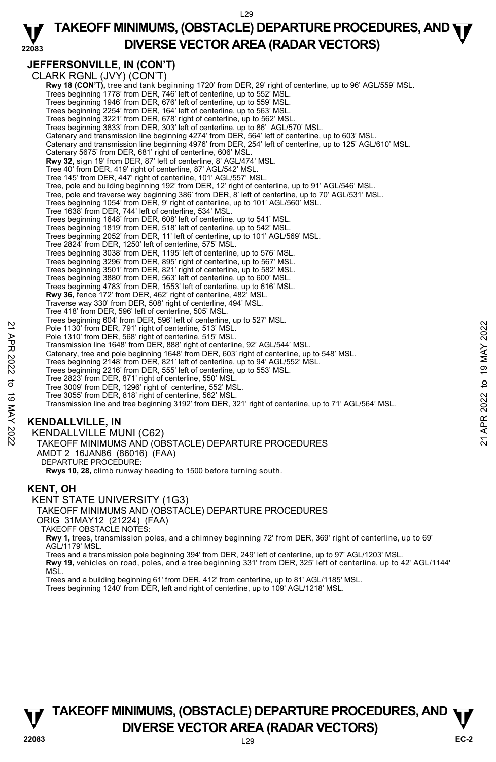## JEFFERSONVILLE, IN (CON'T)

CLARK RGNL (JVY) (CON'T)

**Rwy 18 (CON'T),** tree and tank beginning 1720' from DER, 29' right of centerline, up to 96' AGL/559' MSL.
Trees beginning 1778' from DER, 746' left of centerline, up to 552' MSL.
Trees beginning 1946' from DER, 676' left of centerline, up to 559' MSL.
Trees beginning 2254' from DER, 164' left of centerline, up to 563' MSL.
Trees beginning 3221' from DER, 678' right of centerline, up to 562' MSL.
Trees beginning 3833' from DER, 303' left of centerline, up to 86' AGL/570' MSL.
Catenary and transmission line beginning 4274' from DER, 564' left of centerline, up to 603' MSL.
Catenary and transmission line beginning 4976' from DER, 254' left of centerline, up to 125' AGL/610' MSL.
Catenary 5675' from DER, 681' right of centerline, 606' MSL.
**Rwy 32,** sign 19' from DER, 87' left of centerline, 8' AGL/474' MSL.
Tree 40' from DER, 419' right of centerline, 87' AGL/542' MSL.
Tree 145' from DER, 447' right of centerline, 101' AGL/557' MSL.
Tree, pole and building beginning 192' from DER, 12' right of centerline, up to 91' AGL/546' MSL.
Tree, pole and traverse way beginning 386' from DER, 8' left of centerline, up to 70' AGL/531' MSL.
Trees beginning 1054' from DER, 9' right of centerline, up to 101' AGL/560' MSL.
Tree 1638' from DER, 744' left of centerline, 534' MSL.
Trees beginning 1648' from DER, 608' left of centerline, up to 541' MSL.
Trees beginning 1819' from DER, 518' left of centerline, up to 542' MSL.
Trees beginning 2052' from DER, 11' left of centerline, up to 101' AGL/569' MSL.
Tree 2824' from DER, 1250' left of centerline, 575' MSL.
Trees beginning 3038' from DER, 1195' left of centerline, up to 576' MSL.
Trees beginning 3296' from DER, 895' right of centerline, up to 567' MSL.
Trees beginning 3501' from DER, 821' right of centerline, up to 582' MSL.
Trees beginning 3880' from DER, 563' left of centerline, up to 600' MSL.
Trees beginning 4783' from DER, 1553' left of centerline, up to 616' MSL.
**Rwy 36,** fence 172' from DER, 462' right of centerline, 482' MSL.
Traverse way 330' from DER, 508' right of centerline, 494' MSL.
Tree 418' from DER, 596' left of centerline, 505' MSL.
Trees beginning 604' from DER, 596' left of centerline, up to 527' MSL.
Pole 1130' from DER, 791' right of centerline, 513' MSL.
Pole 1310' from DER, 568' right of centerline, 515' MSL.
Transmission line 1648' from DER, 888' right of centerline, 92' AGL/544' MSL.
Catenary, tree and pole beginning 1648' from DER, 603' right of centerline, up to 548' MSL.
Trees beginning 2148' from DER, 821' left of centerline, up to 94' AGL/552' MSL.
Trees beginning 2216' from DER, 555' left of centerline, up to 553' MSL.
Tree 2823' from DER, 871' right of centerline, 550' MSL.
Tree 3009' from DER, 1296' right of centerline, 552' MSL.
Tree 3055' from DER, 818' right of centerline, 562' MSL.
Transmission line and tree beginning 3192' from DER, 321' right of centerline, up to 71' AGL/564' MSL.

## KENDALLVILLE, IN

KENDALLVILLE MUNI (C62)
TAKEOFF MINIMUMS AND (OBSTACLE) DEPARTURE PROCEDURES
AMDT 2 16JAN86 (86016) (FAA)
DEPARTURE PROCEDURE:
**Rwys 10, 28,** climb runway heading to 1500 before turning south.

## KENT, OH

KENT STATE UNIVERSITY (1G3)
TAKEOFF MINIMUMS AND (OBSTACLE) DEPARTURE PROCEDURES
ORIG 31MAY12 (21224) (FAA)
TAKEOFF OBSTACLE NOTES:
**Rwy 1,** trees, transmission poles, and a chimney beginning 72' from DER, 369' right of centerline, up to 69' AGL/1179' MSL.
Trees and a transmission pole beginning 394' from DER, 249' left of centerline, up to 97' AGL/1203' MSL.
**Rwy 19,** vehicles on road, poles, and a tree beginning 331' from DER, 325' left of centerline, up to 42' AGL/1144' MSL.
Trees and a building beginning 61' from DER, 412' from centerline, up to 81' AGL/1185' MSL.
Trees beginning 1240' from DER, left and right of centerline, up to 109' AGL/1218' MSL.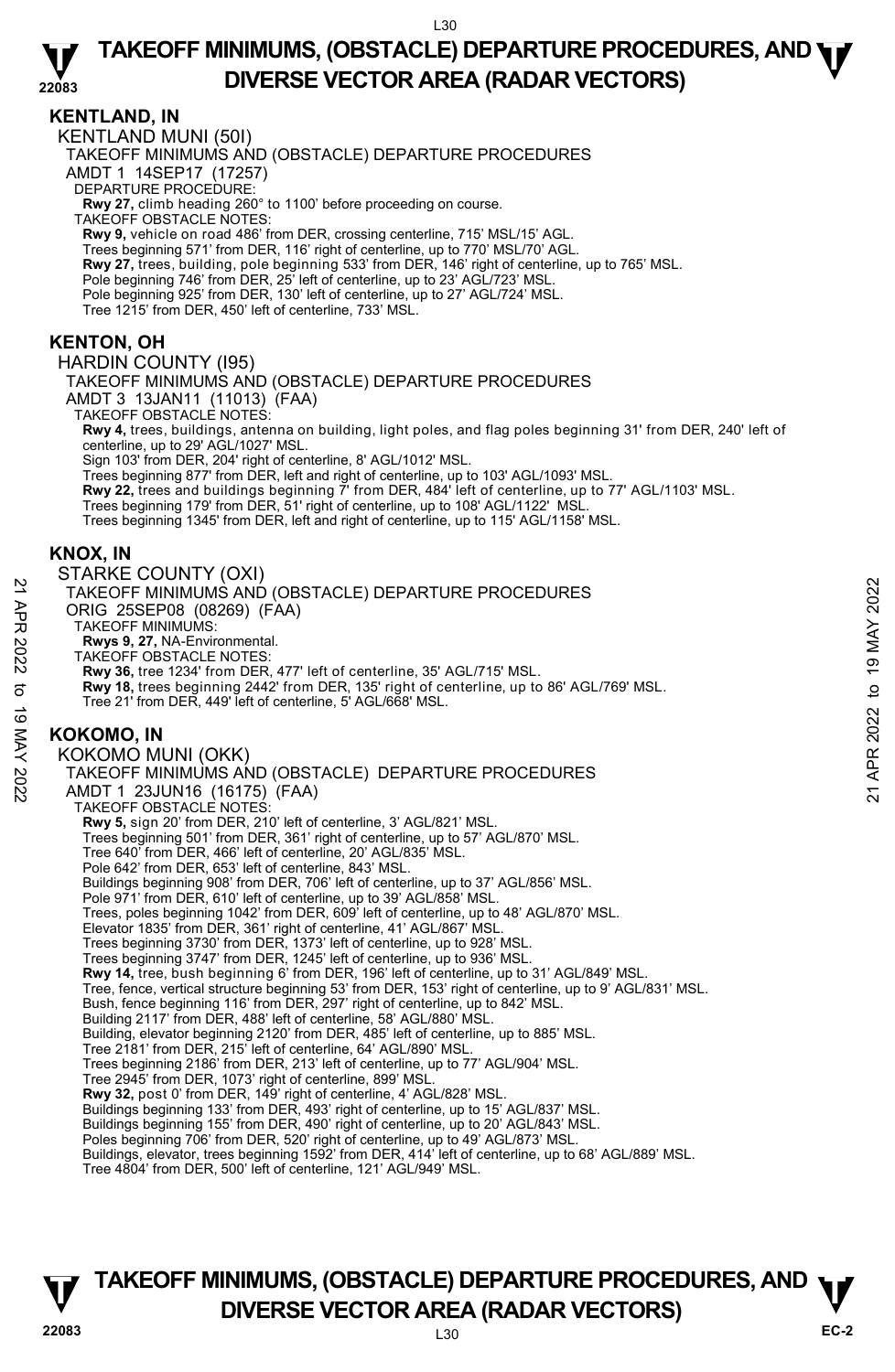## KENTLAND, IN

KENTLAND MUNI (50I)

TAKEOFF MINIMUMS AND (OBSTACLE) DEPARTURE PROCEDURES

AMDT 1 14SEP17 (17257)

DEPARTURE PROCEDURE:

**Rwy 27,** climb heading 260° to 1100' before proceeding on course.

TAKEOFF OBSTACLE NOTES:

**Rwy 9,** vehicle on road 486' from DER, crossing centerline, 715' MSL/15' AGL.
Trees beginning 571' from DER, 116' right of centerline, up to 770' MSL/70' AGL.
**Rwy 27,** trees, building, pole beginning 533' from DER, 146' right of centerline, up to 765' MSL.
Pole beginning 746' from DER, 25' left of centerline, up to 23' AGL/723' MSL.
Pole beginning 925' from DER, 130' left of centerline, up to 27' AGL/724' MSL.
Tree 1215' from DER, 450' left of centerline, 733' MSL.

## KENTON, OH

HARDIN COUNTY (I95)

TAKEOFF MINIMUMS AND (OBSTACLE) DEPARTURE PROCEDURES

AMDT 3 13JAN11 (11013) (FAA)

TAKEOFF OBSTACLE NOTES:

**Rwy 4,** trees, buildings, antenna on building, light poles, and flag poles beginning 31' from DER, 240' left of centerline, up to 29' AGL/1027' MSL.
Sign 103' from DER, 204' right of centerline, 8' AGL/1012' MSL.
Trees beginning 877' from DER, left and right of centerline, up to 103' AGL/1093' MSL.
**Rwy 22,** trees and buildings beginning 7' from DER, 484' left of centerline, up to 77' AGL/1103' MSL.
Trees beginning 179' from DER, 51' right of centerline, up to 108' AGL/1122' MSL.
Trees beginning 1345' from DER, left and right of centerline, up to 115' AGL/1158' MSL.

## KNOX, IN

STARKE COUNTY (OXI)

TAKEOFF MINIMUMS AND (OBSTACLE) DEPARTURE PROCEDURES

ORIG 25SEP08 (08269) (FAA)

TAKEOFF MINIMUMS:

**Rwys 9, 27,** NA-Environmental.

TAKEOFF OBSTACLE NOTES:

**Rwy 36,** tree 1234' from DER, 477' left of centerline, 35' AGL/715' MSL.
**Rwy 18,** trees beginning 2442' from DER, 135' right of centerline, up to 86' AGL/769' MSL.
Tree 21' from DER, 449' left of centerline, 5' AGL/668' MSL.

## KOKOMO, IN

KOKOMO MUNI (OKK)

TAKEOFF MINIMUMS AND (OBSTACLE) DEPARTURE PROCEDURES

AMDT 1 23JUN16 (16175) (FAA)

TAKEOFF OBSTACLE NOTES:

**Rwy 5,** sign 20' from DER, 210' left of centerline, 3' AGL/821' MSL.
Trees beginning 501' from DER, 361' right of centerline, up to 57' AGL/870' MSL.
Tree 640' from DER, 466' left of centerline, 20' AGL/835' MSL.
Pole 642' from DER, 653' left of centerline, 843' MSL.
Buildings beginning 908' from DER, 706' left of centerline, up to 37' AGL/856' MSL.
Pole 971' from DER, 610' left of centerline, up to 39' AGL/858' MSL.
Trees, poles beginning 1042' from DER, 609' left of centerline, up to 48' AGL/870' MSL.
Elevator 1835' from DER, 361' right of centerline, 41' AGL/867' MSL.
Trees beginning 3730' from DER, 1373' left of centerline, up to 928' MSL.
Trees beginning 3747' from DER, 1245' left of centerline, up to 936' MSL.
**Rwy 14,** tree, bush beginning 6' from DER, 196' left of centerline, up to 31' AGL/849' MSL.
Tree, fence, vertical structure beginning 53' from DER, 153' right of centerline, up to 9' AGL/831' MSL.
Bush, fence beginning 116' from DER, 297' right of centerline, up to 842' MSL.
Building 2117' from DER, 488' left of centerline, 58' AGL/880' MSL.
Building, elevator beginning 2120' from DER, 485' left of centerline, up to 885' MSL.
Tree 2181' from DER, 215' left of centerline, 64' AGL/890' MSL.
Trees beginning 2186' from DER, 213' left of centerline, up to 77' AGL/904' MSL.
Tree 2945' from DER, 1073' right of centerline, 899' MSL.
**Rwy 32,** post 0' from DER, 149' right of centerline, 4' AGL/828' MSL.
Buildings beginning 133' from DER, 493' right of centerline, up to 15' AGL/837' MSL.
Buildings beginning 155' from DER, 490' right of centerline, up to 20' AGL/843' MSL.
Poles beginning 706' from DER, 520' right of centerline, up to 49' AGL/873' MSL.
Buildings, elevator, trees beginning 1592' from DER, 414' left of centerline, up to 68' AGL/889' MSL.
Tree 4804' from DER, 500' left of centerline, 121' AGL/949' MSL.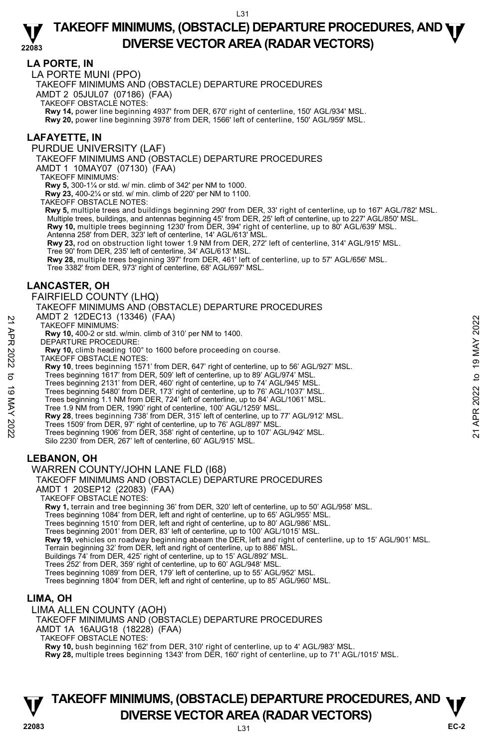## LA PORTE, IN

LA PORTE MUNI (PPO)
TAKEOFF MINIMUMS AND (OBSTACLE) DEPARTURE PROCEDURES
AMDT 2 05JUL07 (07186) (FAA)
TAKEOFF OBSTACLE NOTES:
**Rwy 14,** power line beginning 4937' from DER, 670' right of centerline, 150' AGL/934' MSL.
**Rwy 20,** power line beginning 3978' from DER, 1566' left of centerline, 150' AGL/959' MSL.

## LAFAYETTE, IN

PURDUE UNIVERSITY (LAF)
TAKEOFF MINIMUMS AND (OBSTACLE) DEPARTURE PROCEDURES
AMDT 1 10MAY07 (07130) (FAA)
TAKEOFF MINIMUMS:
**Rwy 5,** 300-1¼ or std. w/ min. climb of 342' per NM to 1000.
**Rwy 23,** 400-2¼ or std. w/ min. climb of 220' per NM to 1100.
TAKEOFF OBSTACLE NOTES:
**Rwy 5,** multiple trees and buildings beginning 290' from DER, 33' right of centerline, up to 167' AGL/782' MSL.
Multiple trees, buildings, and antennas beginning 45' from DER, 25' left of centerline, up to 227' AGL/850' MSL.
**Rwy 10,** multiple trees beginning 1230' from DER, 394' right of centerline, up to 80' AGL/639' MSL.
Antenna 258' from DER, 323' left of centerline, 14' AGL/613' MSL.
**Rwy 23,** rod on obstruction light tower 1.9 NM from DER, 272' left of centerline, 314' AGL/915' MSL.
Tree 90' from DER, 235' left of centerline, 34' AGL/613' MSL.
**Rwy 28,** multiple trees beginning 397' from DER, 461' left of centerline, up to 57' AGL/656' MSL.
Tree 3382' from DER, 973' right of centerline, 68' AGL/697' MSL.

## LANCASTER, OH

FAIRFIELD COUNTY (LHQ)
TAKEOFF MINIMUMS AND (OBSTACLE) DEPARTURE PROCEDURES
AMDT 2 12DEC13 (13346) (FAA)
TAKEOFF MINIMUMS:
**Rwy 10,** 400-2 or std. w/min. climb of 310' per NM to 1400.
DEPARTURE PROCEDURE:
**Rwy 10,** climb heading 100° to 1600 before proceeding on course.
TAKEOFF OBSTACLE NOTES:
**Rwy 10**, trees beginning 1571' from DER, 647' right of centerline, up to 56' AGL/927' MSL.
Trees beginning 1617' from DER, 509' left of centerline, up to 89' AGL/974' MSL.
Trees beginning 2131' from DER, 460' right of centerline, up to 74' AGL/945' MSL.
Trees beginning 5480' from DER, 173' right of centerline, up to 76' AGL/1037' MSL.
Trees beginning 1.1 NM from DER, 724' left of centerline, up to 84' AGL/1061' MSL.
Tree 1.9 NM from DER, 1990' right of centerline, 100' AGL/1259' MSL.
**Rwy 28**, trees beginning 738' from DER, 315' left of centerline, up to 77' AGL/912' MSL.
Trees 1509' from DER, 97' right of centerline, up to 76' AGL/897' MSL.
Trees beginning 1906' from DER, 358' right of centerline, up to 107' AGL/942' MSL.
Silo 2230' from DER, 267' left of centerline, 60' AGL/915' MSL.

## LEBANON, OH

WARREN COUNTY/JOHN LANE FLD (I68)
TAKEOFF MINIMUMS AND (OBSTACLE) DEPARTURE PROCEDURES
AMDT 1 20SEP12 (22083) (FAA)
TAKEOFF OBSTACLE NOTES:
**Rwy 1,** terrain and tree beginning 36' from DER, 320' left of centerline, up to 50' AGL/958' MSL.
Trees beginning 1084' from DER, left and right of centerline, up to 65' AGL/955' MSL.
Trees beginning 1510' from DER, left and right of centerline, up to 80' AGL/986' MSL.
Trees beginning 2001' from DER, 83' left of centerline, up to 100' AGL/1015' MSL.
**Rwy 19,** vehicles on roadway beginning abeam the DER, left and right of centerline, up to 15' AGL/901' MSL.
Terrain beginning 32' from DER, left and right of centerline, up to 886' MSL.
Buildings 74' from DER, 425' right of centerline, up to 15' AGL/892' MSL.
Trees 252' from DER, 359' right of centerline, up to 60' AGL/948' MSL.
Trees beginning 1089' from DER, 179' left of centerline, up to 55' AGL/952' MSL.
Trees beginning 1804' from DER, left and right of centerline, up to 85' AGL/960' MSL.

## LIMA, OH

LIMA ALLEN COUNTY (AOH)
TAKEOFF MINIMUMS AND (OBSTACLE) DEPARTURE PROCEDURES
AMDT 1A 16AUG18 (18228) (FAA)
TAKEOFF OBSTACLE NOTES:
**Rwy 10,** bush beginning 162' from DER, 310' right of centerline, up to 4' AGL/983' MSL.
**Rwy 28,** multiple trees beginning 1343' from DER, 160' right of centerline, up to 71' AGL/1015' MSL.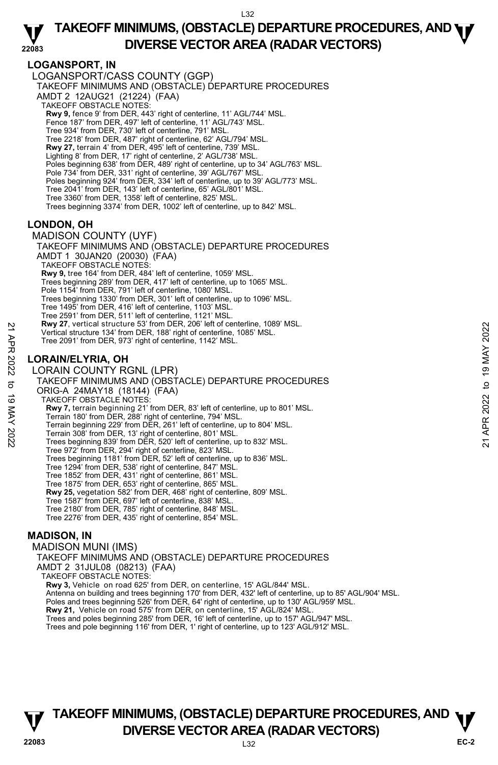## LOGANSPORT, IN

LOGANSPORT/CASS COUNTY (GGP)

TAKEOFF MINIMUMS AND (OBSTACLE) DEPARTURE PROCEDURES

AMDT 2 12AUG21 (21224) (FAA)

TAKEOFF OBSTACLE NOTES:

**Rwy 9,** fence 9' from DER, 443' right of centerline, 11' AGL/744' MSL.
Fence 187' from DER, 497' left of centerline, 11' AGL/743' MSL.
Tree 934' from DER, 730' left of centerline, 791' MSL.
Tree 2218' from DER, 487' right of centerline, 62' AGL/794' MSL.
**Rwy 27,** terrain 4' from DER, 495' left of centerline, 739' MSL.
Lighting 8' from DER, 17' right of centerline, 2' AGL/738' MSL.
Poles beginning 638' from DER, 489' right of centerline, up to 34' AGL/763' MSL.
Pole 734' from DER, 331' right of centerline, 39' AGL/767' MSL.
Poles beginning 924' from DER, 334' left of centerline, up to 39' AGL/773' MSL.
Tree 2041' from DER, 143' left of centerline, 65' AGL/801' MSL.
Tree 3360' from DER, 1358' left of centerline, 825' MSL.
Trees beginning 3374' from DER, 1002' left of centerline, up to 842' MSL.

## LONDON, OH

MADISON COUNTY (UYF)

TAKEOFF MINIMUMS AND (OBSTACLE) DEPARTURE PROCEDURES

AMDT 1 30JAN20 (20030) (FAA)

TAKEOFF OBSTACLE NOTES:

**Rwy 9,** tree 164' from DER, 484' left of centerline, 1059' MSL.
Trees beginning 289' from DER, 417' left of centerline, up to 1065' MSL.
Pole 1154' from DER, 791' left of centerline, 1080' MSL.
Trees beginning 1330' from DER, 301' left of centerline, up to 1096' MSL.
Tree 1495' from DER, 416' left of centerline, 1103' MSL.
Tree 2591' from DER, 511' left of centerline, 1121' MSL.
**Rwy 27,** vertical structure 53' from DER, 206' left of centerline, 1089' MSL.
Vertical structure 134' from DER, 188' right of centerline, 1085' MSL.
Tree 2091' from DER, 973' right of centerline, 1142' MSL.

## LORAIN/ELYRIA, OH

LORAIN COUNTY RGNL (LPR)

TAKEOFF MINIMUMS AND (OBSTACLE) DEPARTURE PROCEDURES

ORIG-A 24MAY18 (18144) (FAA)

TAKEOFF OBSTACLE NOTES:

**Rwy 7,** terrain beginning 21' from DER, 83' left of centerline, up to 801' MSL.
Terrain 180' from DER, 288' right of centerline, 794' MSL.
Terrain beginning 229' from DER, 261' left of centerline, up to 804' MSL.
Terrain 308' from DER, 13' right of centerline, 801' MSL.
Trees beginning 839' from DER, 520' left of centerline, up to 832' MSL.
Tree 972' from DER, 294' right of centerline, 823' MSL.
Trees beginning 1181' from DER, 52' left of centerline, up to 836' MSL.
Tree 1294' from DER, 538' right of centerline, 847' MSL.
Tree 1852' from DER, 431' right of centerline, 861' MSL.
Tree 1875' from DER, 653' right of centerline, 865' MSL.
**Rwy 25,** vegetation 582' from DER, 468' right of centerline, 809' MSL.
Tree 1587' from DER, 697' left of centerline, 838' MSL.
Tree 2180' from DER, 785' right of centerline, 848' MSL.
Tree 2276' from DER, 435' right of centerline, 854' MSL.

## MADISON, IN

MADISON MUNI (IMS)

TAKEOFF MINIMUMS AND (OBSTACLE) DEPARTURE PROCEDURES

AMDT 2 31JUL08 (08213) (FAA)

TAKEOFF OBSTACLE NOTES:

**Rwy 3,** Vehicle on road 625' from DER, on centerline, 15' AGL/844' MSL.
Antenna on building and trees beginning 170' from DER, 432' left of centerline, up to 85' AGL/904' MSL.
Poles and trees beginning 526' from DER, 64' right of centerline, up to 130' AGL/959' MSL.
**Rwy 21,** Vehicle on road 575' from DER, on centerline, 15' AGL/824' MSL.
Trees and poles beginning 285' from DER, 16' left of centerline, up to 157' AGL/947' MSL.
Trees and pole beginning 116' from DER, 1' right of centerline, up to 123' AGL/912' MSL.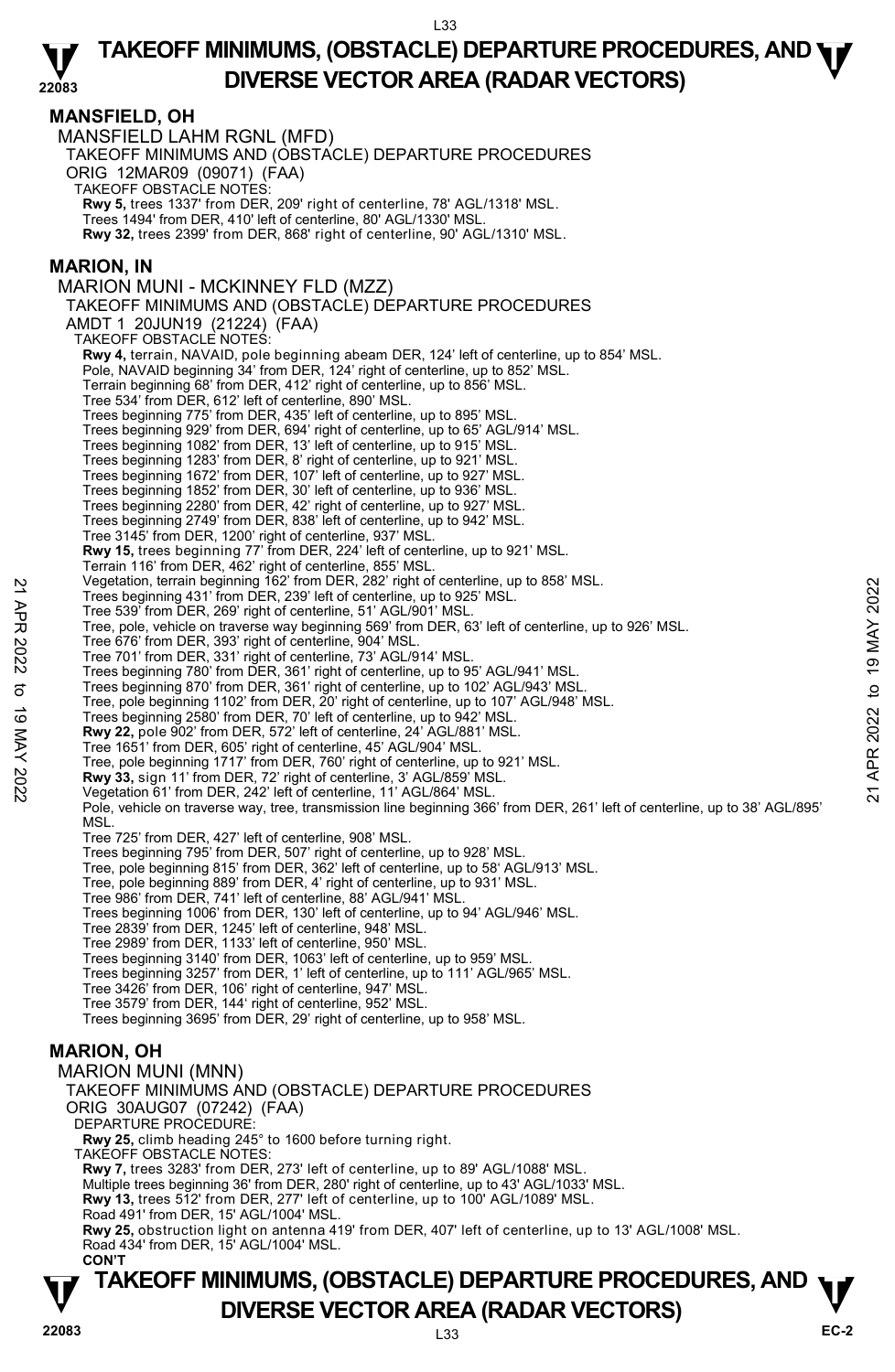## MANSFIELD, OH

MANSFIELD LAHM RGNL (MFD)

TAKEOFF MINIMUMS AND (OBSTACLE) DEPARTURE PROCEDURES

ORIG 12MAR09 (09071) (FAA)

TAKEOFF OBSTACLE NOTES:

**Rwy 5,** trees 1337' from DER, 209' right of centerline, 78' AGL/1318' MSL.
Trees 1494' from DER, 410' left of centerline, 80' AGL/1330' MSL.
**Rwy 32,** trees 2399' from DER, 868' right of centerline, 90' AGL/1310' MSL.

## MARION, IN

MARION MUNI - MCKINNEY FLD (MZZ)

TAKEOFF MINIMUMS AND (OBSTACLE) DEPARTURE PROCEDURES

AMDT 1 20JUN19 (21224) (FAA)

TAKEOFF OBSTACLE NOTES:

**Rwy 4,** terrain, NAVAID, pole beginning abeam DER, 124' left of centerline, up to 854' MSL.
Pole, NAVAID beginning 34' from DER, 124' right of centerline, up to 852' MSL.
Terrain beginning 68' from DER, 412' right of centerline, up to 856' MSL.
Tree 534' from DER, 612' left of centerline, 890' MSL.
Trees beginning 775' from DER, 435' left of centerline, up to 895' MSL.
Trees beginning 929' from DER, 694' right of centerline, up to 65' AGL/914' MSL.
Trees beginning 1082' from DER, 13' left of centerline, up to 915' MSL.
Trees beginning 1283' from DER, 8' right of centerline, up to 921' MSL.
Trees beginning 1672' from DER, 107' left of centerline, up to 927' MSL.
Trees beginning 1852' from DER, 30' left of centerline, up to 936' MSL.
Trees beginning 2280' from DER, 42' right of centerline, up to 927' MSL.
Trees beginning 2749' from DER, 838' left of centerline, up to 942' MSL.
Tree 3145' from DER, 1200' right of centerline, 937' MSL.
**Rwy 15,** trees beginning 77' from DER, 224' left of centerline, up to 921' MSL.
Terrain 116' from DER, 462' right of centerline, 855' MSL.
Vegetation, terrain beginning 162' from DER, 282' right of centerline, up to 858' MSL.
Trees beginning 431' from DER, 239' left of centerline, up to 925' MSL.
Tree 539' from DER, 269' right of centerline, 51' AGL/901' MSL.
Tree, pole, vehicle on traverse way beginning 569' from DER, 63' left of centerline, up to 926' MSL.
Tree 676' from DER, 393' right of centerline, 904' MSL.
Tree 701' from DER, 331' right of centerline, 73' AGL/914' MSL.
Trees beginning 780' from DER, 361' right of centerline, up to 95' AGL/941' MSL.
Trees beginning 870' from DER, 361' right of centerline, up to 102' AGL/943' MSL.
Tree, pole beginning 1102' from DER, 20' right of centerline, up to 107' AGL/948' MSL.
Trees beginning 2580' from DER, 70' left of centerline, up to 942' MSL.
**Rwy 22,** pole 902' from DER, 572' left of centerline, 24' AGL/881' MSL.
Tree 1651' from DER, 605' right of centerline, 45' AGL/904' MSL.
Tree, pole beginning 1717' from DER, 760' right of centerline, up to 921' MSL.
**Rwy 33,** sign 11' from DER, 72' right of centerline, 3' AGL/859' MSL.
Vegetation 61' from DER, 242' left of centerline, 11' AGL/864' MSL.
Pole, vehicle on traverse way, tree, transmission line beginning 366' from DER, 261' left of centerline, up to 38' AGL/895' MSL.
Tree 725' from DER, 427' left of centerline, 908' MSL.
Trees beginning 795' from DER, 507' right of centerline, up to 928' MSL.
Tree, pole beginning 815' from DER, 362' left of centerline, up to 58' AGL/913' MSL.
Tree, pole beginning 889' from DER, 4' right of centerline, up to 931' MSL.
Tree 986' from DER, 741' left of centerline, 88' AGL/941' MSL.
Trees beginning 1006' from DER, 130' left of centerline, up to 94' AGL/946' MSL.
Tree 2839' from DER, 1245' left of centerline, 948' MSL.
Tree 2989' from DER, 1133' left of centerline, 950' MSL.
Trees beginning 3140' from DER, 1063' left of centerline, up to 959' MSL.
Trees beginning 3257' from DER, 1' left of centerline, up to 111' AGL/965' MSL.
Tree 3426' from DER, 106' right of centerline, 947' MSL.
Tree 3579' from DER, 144' right of centerline, 952' MSL.
Trees beginning 3695' from DER, 29' right of centerline, up to 958' MSL.

## MARION, OH

MARION MUNI (MNN)

TAKEOFF MINIMUMS AND (OBSTACLE) DEPARTURE PROCEDURES

ORIG 30AUG07 (07242) (FAA)

DEPARTURE PROCEDURE:

**Rwy 25,** climb heading 245° to 1600 before turning right.

TAKEOFF OBSTACLE NOTES:

**Rwy 7,** trees 3283' from DER, 273' left of centerline, up to 89' AGL/1088' MSL.
Multiple trees beginning 36' from DER, 280' right of centerline, up to 43' AGL/1033' MSL.
**Rwy 13,** trees 512' from DER, 277' left of centerline, up to 100' AGL/1089' MSL.
Road 491' from DER, 15' AGL/1004' MSL.
**Rwy 25,** obstruction light on antenna 419' from DER, 407' left of centerline, up to 13' AGL/1008' MSL.
Road 434' from DER, 15' AGL/1004' MSL.

**CON'T**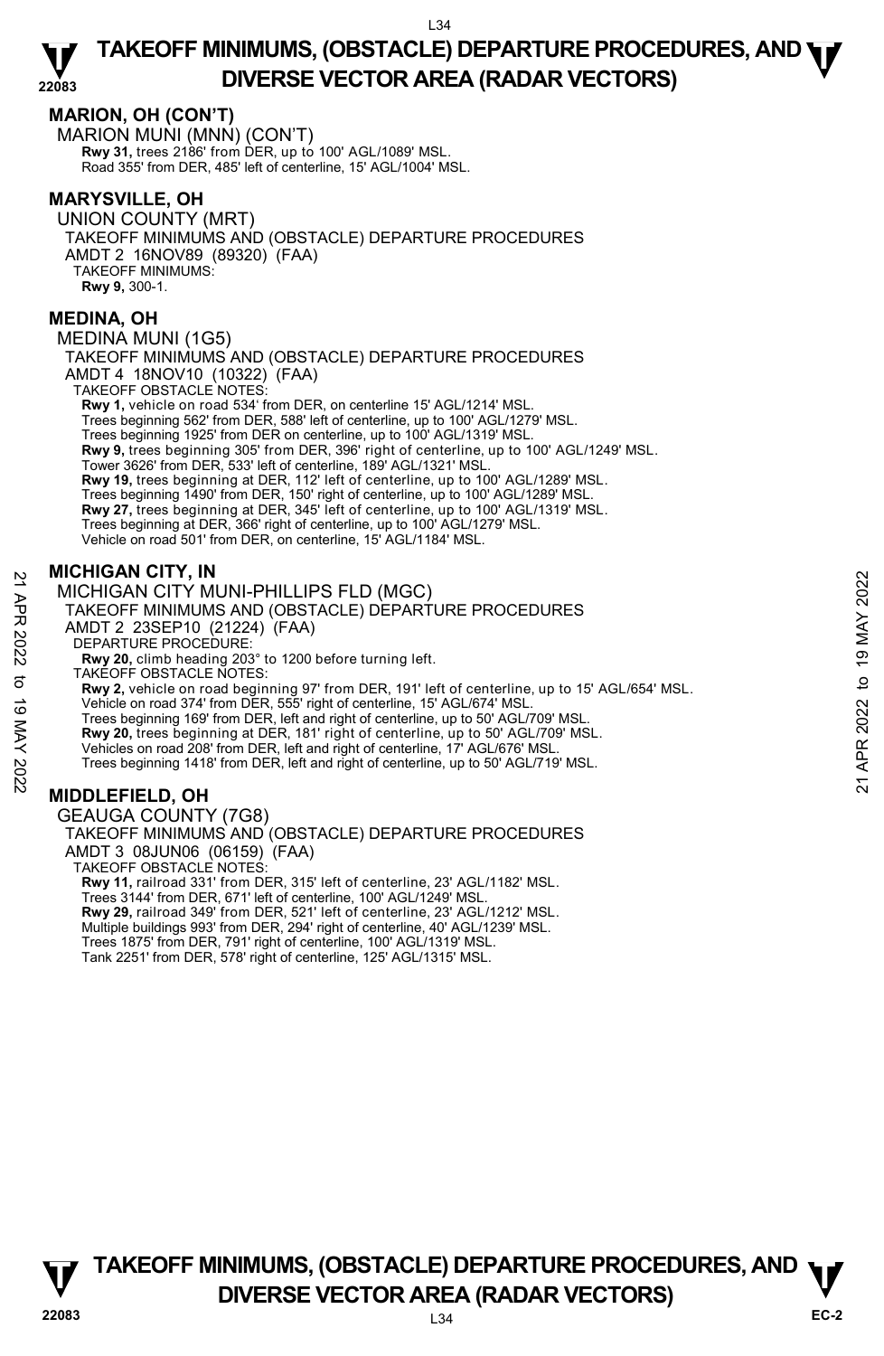## MARION, OH (CON'T)

MARION MUNI (MNN) (CON'T)

**Rwy 31,** trees 2186' from DER, up to 100' AGL/1089' MSL.
Road 355' from DER, 485' left of centerline, 15' AGL/1004' MSL.

## MARYSVILLE, OH

UNION COUNTY (MRT)
TAKEOFF MINIMUMS AND (OBSTACLE) DEPARTURE PROCEDURES
AMDT 2 16NOV89 (89320) (FAA)
TAKEOFF MINIMUMS:
**Rwy 9,** 300-1.

## MEDINA, OH

MEDINA MUNI (1G5)
TAKEOFF MINIMUMS AND (OBSTACLE) DEPARTURE PROCEDURES
AMDT 4 18NOV10 (10322) (FAA)
TAKEOFF OBSTACLE NOTES:
**Rwy 1,** vehicle on road 534' from DER, on centerline 15' AGL/1214' MSL.
Trees beginning 562' from DER, 588' left of centerline, up to 100' AGL/1279' MSL.
Trees beginning 1925' from DER on centerline, up to 100' AGL/1319' MSL.
**Rwy 9,** trees beginning 305' from DER, 396' right of centerline, up to 100' AGL/1249' MSL.
Tower 3626' from DER, 533' left of centerline, 189' AGL/1321' MSL.
**Rwy 19,** trees beginning at DER, 112' left of centerline, up to 100' AGL/1289' MSL.
Trees beginning 1490' from DER, 150' right of centerline, up to 100' AGL/1289' MSL.
**Rwy 27,** trees beginning at DER, 345' left of centerline, up to 100' AGL/1319' MSL.
Trees beginning at DER, 366' right of centerline, up to 100' AGL/1279' MSL.
Vehicle on road 501' from DER, on centerline, 15' AGL/1184' MSL.

## MICHIGAN CITY, IN

MICHIGAN CITY MUNI-PHILLIPS FLD (MGC)
TAKEOFF MINIMUMS AND (OBSTACLE) DEPARTURE PROCEDURES
AMDT 2 23SEP10 (21224) (FAA)
DEPARTURE PROCEDURE:
**Rwy 20,** climb heading 203° to 1200 before turning left.
TAKEOFF OBSTACLE NOTES:
**Rwy 2,** vehicle on road beginning 97' from DER, 191' left of centerline, up to 15' AGL/654' MSL.
Vehicle on road 374' from DER, 555' right of centerline, 15' AGL/674' MSL.
Trees beginning 169' from DER, left and right of centerline, up to 50' AGL/709' MSL.
**Rwy 20,** trees beginning at DER, 181' right of centerline, up to 50' AGL/709' MSL.
Vehicles on road 208' from DER, left and right of centerline, 17' AGL/676' MSL.
Trees beginning 1418' from DER, left and right of centerline, up to 50' AGL/719' MSL.

## MIDDLEFIELD, OH

GEAUGA COUNTY (7G8)
TAKEOFF MINIMUMS AND (OBSTACLE) DEPARTURE PROCEDURES
AMDT 3 08JUN06 (06159) (FAA)
TAKEOFF OBSTACLE NOTES:
**Rwy 11,** railroad 331' from DER, 315' left of centerline, 23' AGL/1182' MSL.
Trees 3144' from DER, 671' left of centerline, 100' AGL/1249' MSL.
**Rwy 29,** railroad 349' from DER, 521' left of centerline, 23' AGL/1212' MSL.
Multiple buildings 993' from DER, 294' right of centerline, 40' AGL/1239' MSL.
Trees 1875' from DER, 791' right of centerline, 100' AGL/1319' MSL.
Tank 2251' from DER, 578' right of centerline, 125' AGL/1315' MSL.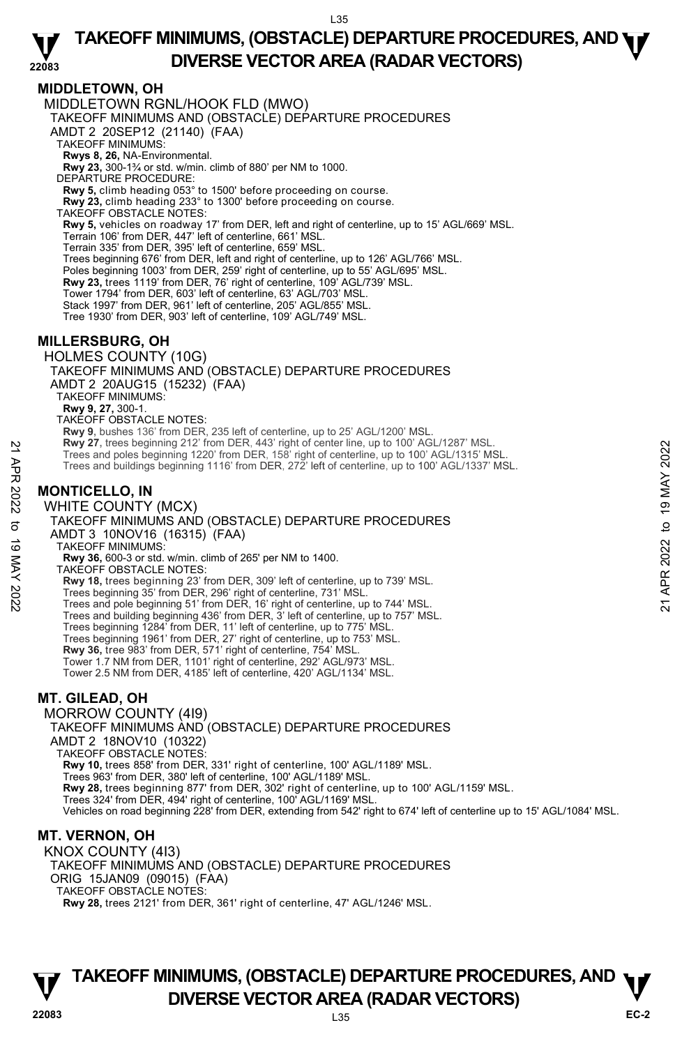## MIDDLETOWN, OH

MIDDLETOWN RGNL/HOOK FLD (MWO)
TAKEOFF MINIMUMS AND (OBSTACLE) DEPARTURE PROCEDURES
AMDT 2 20SEP12 (21140) (FAA)
TAKEOFF MINIMUMS:
**Rwys 8, 26,** NA-Environmental.
**Rwy 23,** 300-1¾ or std. w/min. climb of 880' per NM to 1000.
DEPARTURE PROCEDURE:
**Rwy 5,** climb heading 053° to 1500' before proceeding on course.
**Rwy 23,** climb heading 233° to 1300' before proceeding on course.
TAKEOFF OBSTACLE NOTES:
**Rwy 5,** vehicles on roadway 17' from DER, left and right of centerline, up to 15' AGL/669' MSL.
Terrain 106' from DER, 447' left of centerline, 661' MSL.
Terrain 335' from DER, 395' left of centerline, 659' MSL.
Trees beginning 676' from DER, left and right of centerline, up to 126' AGL/766' MSL.
Poles beginning 1003' from DER, 259' right of centerline, up to 55' AGL/695' MSL.
**Rwy 23,** trees 1119' from DER, 76' right of centerline, 109' AGL/739' MSL.
Tower 1794' from DER, 603' left of centerline, 63' AGL/703' MSL.
Stack 1997' from DER, 961' left of centerline, 205' AGL/855' MSL.
Tree 1930' from DER, 903' left of centerline, 109' AGL/749' MSL.

## MILLERSBURG, OH

HOLMES COUNTY (10G)
TAKEOFF MINIMUMS AND (OBSTACLE) DEPARTURE PROCEDURES
AMDT 2 20AUG15 (15232) (FAA)
TAKEOFF MINIMUMS:
**Rwy 9, 27,** 300-1.
TAKEOFF OBSTACLE NOTES:
**Rwy 9,** bushes 136' from DER, 235 left of centerline, up to 25' AGL/1200' MSL.
**Rwy 27,** trees beginning 212' from DER, 443' right of center line, up to 100' AGL/1287' MSL.
Trees and poles beginning 1220' from DER, 158' right of centerline, up to 100' AGL/1315' MSL.
Trees and buildings beginning 1116' from DER, 272' left of centerline, up to 100' AGL/1337' MSL.

## MONTICELLO, IN

WHITE COUNTY (MCX)
TAKEOFF MINIMUMS AND (OBSTACLE) DEPARTURE PROCEDURES
AMDT 3 10NOV16 (16315) (FAA)
TAKEOFF MINIMUMS:
**Rwy 36,** 600-3 or std. w/min. climb of 265' per NM to 1400.
TAKEOFF OBSTACLE NOTES:
**Rwy 18,** trees beginning 23' from DER, 309' left of centerline, up to 739' MSL.
Trees beginning 35' from DER, 296' right of centerline, 731' MSL.
Trees and pole beginning 51' from DER, 16' right of centerline, up to 744' MSL.
Trees and building beginning 436' from DER, 3' left of centerline, up to 757' MSL.
Trees beginning 1284' from DER, 11' left of centerline, up to 775' MSL.
Trees beginning 1961' from DER, 27' right of centerline, up to 753' MSL.
**Rwy 36,** tree 983' from DER, 571' right of centerline, 754' MSL.
Tower 1.7 NM from DER, 1101' right of centerline, 292' AGL/973' MSL.
Tower 2.5 NM from DER, 4185' left of centerline, 420' AGL/1134' MSL.

## MT. GILEAD, OH

MORROW COUNTY (4I9)
TAKEOFF MINIMUMS AND (OBSTACLE) DEPARTURE PROCEDURES
AMDT 2 18NOV10 (10322)
TAKEOFF OBSTACLE NOTES:
**Rwy 10,** trees 858' from DER, 331' right of centerline, 100' AGL/1189' MSL.
Trees 963' from DER, 380' left of centerline, 100' AGL/1189' MSL.
**Rwy 28,** trees beginning 877' from DER, 302' right of centerline, up to 100' AGL/1159' MSL.
Trees 324' from DER, 494' right of centerline, 100' AGL/1169' MSL.
Vehicles on road beginning 228' from DER, extending from 542' right to 674' left of centerline up to 15' AGL/1084' MSL.

## MT. VERNON, OH

KNOX COUNTY (4I3)
TAKEOFF MINIMUMS AND (OBSTACLE) DEPARTURE PROCEDURES
ORIG 15JAN09 (09015) (FAA)
TAKEOFF OBSTACLE NOTES:
**Rwy 28,** trees 2121' from DER, 361' right of centerline, 47' AGL/1246' MSL.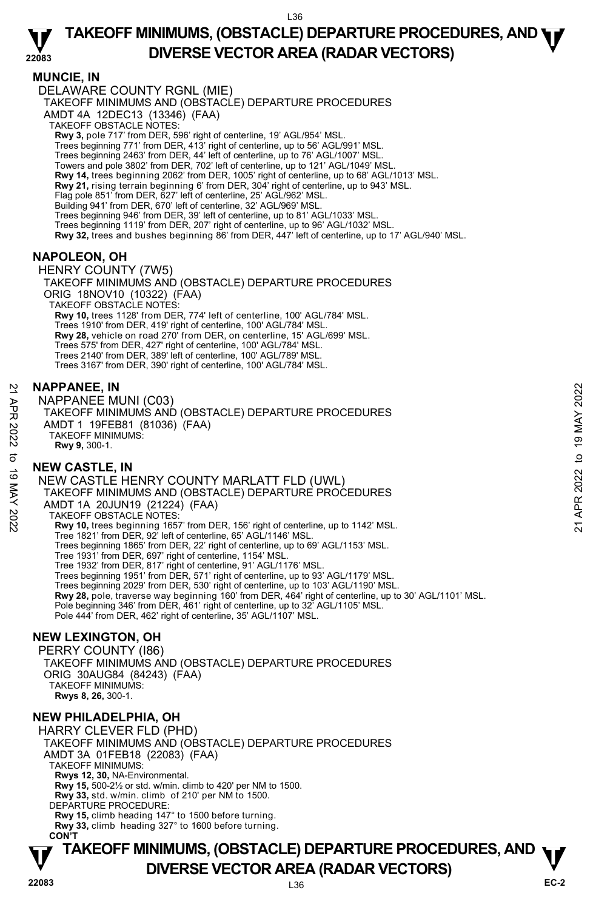## MUNCIE, IN

DELAWARE COUNTY RGNL (MIE)
TAKEOFF MINIMUMS AND (OBSTACLE) DEPARTURE PROCEDURES
AMDT 4A 12DEC13 (13346) (FAA)
TAKEOFF OBSTACLE NOTES:
**Rwy 3,** pole 717' from DER, 596' right of centerline, 19' AGL/954' MSL.
Trees beginning 771' from DER, 413' right of centerline, up to 56' AGL/991' MSL.
Trees beginning 2463' from DER, 44' left of centerline, up to 76' AGL/1007' MSL.
Towers and pole 3802' from DER, 702' left of centerline, up to 121' AGL/1049' MSL.
**Rwy 14,** trees beginning 2062' from DER, 1005' right of centerline, up to 68' AGL/1013' MSL.
**Rwy 21,** rising terrain beginning 6' from DER, 304' right of centerline, up to 943' MSL.
Flag pole 851' from DER, 627' left of centerline, 25' AGL/962' MSL.
Building 941' from DER, 670' left of centerline, 32' AGL/969' MSL.
Trees beginning 946' from DER, 39' left of centerline, up to 81' AGL/1033' MSL.
Trees beginning 1119' from DER, 207' right of centerline, up to 96' AGL/1032' MSL.
**Rwy 32,** trees and bushes beginning 86' from DER, 447' left of centerline, up to 17' AGL/940' MSL.

## NAPOLEON, OH

HENRY COUNTY (7W5)
TAKEOFF MINIMUMS AND (OBSTACLE) DEPARTURE PROCEDURES
ORIG 18NOV10 (10322) (FAA)
TAKEOFF OBSTACLE NOTES:
**Rwy 10,** trees 1128' from DER, 774' left of centerline, 100' AGL/784' MSL.
Trees 1910' from DER, 419' right of centerline, 100' AGL/784' MSL.
**Rwy 28,** vehicle on road 270' from DER, on centerline, 15' AGL/699' MSL.
Trees 575' from DER, 427' right of centerline, 100' AGL/784' MSL.
Trees 2140' from DER, 389' left of centerline, 100' AGL/789' MSL.
Trees 3167' from DER, 390' right of centerline, 100' AGL/784' MSL.

## NAPPANEE, IN

NAPPANEE MUNI (C03)
TAKEOFF MINIMUMS AND (OBSTACLE) DEPARTURE PROCEDURES
AMDT 1 19FEB81 (81036) (FAA)
TAKEOFF MINIMUMS:
**Rwy 9,** 300-1.

## NEW CASTLE, IN

NEW CASTLE HENRY COUNTY MARLATT FLD (UWL)
TAKEOFF MINIMUMS AND (OBSTACLE) DEPARTURE PROCEDURES
AMDT 1A 20JUN19 (21224) (FAA)
TAKEOFF OBSTACLE NOTES:
**Rwy 10,** trees beginning 1657' from DER, 156' right of centerline, up to 1142' MSL.
Tree 1821' from DER, 92' left of centerline, 65' AGL/1146' MSL.
Trees beginning 1865' from DER, 22' right of centerline, up to 69' AGL/1153' MSL.
Tree 1931' from DER, 697' right of centerline, 1154' MSL.
Tree 1932' from DER, 817' right of centerline, 91' AGL/1176' MSL.
Trees beginning 1951' from DER, 571' right of centerline, up to 93' AGL/1179' MSL.
Trees beginning 2029' from DER, 530' right of centerline, up to 103' AGL/1190' MSL.
**Rwy 28,** pole, traverse way beginning 160' from DER, 464' right of centerline, up to 30' AGL/1101' MSL.
Pole beginning 346' from DER, 461' right of centerline, up to 32' AGL/1105' MSL.
Pole 444' from DER, 462' right of centerline, 35' AGL/1107' MSL.

## NEW LEXINGTON, OH

PERRY COUNTY (I86)
TAKEOFF MINIMUMS AND (OBSTACLE) DEPARTURE PROCEDURES
ORIG 30AUG84 (84243) (FAA)
TAKEOFF MINIMUMS:
**Rwys 8, 26,** 300-1.

## NEW PHILADELPHIA, OH

HARRY CLEVER FLD (PHD)
TAKEOFF MINIMUMS AND (OBSTACLE) DEPARTURE PROCEDURES
AMDT 3A 01FEB18 (22083) (FAA)
TAKEOFF MINIMUMS:
**Rwys 12, 30,** NA-Environmental.
**Rwy 15,** 500-2½ or std. w/min. climb to 420' per NM to 1500.
**Rwy 33,** std. w/min. climb of 210' per NM to 1500.
DEPARTURE PROCEDURE:
**Rwy 15,** climb heading 147° to 1500 before turning.
**Rwy 33,** climb heading 327° to 1600 before turning.
**CON'T**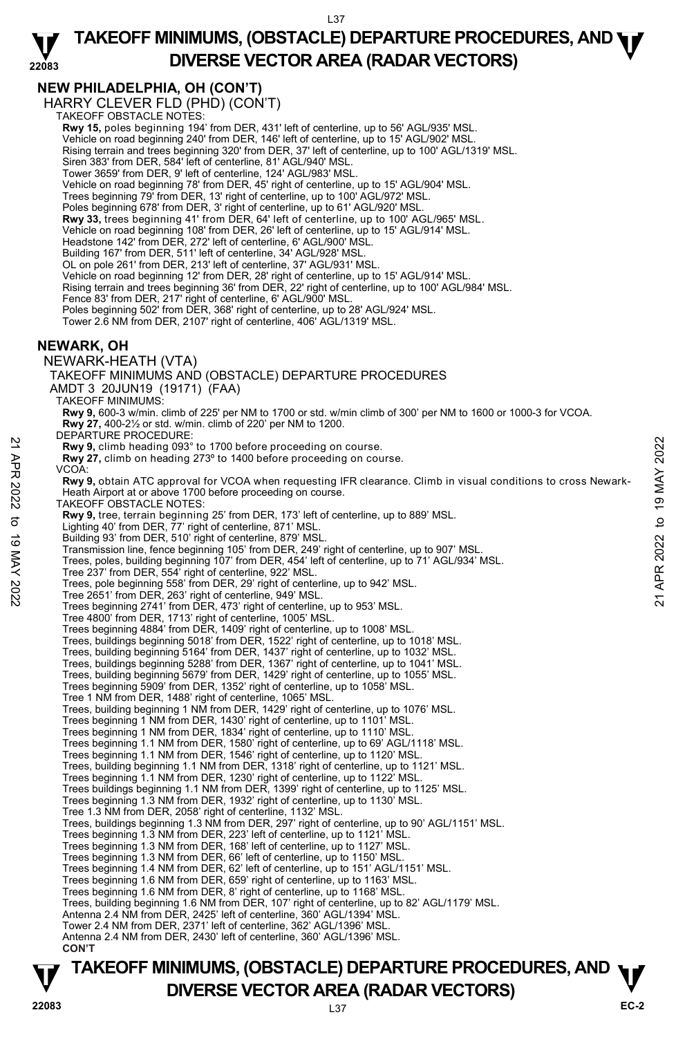## NEW PHILADELPHIA, OH (CON'T)

HARRY CLEVER FLD (PHD) (CON'T)

TAKEOFF OBSTACLE NOTES:

**Rwy 15,** poles beginning 194' from DER, 431' left of centerline, up to 56' AGL/935' MSL.
Vehicle on road beginning 240' from DER, 146' left of centerline, up to 15' AGL/902' MSL.
Rising terrain and trees beginning 320' from DER, 37' left of centerline, up to 100' AGL/1319' MSL.
Siren 383' from DER, 584' left of centerline, 81' AGL/940' MSL.
Tower 3659' from DER, 9' left of centerline, 124' AGL/983' MSL.
Vehicle on road beginning 78' from DER, 45' right of centerline, up to 15' AGL/904' MSL.
Trees beginning 79' from DER, 13' right of centerline, up to 100' AGL/972' MSL.
Poles beginning 678' from DER, 3' right of centerline, up to 61' AGL/920' MSL.
**Rwy 33,** trees beginning 41' from DER, 64' left of centerline, up to 100' AGL/965' MSL.
Vehicle on road beginning 108' from DER, 26' left of centerline, up to 15' AGL/914' MSL.
Headstone 142' from DER, 272' left of centerline, 6' AGL/900' MSL.
Building 167' from DER, 511' left of centerline, 34' AGL/928' MSL.
OL on pole 261' from DER, 213' left of centerline, 37' AGL/931' MSL.
Vehicle on road beginning 12' from DER, 28' right of centerline, up to 15' AGL/914' MSL.
Rising terrain and trees beginning 36' from DER, 22' right of centerline, up to 100' AGL/984' MSL.
Fence 83' from DER, 217' right of centerline, 6' AGL/900' MSL.
Poles beginning 502' from DER, 368' right of centerline, up to 28' AGL/924' MSL.
Tower 2.6 NM from DER, 2107' right of centerline, 406' AGL/1319' MSL.

## NEWARK, OH

NEWARK-HEATH (VTA)

TAKEOFF MINIMUMS AND (OBSTACLE) DEPARTURE PROCEDURES
AMDT 3 20JUN19 (19171) (FAA)

TAKEOFF MINIMUMS:

**Rwy 9,** 600-3 w/min. climb of 225' per NM to 1700 or std. w/min climb of 300' per NM to 1600 or 1000-3 for VCOA.
**Rwy 27,** 400-2½ or std. w/min. climb of 220' per NM to 1200.

DEPARTURE PROCEDURE:

**Rwy 9,** climb heading 093° to 1700 before proceeding on course.
**Rwy 27,** climb on heading 273º to 1400 before proceeding on course.

VCOA:

**Rwy 9,** obtain ATC approval for VCOA when requesting IFR clearance. Climb in visual conditions to cross Newark-Heath Airport at or above 1700 before proceeding on course.

TAKEOFF OBSTACLE NOTES:

**Rwy 9,** tree, terrain beginning 25' from DER, 173' left of centerline, up to 889' MSL.
Lighting 40' from DER, 77' right of centerline, 871' MSL.
Building 93' from DER, 510' right of centerline, 879' MSL.
Transmission line, fence beginning 105' from DER, 249' right of centerline, up to 907' MSL.
Trees, poles, building beginning 107' from DER, 454' left of centerline, up to 71' AGL/934' MSL.
Tree 237' from DER, 554' right of centerline, 922' MSL.
Trees, pole beginning 558' from DER, 29' right of centerline, up to 942' MSL.
Tree 2651' from DER, 263' right of centerline, 949' MSL.
Trees beginning 2741' from DER, 473' right of centerline, up to 953' MSL.
Tree 4800' from DER, 1713' right of centerline, 1005' MSL.
Trees beginning 4884' from DER, 1409' right of centerline, up to 1008' MSL.
Trees, buildings beginning 5018' from DER, 1522' right of centerline, up to 1018' MSL.
Trees, building beginning 5164' from DER, 1437' right of centerline, up to 1032' MSL.
Trees, buildings beginning 5288' from DER, 1367' right of centerline, up to 1041' MSL.
Trees, building beginning 5679' from DER, 1429' right of centerline, up to 1055' MSL.
Trees beginning 5909' from DER, 1352' right of centerline, up to 1058' MSL.
Tree 1 NM from DER, 1488' right of centerline, 1065' MSL.
Trees, building beginning 1 NM from DER, 1429' right of centerline, up to 1076' MSL.
Trees beginning 1 NM from DER, 1430' right of centerline, up to 1101' MSL.
Trees beginning 1 NM from DER, 1834' right of centerline, up to 1110' MSL.
Trees beginning 1.1 NM from DER, 1580' right of centerline, up to 69' AGL/1118' MSL.
Trees beginning 1.1 NM from DER, 1546' right of centerline, up to 1120' MSL.
Trees, building beginning 1.1 NM from DER, 1318' right of centerline, up to 1121' MSL.
Trees beginning 1.1 NM from DER, 1230' right of centerline, up to 1122' MSL.
Trees buildings beginning 1.1 NM from DER, 1399' right of centerline, up to 1125' MSL.
Trees beginning 1.3 NM from DER, 1932' right of centerline, up to 1130' MSL.
Tree 1.3 NM from DER, 2058' right of centerline, 1132' MSL.
Trees, buildings beginning 1.3 NM from DER, 297' right of centerline, up to 90' AGL/1151' MSL.
Trees beginning 1.3 NM from DER, 223' left of centerline, up to 1121' MSL.
Trees beginning 1.3 NM from DER, 168' left of centerline, up to 1127' MSL.
Trees beginning 1.3 NM from DER, 66' left of centerline, up to 1150' MSL.
Trees beginning 1.4 NM from DER, 62' left of centerline, up to 151' AGL/1151' MSL.
Trees beginning 1.6 NM from DER, 659' right of centerline, up to 1163' MSL.
Trees beginning 1.6 NM from DER, 8' right of centerline, up to 1168' MSL.
Trees, building beginning 1.6 NM from DER, 107' right of centerline, up to 82' AGL/1179' MSL.
Antenna 2.4 NM from DER, 2425' left of centerline, 360' AGL/1394' MSL.
Tower 2.4 NM from DER, 2371' left of centerline, 362' AGL/1396' MSL.
Antenna 2.4 NM from DER, 2430' left of centerline, 360' AGL/1396' MSL.

**CON'T**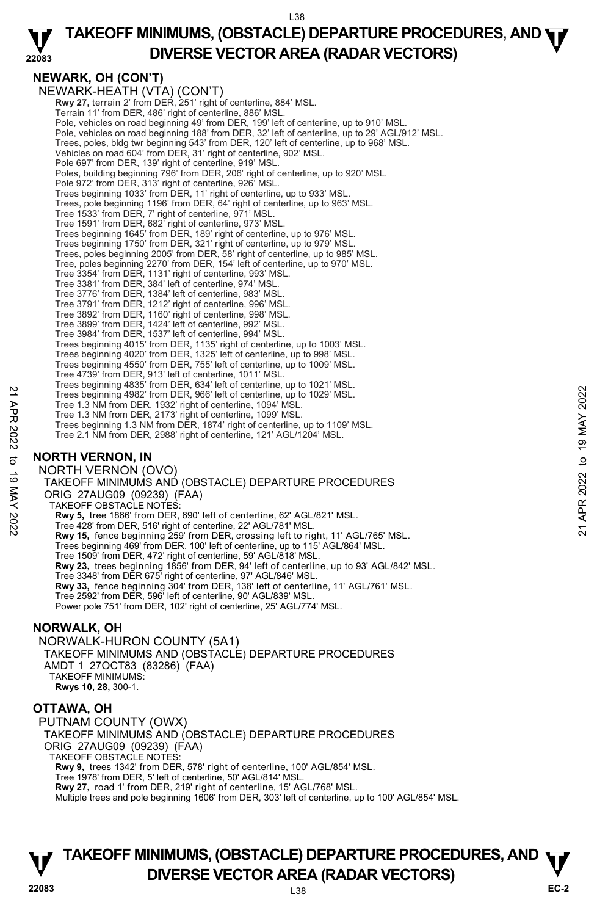## NEWARK, OH (CON'T)

NEWARK-HEATH (VTA) (CON'T)

**Rwy 27,** terrain 2' from DER, 251' right of centerline, 884' MSL.
Terrain 11' from DER, 486' right of centerline, 886' MSL.
Pole, vehicles on road beginning 49' from DER, 199' left of centerline, up to 910' MSL.
Pole, vehicles on road beginning 188' from DER, 32' left of centerline, up to 29' AGL/912' MSL.
Trees, poles, bldg twr beginning 543' from DER, 120' left of centerline, up to 968' MSL.
Vehicles on road 604' from DER, 31' right of centerline, 902' MSL.
Pole 697' from DER, 139' right of centerline, 919' MSL.
Poles, building beginning 796' from DER, 206' right of centerline, up to 920' MSL.
Pole 972' from DER, 313' right of centerline, 926' MSL.
Trees beginning 1033' from DER, 11' right of centerline, up to 933' MSL.
Trees, pole beginning 1196' from DER, 64' right of centerline, up to 963' MSL.
Tree 1533' from DER, 7' right of centerline, 971' MSL.
Tree 1591' from DER, 682' right of centerline, 973' MSL.
Trees beginning 1645' from DER, 189' right of centerline, up to 976' MSL.
Trees beginning 1750' from DER, 321' right of centerline, up to 979' MSL.
Trees, poles beginning 2005' from DER, 58' right of centerline, up to 985' MSL.
Tree, poles beginning 2270' from DER, 154' left of centerline, up to 970' MSL.
Tree 3354' from DER, 1131' right of centerline, 993' MSL.
Tree 3381' from DER, 384' left of centerline, 974' MSL.
Tree 3776' from DER, 1384' left of centerline, 983' MSL.
Tree 3791' from DER, 1212' right of centerline, 996' MSL.
Tree 3892' from DER, 1160' right of centerline, 998' MSL.
Tree 3899' from DER, 1424' left of centerline, 992' MSL.
Tree 3984' from DER, 1537' left of centerline, 994' MSL.
Trees beginning 4015' from DER, 1135' right of centerline, up to 1003' MSL.
Trees beginning 4020' from DER, 1325' left of centerline, up to 998' MSL.
Trees beginning 4550' from DER, 755' left of centerline, up to 1009' MSL.
Tree 4739' from DER, 913' left of centerline, 1011' MSL.
Trees beginning 4835' from DER, 634' left of centerline, up to 1021' MSL.
Trees beginning 4982' from DER, 966' left of centerline, up to 1029' MSL.
Tree 1.3 NM from DER, 1932' right of centerline, 1094' MSL.
Tree 1.3 NM from DER, 2173' right of centerline, 1099' MSL.
Trees beginning 1.3 NM from DER, 1874' right of centerline, up to 1109' MSL.
Tree 2.1 NM from DER, 2988' right of centerline, 121' AGL/1204' MSL.

## NORTH VERNON, IN

NORTH VERNON (OVO)
TAKEOFF MINIMUMS AND (OBSTACLE) DEPARTURE PROCEDURES
ORIG 27AUG09 (09239) (FAA)
TAKEOFF OBSTACLE NOTES:

**Rwy 5,** tree 1866' from DER, 690' left of centerline, 62' AGL/821' MSL.
Tree 428' from DER, 516' right of centerline, 22' AGL/781' MSL.
**Rwy 15,** fence beginning 259' from DER, crossing left to right, 11' AGL/765' MSL.
Trees beginning 469' from DER, 100' left of centerline, up to 115' AGL/864' MSL.
Tree 1509' from DER, 472' right of centerline, 59' AGL/818' MSL.
**Rwy 23,** trees beginning 1856' from DER, 94' left of centerline, up to 93' AGL/842' MSL.
Tree 3348' from DER 675' right of centerline, 97' AGL/846' MSL.
**Rwy 33,** fence beginning 304' from DER, 138' left of centerline, 11' AGL/761' MSL.
Tree 2592' from DER, 596' left of centerline, 90' AGL/839' MSL.
Power pole 751' from DER, 102' right of centerline, 25' AGL/774' MSL.

## NORWALK, OH

NORWALK-HURON COUNTY (5A1)
TAKEOFF MINIMUMS AND (OBSTACLE) DEPARTURE PROCEDURES
AMDT 1 27OCT83 (83286) (FAA)
TAKEOFF MINIMUMS:

**Rwys 10, 28,** 300-1.

## OTTAWA, OH

PUTNAM COUNTY (OWX)
TAKEOFF MINIMUMS AND (OBSTACLE) DEPARTURE PROCEDURES
ORIG 27AUG09 (09239) (FAA)
TAKEOFF OBSTACLE NOTES:

**Rwy 9,** trees 1342' from DER, 578' right of centerline, 100' AGL/854' MSL.
Tree 1978' from DER, 5' left of centerline, 50' AGL/814' MSL.
**Rwy 27,** road 1' from DER, 219' right of centerline, 15' AGL/768' MSL.
Multiple trees and pole beginning 1606' from DER, 303' left of centerline, up to 100' AGL/854' MSL.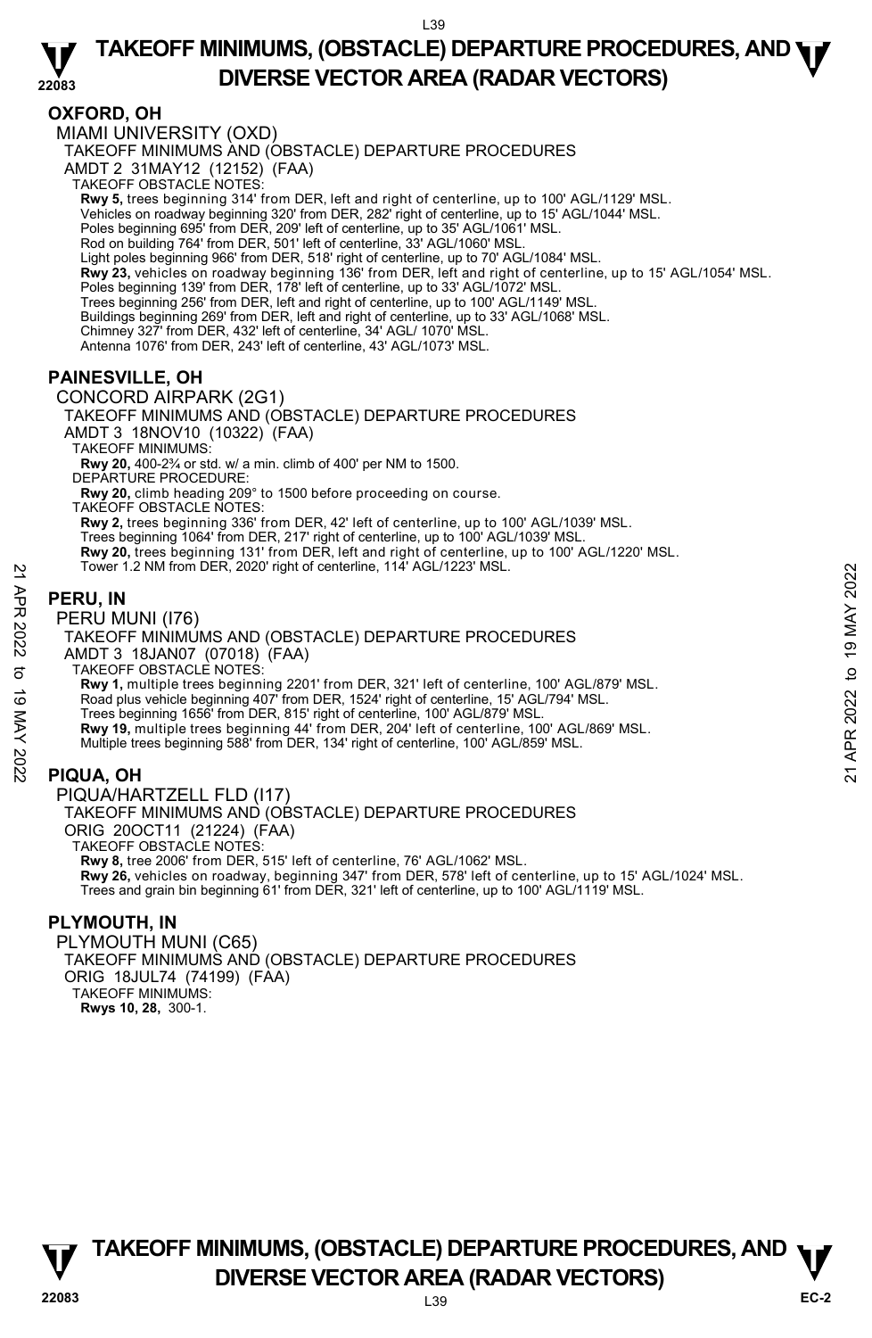## OXFORD, OH

MIAMI UNIVERSITY (OXD)

TAKEOFF MINIMUMS AND (OBSTACLE) DEPARTURE PROCEDURES

AMDT 2 31MAY12 (12152) (FAA)

TAKEOFF OBSTACLE NOTES:

**Rwy 5,** trees beginning 314' from DER, left and right of centerline, up to 100' AGL/1129' MSL.
Vehicles on roadway beginning 320' from DER, 282' right of centerline, up to 15' AGL/1044' MSL.
Poles beginning 695' from DER, 209' left of centerline, up to 35' AGL/1061' MSL.
Rod on building 764' from DER, 501' left of centerline, 33' AGL/1060' MSL.
Light poles beginning 966' from DER, 518' right of centerline, up to 70' AGL/1084' MSL.
**Rwy 23,** vehicles on roadway beginning 136' from DER, left and right of centerline, up to 15' AGL/1054' MSL.
Poles beginning 139' from DER, 178' left of centerline, up to 33' AGL/1072' MSL.
Trees beginning 256' from DER, left and right of centerline, up to 100' AGL/1149' MSL.
Buildings beginning 269' from DER, left and right of centerline, up to 33' AGL/1068' MSL.
Chimney 327' from DER, 432' left of centerline, 34' AGL/ 1070' MSL.
Antenna 1076' from DER, 243' left of centerline, 43' AGL/1073' MSL.

## PAINESVILLE, OH

CONCORD AIRPARK (2G1)

TAKEOFF MINIMUMS AND (OBSTACLE) DEPARTURE PROCEDURES

AMDT 3 18NOV10 (10322) (FAA)

TAKEOFF MINIMUMS:

**Rwy 20,** 400-2¾ or std. w/ a min. climb of 400' per NM to 1500.

DEPARTURE PROCEDURE:

**Rwy 20,** climb heading 209° to 1500 before proceeding on course.

TAKEOFF OBSTACLE NOTES:

**Rwy 2,** trees beginning 336' from DER, 42' left of centerline, up to 100' AGL/1039' MSL.
Trees beginning 1064' from DER, 217' right of centerline, up to 100' AGL/1039' MSL.
**Rwy 20,** trees beginning 131' from DER, left and right of centerline, up to 100' AGL/1220' MSL.
Tower 1.2 NM from DER, 2020' right of centerline, 114' AGL/1223' MSL.

## PERU, IN

PERU MUNI (I76)

TAKEOFF MINIMUMS AND (OBSTACLE) DEPARTURE PROCEDURES

AMDT 3 18JAN07 (07018) (FAA)

TAKEOFF OBSTACLE NOTES:

**Rwy 1,** multiple trees beginning 2201' from DER, 321' left of centerline, 100' AGL/879' MSL.
Road plus vehicle beginning 407' from DER, 1524' right of centerline, 15' AGL/794' MSL.
Trees beginning 1656' from DER, 815' right of centerline, 100' AGL/879' MSL.
**Rwy 19,** multiple trees beginning 44' from DER, 204' left of centerline, 100' AGL/869' MSL.
Multiple trees beginning 588' from DER, 134' right of centerline, 100' AGL/859' MSL.

## PIQUA, OH

PIQUA/HARTZELL FLD (I17)

TAKEOFF MINIMUMS AND (OBSTACLE) DEPARTURE PROCEDURES

ORIG 20OCT11 (21224) (FAA)

TAKEOFF OBSTACLE NOTES:

**Rwy 8,** tree 2006' from DER, 515' left of centerline, 76' AGL/1062' MSL.
**Rwy 26,** vehicles on roadway, beginning 347' from DER, 578' left of centerline, up to 15' AGL/1024' MSL.
Trees and grain bin beginning 61' from DER, 321' left of centerline, up to 100' AGL/1119' MSL.

## PLYMOUTH, IN

PLYMOUTH MUNI (C65)

TAKEOFF MINIMUMS AND (OBSTACLE) DEPARTURE PROCEDURES

ORIG 18JUL74 (74199) (FAA)

TAKEOFF MINIMUMS:

**Rwys 10, 28,** 300-1.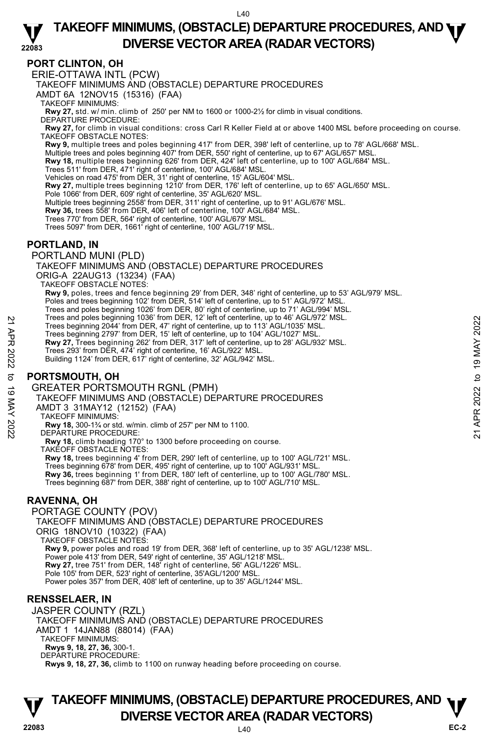## PORT CLINTON, OH

ERIE-OTTAWA INTL (PCW)

TAKEOFF MINIMUMS AND (OBSTACLE) DEPARTURE PROCEDURES

AMDT 6A 12NOV15 (15316) (FAA)

TAKEOFF MINIMUMS:

**Rwy 27,** std. w/ min. climb of 250' per NM to 1600 or 1000-2½ for climb in visual conditions.

DEPARTURE PROCEDURE:

**Rwy 27,** for climb in visual conditions: cross Carl R Keller Field at or above 1400 MSL before proceeding on course.

TAKEOFF OBSTACLE NOTES:

**Rwy 9,** multiple trees and poles beginning 417' from DER, 398' left of centerline, up to 78' AGL/668' MSL.
Multiple trees and poles beginning 407' from DER, 550' right of centerline, up to 67' AGL/657' MSL.
**Rwy 18,** multiple trees beginning 626' from DER, 424' left of centerline, up to 100' AGL/684' MSL.
Trees 511' from DER, 471' right of centerline, 100' AGL/684' MSL.
Vehicles on road 475' from DER, 31' right of centerline, 15' AGL/604' MSL.
**Rwy 27,** multiple trees beginning 1210' from DER, 176' left of centerline, up to 65' AGL/650' MSL.
Pole 1066' from DER, 609' right of centerline, 35' AGL/620' MSL.
Multiple trees beginning 2558' from DER, 311' right of centerline, up to 91' AGL/676' MSL.
**Rwy 36,** trees 558' from DER, 406' left of centerline, 100' AGL/684' MSL.
Trees 770' from DER, 564' right of centerline, 100' AGL/679' MSL.
Trees 5097' from DER, 1661' right of centerline, 100' AGL/719' MSL.

## PORTLAND, IN

PORTLAND MUNI (PLD)

TAKEOFF MINIMUMS AND (OBSTACLE) DEPARTURE PROCEDURES

ORIG-A 22AUG13 (13234) (FAA)

TAKEOFF OBSTACLE NOTES:

**Rwy 9,** poles, trees and fence beginning 29' from DER, 348' right of centerline, up to 53' AGL/979' MSL.
Poles and trees beginning 102' from DER, 514' left of centerline, up to 51' AGL/972' MSL.
Trees and poles beginning 1026' from DER, 80' right of centerline, up to 71' AGL/994' MSL.
Trees and poles beginning 1036' from DER, 12' left of centerline, up to 46' AGL/972' MSL.
Trees beginning 2044' from DER, 47' right of centerline, up to 113' AGL/1035' MSL.
Trees beginning 2797' from DER, 15' left of centerline, up to 104' AGL/1027' MSL.
**Rwy 27,** Trees beginning 262' from DER, 317' left of centerline, up to 28' AGL/932' MSL.
Trees 293' from DER, 474' right of centerline, 16' AGL/922' MSL.
Building 1124' from DER, 617' right of centerline, 32' AGL/942' MSL.

## PORTSMOUTH, OH

GREATER PORTSMOUTH RGNL (PMH)

TAKEOFF MINIMUMS AND (OBSTACLE) DEPARTURE PROCEDURES

AMDT 3 31MAY12 (12152) (FAA)

TAKEOFF MINIMUMS:

**Rwy 18,** 300-1¾ or std. w/min. climb of 257' per NM to 1100.

DEPARTURE PROCEDURE:

**Rwy 18,** climb heading 170° to 1300 before proceeding on course.

TAKEOFF OBSTACLE NOTES:

**Rwy 18,** trees beginning 4' from DER, 290' left of centerline, up to 100' AGL/721' MSL.
Trees beginning 678' from DER, 495' right of centerline, up to 100' AGL/931' MSL.
**Rwy 36,** trees beginning 1' from DER, 180' left of centerline, up to 100' AGL/780' MSL.
Trees beginning 687' from DER, 388' right of centerline, up to 100' AGL/710' MSL.

## RAVENNA, OH

PORTAGE COUNTY (POV)

TAKEOFF MINIMUMS AND (OBSTACLE) DEPARTURE PROCEDURES

ORIG 18NOV10 (10322) (FAA)

TAKEOFF OBSTACLE NOTES:

**Rwy 9,** power poles and road 19' from DER, 368' left of centerline, up to 35' AGL/1238' MSL.
Power pole 413' from DER, 549' right of centerline, 35' AGL/1218' MSL.
**Rwy 27,** tree 751' from DER, 148' right of centerline, 56' AGL/1226' MSL.
Pole 105' from DER, 523' right of centerline, 35'AGL/1200' MSL.
Power poles 357' from DER, 408' left of centerline, up to 35' AGL/1244' MSL.

## RENSSELAER, IN

JASPER COUNTY (RZL)

TAKEOFF MINIMUMS AND (OBSTACLE) DEPARTURE PROCEDURES

AMDT 1 14JAN88 (88014) (FAA)

TAKEOFF MINIMUMS:

**Rwys 9, 18, 27, 36,** 300-1.

DEPARTURE PROCEDURE:

**Rwys 9, 18, 27, 36,** climb to 1100 on runway heading before proceeding on course.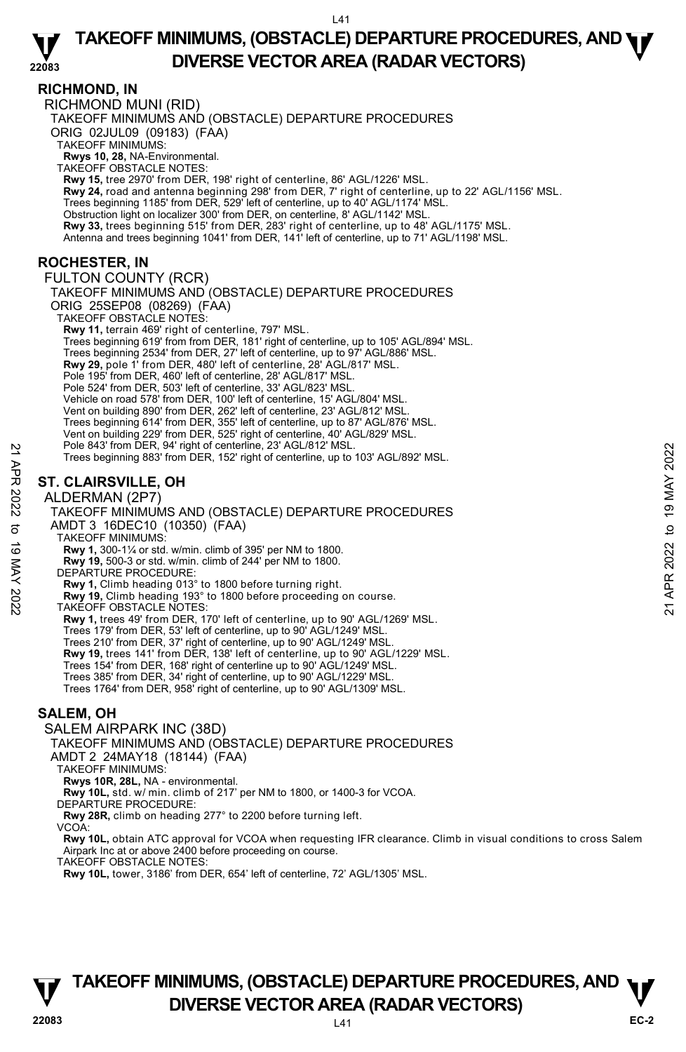## RICHMOND, IN

RICHMOND MUNI (RID)

TAKEOFF MINIMUMS AND (OBSTACLE) DEPARTURE PROCEDURES

ORIG 02JUL09 (09183) (FAA)

TAKEOFF MINIMUMS:

**Rwys 10, 28,** NA-Environmental.

TAKEOFF OBSTACLE NOTES:

**Rwy 15,** tree 2970' from DER, 198' right of centerline, 86' AGL/1226' MSL.

**Rwy 24,** road and antenna beginning 298' from DER, 7' right of centerline, up to 22' AGL/1156' MSL.

Trees beginning 1185' from DER, 529' left of centerline, up to 40' AGL/1174' MSL.

Obstruction light on localizer 300' from DER, on centerline, 8' AGL/1142' MSL.

**Rwy 33,** trees beginning 515' from DER, 283' right of centerline, up to 48' AGL/1175' MSL.

Antenna and trees beginning 1041' from DER, 141' left of centerline, up to 71' AGL/1198' MSL.

## ROCHESTER, IN

FULTON COUNTY (RCR)

TAKEOFF MINIMUMS AND (OBSTACLE) DEPARTURE PROCEDURES

ORIG 25SEP08 (08269) (FAA)

TAKEOFF OBSTACLE NOTES:

**Rwy 11,** terrain 469' right of centerline, 797' MSL.

Trees beginning 619' from DER, 181' right of centerline, up to 105' AGL/894' MSL.

Trees beginning 2534' from DER, 27' left of centerline, up to 97' AGL/886' MSL.

**Rwy 29,** pole 1' from DER, 480' left of centerline, 28' AGL/817' MSL.

Pole 195' from DER, 460' left of centerline, 28' AGL/817' MSL.

Pole 524' from DER, 503' left of centerline, 33' AGL/823' MSL.

Vehicle on road 578' from DER, 100' left of centerline, 15' AGL/804' MSL.

Vent on building 890' from DER, 262' left of centerline, 23' AGL/812' MSL.

Trees beginning 614' from DER, 355' left of centerline, up to 87' AGL/876' MSL.

Vent on building 229' from DER, 525' right of centerline, 40' AGL/829' MSL.

Pole 843' from DER, 94' right of centerline, 23' AGL/812' MSL.

Trees beginning 883' from DER, 152' right of centerline, up to 103' AGL/892' MSL.

## ST. CLAIRSVILLE, OH

ALDERMAN (2P7)

TAKEOFF MINIMUMS AND (OBSTACLE) DEPARTURE PROCEDURES

AMDT 3 16DEC10 (10350) (FAA)

TAKEOFF MINIMUMS:

**Rwy 1,** 300-1¼ or std. w/min. climb of 395' per NM to 1800.

**Rwy 19,** 500-3 or std. w/min. climb of 244' per NM to 1800.

DEPARTURE PROCEDURE:

**Rwy 1,** Climb heading 013° to 1800 before turning right.

**Rwy 19,** Climb heading 193° to 1800 before proceeding on course.

TAKEOFF OBSTACLE NOTES:

**Rwy 1,** trees 49' from DER, 170' left of centerline, up to 90' AGL/1269' MSL.

Trees 179' from DER, 53' left of centerline, up to 90' AGL/1249' MSL.

Trees 210' from DER, 37' right of centerline, up to 90' AGL/1249' MSL.

**Rwy 19,** trees 141' from DER, 138' left of centerline, up to 90' AGL/1229' MSL.

Trees 154' from DER, 168' right of centerline up to 90' AGL/1249' MSL.

Trees 385' from DER, 34' right of centerline, up to 90' AGL/1229' MSL.

Trees 1764' from DER, 958' right of centerline, up to 90' AGL/1309' MSL.

## SALEM, OH

SALEM AIRPARK INC (38D)

TAKEOFF MINIMUMS AND (OBSTACLE) DEPARTURE PROCEDURES

AMDT 2 24MAY18 (18144) (FAA)

TAKEOFF MINIMUMS:

**Rwys 10R, 28L,** NA - environmental.

**Rwy 10L,** std. w/ min. climb of 217' per NM to 1800, or 1400-3 for VCOA.

DEPARTURE PROCEDURE:

**Rwy 28R,** climb on heading 277° to 2200 before turning left.

VCOA:

**Rwy 10L,** obtain ATC approval for VCOA when requesting IFR clearance. Climb in visual conditions to cross Salem Airpark Inc at or above 2400 before proceeding on course.

TAKEOFF OBSTACLE NOTES:

**Rwy 10L,** tower, 3186' from DER, 654' left of centerline, 72' AGL/1305' MSL.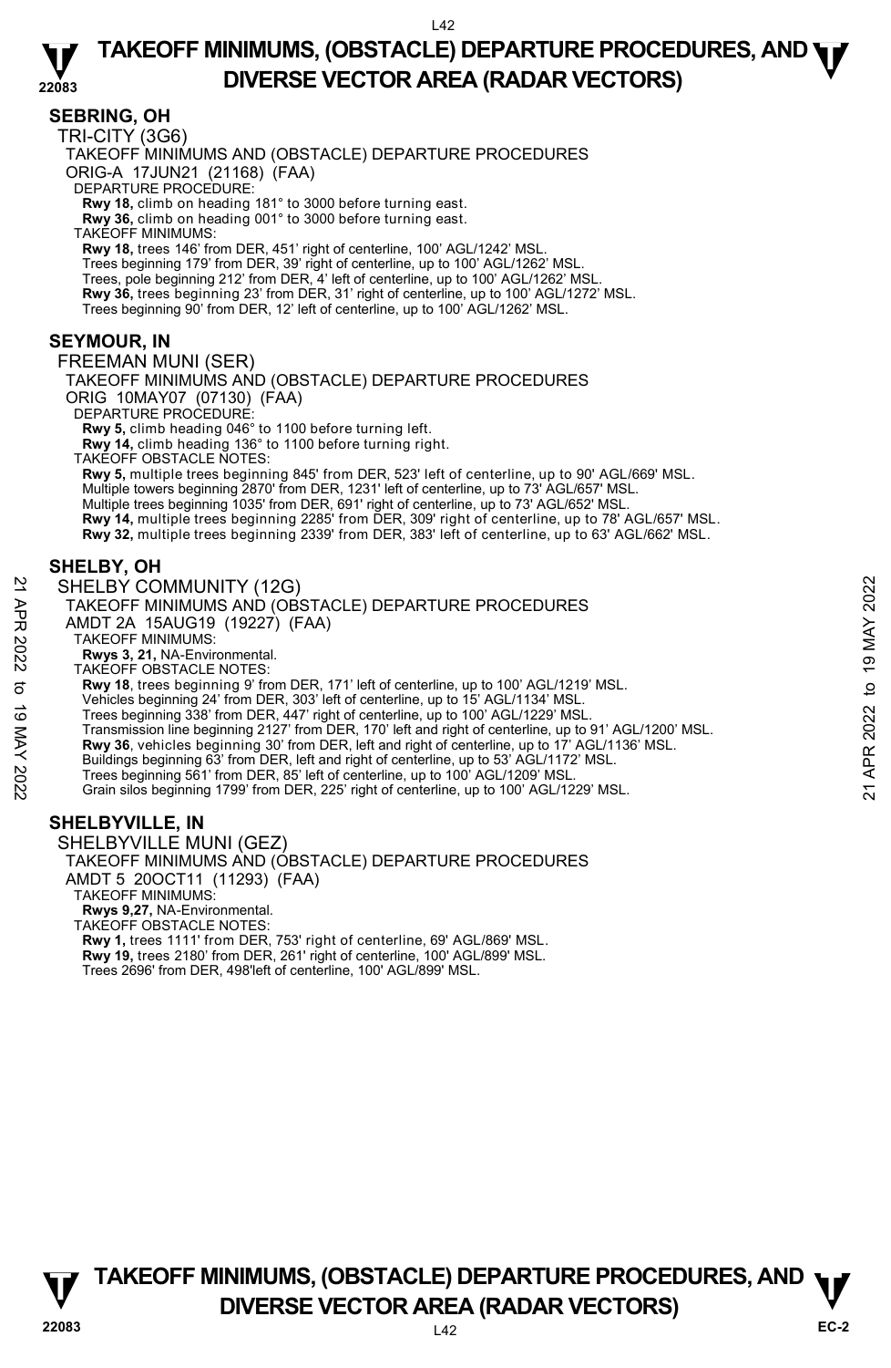## SEBRING, OH

TRI-CITY (3G6)

TAKEOFF MINIMUMS AND (OBSTACLE) DEPARTURE PROCEDURES

ORIG-A 17JUN21 (21168) (FAA)

DEPARTURE PROCEDURE:

**Rwy 18,** climb on heading 181° to 3000 before turning east.

**Rwy 36,** climb on heading 001° to 3000 before turning east.

TAKEOFF MINIMUMS:

**Rwy 18,** trees 146' from DER, 451' right of centerline, 100' AGL/1242' MSL.

Trees beginning 179' from DER, 39' right of centerline, up to 100' AGL/1262' MSL.

Trees, pole beginning 212' from DER, 4' left of centerline, up to 100' AGL/1262' MSL.

**Rwy 36,** trees beginning 23' from DER, 31' right of centerline, up to 100' AGL/1272' MSL.

Trees beginning 90' from DER, 12' left of centerline, up to 100' AGL/1262' MSL.

## SEYMOUR, IN

FREEMAN MUNI (SER)

TAKEOFF MINIMUMS AND (OBSTACLE) DEPARTURE PROCEDURES

ORIG 10MAY07 (07130) (FAA)

DEPARTURE PROCEDURE:

**Rwy 5,** climb heading 046° to 1100 before turning left.

**Rwy 14,** climb heading 136° to 1100 before turning right.

TAKEOFF OBSTACLE NOTES:

**Rwy 5,** multiple trees beginning 845' from DER, 523' left of centerline, up to 90' AGL/669' MSL.

Multiple towers beginning 2870' from DER, 1231' left of centerline, up to 73' AGL/657' MSL.

Multiple trees beginning 1035' from DER, 691' right of centerline, up to 73' AGL/652' MSL.

**Rwy 14,** multiple trees beginning 2285' from DER, 309' right of centerline, up to 78' AGL/657' MSL.

**Rwy 32,** multiple trees beginning 2339' from DER, 383' left of centerline, up to 63' AGL/662' MSL.

## SHELBY, OH

SHELBY COMMUNITY (12G)

TAKEOFF MINIMUMS AND (OBSTACLE) DEPARTURE PROCEDURES

AMDT 2A 15AUG19 (19227) (FAA)

TAKEOFF MINIMUMS:

**Rwys 3, 21,** NA-Environmental.

TAKEOFF OBSTACLE NOTES:

**Rwy 18**, trees beginning 9' from DER, 171' left of centerline, up to 100' AGL/1219' MSL.

Vehicles beginning 24' from DER, 303' left of centerline, up to 15' AGL/1134' MSL.

Trees beginning 338' from DER, 447' right of centerline, up to 100' AGL/1229' MSL.

Transmission line beginning 2127' from DER, 170' left and right of centerline, up to 91' AGL/1200' MSL.

**Rwy 36**, vehicles beginning 30' from DER, left and right of centerline, up to 17' AGL/1136' MSL.

Buildings beginning 63' from DER, left and right of centerline, up to 53' AGL/1172' MSL.

Trees beginning 561' from DER, 85' left of centerline, up to 100' AGL/1209' MSL.

Grain silos beginning 1799' from DER, 225' right of centerline, up to 100' AGL/1229' MSL.

## SHELBYVILLE, IN

SHELBYVILLE MUNI (GEZ)

TAKEOFF MINIMUMS AND (OBSTACLE) DEPARTURE PROCEDURES

AMDT 5 20OCT11 (11293) (FAA)

TAKEOFF MINIMUMS:

**Rwys 9,27,** NA-Environmental.

TAKEOFF OBSTACLE NOTES:

**Rwy 1,** trees 1111' from DER, 753' right of centerline, 69' AGL/869' MSL.

**Rwy 19,** trees 2180' from DER, 261' right of centerline, 100' AGL/899' MSL.

Trees 2696' from DER, 498'left of centerline, 100' AGL/899' MSL.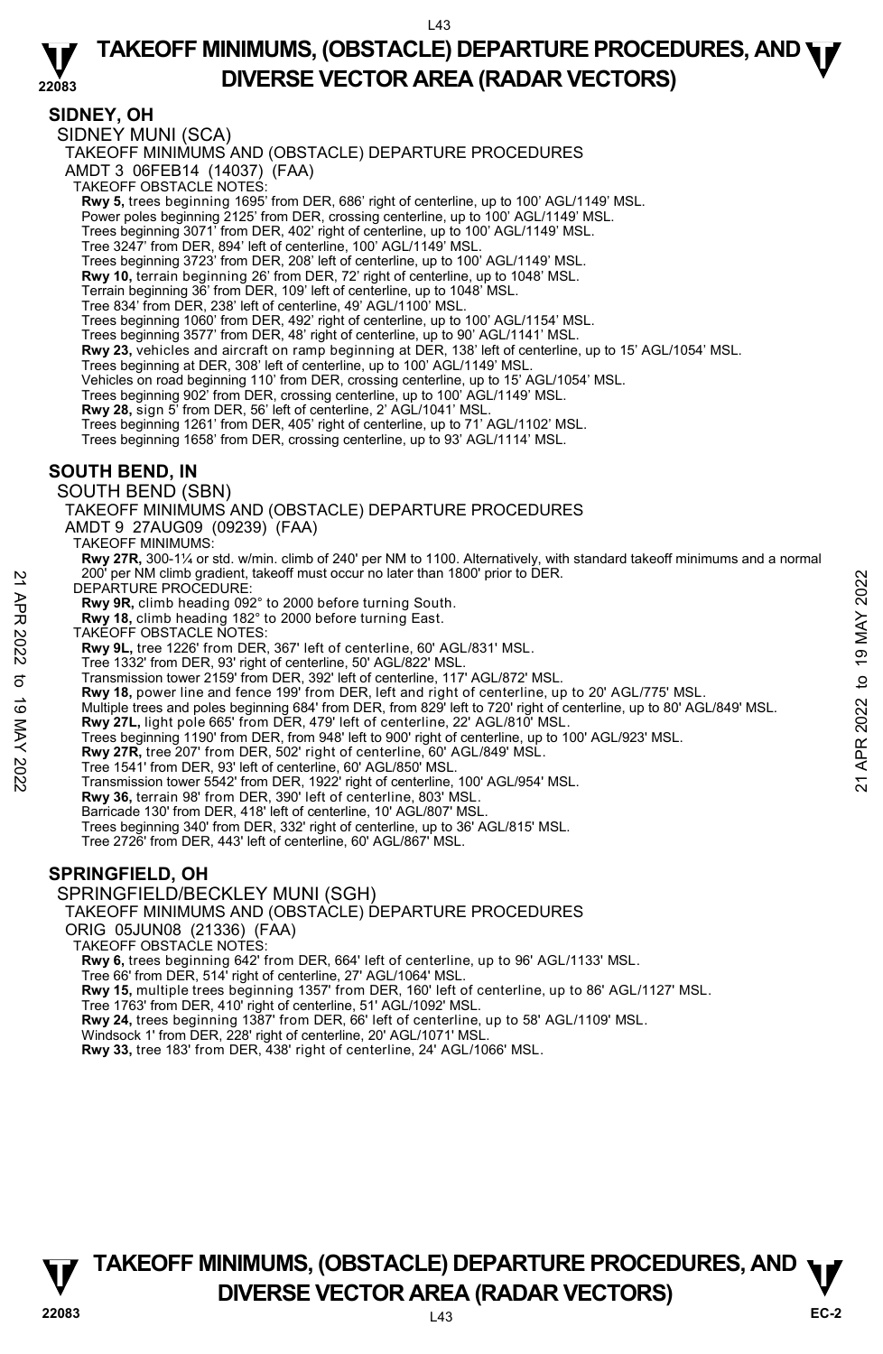## SIDNEY, OH

SIDNEY MUNI (SCA)

TAKEOFF MINIMUMS AND (OBSTACLE) DEPARTURE PROCEDURES

AMDT 3 06FEB14 (14037) (FAA)

TAKEOFF OBSTACLE NOTES:

**Rwy 5,** trees beginning 1695' from DER, 686' right of centerline, up to 100' AGL/1149' MSL.
Power poles beginning 2125' from DER, crossing centerline, up to 100' AGL/1149' MSL.
Trees beginning 3071' from DER, 402' right of centerline, up to 100' AGL/1149' MSL.
Tree 3247' from DER, 894' left of centerline, 100' AGL/1149' MSL.
Trees beginning 3723' from DER, 208' left of centerline, up to 100' AGL/1149' MSL.
**Rwy 10,** terrain beginning 26' from DER, 72' right of centerline, up to 1048' MSL.
Terrain beginning 36' from DER, 109' left of centerline, up to 1048' MSL.
Tree 834' from DER, 238' left of centerline, 49' AGL/1100' MSL.
Trees beginning 1060' from DER, 492' right of centerline, up to 100' AGL/1154' MSL.
Trees beginning 3577' from DER, 48' right of centerline, up to 90' AGL/1141' MSL.
**Rwy 23,** vehicles and aircraft on ramp beginning at DER, 138' left of centerline, up to 15' AGL/1054' MSL.
Trees beginning at DER, 308' left of centerline, up to 100' AGL/1149' MSL.
Vehicles on road beginning 110' from DER, crossing centerline, up to 15' AGL/1054' MSL.
Trees beginning 902' from DER, crossing centerline, up to 100' AGL/1149' MSL.
**Rwy 28,** sign 5' from DER, 56' left of centerline, 2' AGL/1041' MSL.
Trees beginning 1261' from DER, 405' right of centerline, up to 71' AGL/1102' MSL.
Trees beginning 1658' from DER, crossing centerline, up to 93' AGL/1114' MSL.

## SOUTH BEND, IN

SOUTH BEND (SBN)

TAKEOFF MINIMUMS AND (OBSTACLE) DEPARTURE PROCEDURES

AMDT 9 27AUG09 (09239) (FAA)

TAKEOFF MINIMUMS:

**Rwy 27R,** 300-1¼ or std. w/min. climb of 240' per NM to 1100. Alternatively, with standard takeoff minimums and a normal 200' per NM climb gradient, takeoff must occur no later than 1800' prior to DER.

DEPARTURE PROCEDURE:

**Rwy 9R,** climb heading 092° to 2000 before turning South.
**Rwy 18,** climb heading 182° to 2000 before turning East.

TAKEOFF OBSTACLE NOTES:

**Rwy 9L,** tree 1226' from DER, 367' left of centerline, 60' AGL/831' MSL.
Tree 1332' from DER, 93' right of centerline, 50' AGL/822' MSL.
Transmission tower 2159' from DER, 392' left of centerline, 117' AGL/872' MSL.
**Rwy 18,** power line and fence 199' from DER, left and right of centerline, up to 20' AGL/775' MSL.
Multiple trees and poles beginning 684' from DER, from 829' left to 720' right of centerline, up to 80' AGL/849' MSL.
**Rwy 27L,** light pole 665' from DER, 479' left of centerline, 22' AGL/810' MSL.
Trees beginning 1190' from DER, from 948' left to 900' right of centerline, up to 100' AGL/923' MSL.
**Rwy 27R,** tree 207' from DER, 502' right of centerline, 60' AGL/849' MSL.
Tree 1541' from DER, 93' left of centerline, 60' AGL/850' MSL.
Transmission tower 5542' from DER, 1922' right of centerline, 100' AGL/954' MSL.
**Rwy 36,** terrain 98' from DER, 390' left of centerline, 803' MSL.
Barricade 130' from DER, 418' left of centerline, 10' AGL/807' MSL.
Trees beginning 340' from DER, 332' right of centerline, up to 36' AGL/815' MSL.
Tree 2726' from DER, 443' left of centerline, 60' AGL/867' MSL.

## SPRINGFIELD, OH

SPRINGFIELD/BECKLEY MUNI (SGH)

TAKEOFF MINIMUMS AND (OBSTACLE) DEPARTURE PROCEDURES

ORIG 05JUN08 (21336) (FAA)

TAKEOFF OBSTACLE NOTES:

**Rwy 6,** trees beginning 642' from DER, 664' left of centerline, up to 96' AGL/1133' MSL.
Tree 66' from DER, 514' right of centerline, 27' AGL/1064' MSL.
**Rwy 15,** multiple trees beginning 1357' from DER, 160' left of centerline, up to 86' AGL/1127' MSL.
Tree 1763' from DER, 410' right of centerline, 51' AGL/1092' MSL.
**Rwy 24,** trees beginning 1387' from DER, 66' left of centerline, up to 58' AGL/1109' MSL.
Windsock 1' from DER, 228' right of centerline, 20' AGL/1071' MSL.
**Rwy 33,** tree 183' from DER, 438' right of centerline, 24' AGL/1066' MSL.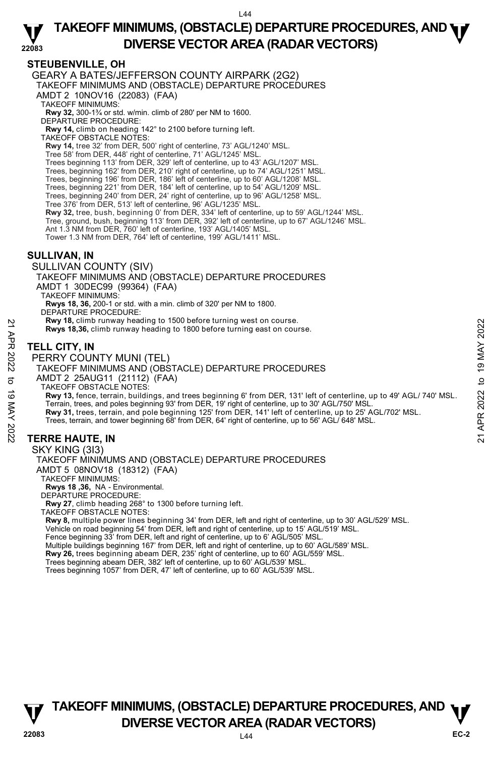# TAKEOFF MINIMUMS, (OBSTACLE) DEPARTURE PROCEDURES, AND DIVERSE VECTOR AREA (RADAR VECTORS)

## STEUBENVILLE, OH

GEARY A BATES/JEFFERSON COUNTY AIRPARK (2G2)
TAKEOFF MINIMUMS AND (OBSTACLE) DEPARTURE PROCEDURES
AMDT 2 10NOV16 (22083) (FAA)
TAKEOFF MINIMUMS:
**Rwy 32,** 300-1¾ or std. w/min. climb of 280' per NM to 1600.
DEPARTURE PROCEDURE:
**Rwy 14,** climb on heading 142° to 2100 before turning left.
TAKEOFF OBSTACLE NOTES:
**Rwy 14,** tree 32' from DER, 500' right of centerline, 73' AGL/1240' MSL.
Tree 58' from DER, 448' right of centerline, 71' AGL/1245' MSL.
Trees beginning 113' from DER, 329' left of centerline, up to 43' AGL/1207' MSL.
Trees, beginning 162' from DER, 210' right of centerline, up to 74' AGL/1251' MSL.
Trees, beginning 196' from DER, 186' left of centerline, up to 60' AGL/1208' MSL.
Trees, beginning 221' from DER, 184' left of centerline, up to 54' AGL/1209' MSL.
Trees, beginning 240' from DER, 24' right of centerline, up to 96' AGL/1258' MSL.
Tree 376' from DER, 513' left of centerline, 96' AGL/1235' MSL.
**Rwy 32,** tree, bush, beginning 0' from DER, 334' left of centerline, up to 59' AGL/1244' MSL.
Tree, ground, bush, beginning 113' from DER, 392' left of centerline, up to 67' AGL/1246' MSL.
Ant 1.3 NM from DER, 760' left of centerline, 193' AGL/1405' MSL.
Tower 1.3 NM from DER, 764' left of centerline, 199' AGL/1411' MSL.

## SULLIVAN, IN

SULLIVAN COUNTY (SIV)
TAKEOFF MINIMUMS AND (OBSTACLE) DEPARTURE PROCEDURES
AMDT 1 30DEC99 (99364) (FAA)
TAKEOFF MINIMUMS:
**Rwys 18, 36,** 200-1 or std. with a min. climb of 320' per NM to 1800.
DEPARTURE PROCEDURE:
**Rwy 18,** climb runway heading to 1500 before turning west on course.
**Rwys 18,36,** climb runway heading to 1800 before turning east on course.

## TELL CITY, IN

PERRY COUNTY MUNI (TEL)
TAKEOFF MINIMUMS AND (OBSTACLE) DEPARTURE PROCEDURES
AMDT 2 25AUG11 (21112) (FAA)
TAKEOFF OBSTACLE NOTES:
**Rwy 13,** fence, terrain, buildings, and trees beginning 6' from DER, 131' left of centerline, up to 49' AGL/ 740' MSL.
Terrain, trees, and poles beginning 93' from DER, 19' right of centerline, up to 30' AGL/750' MSL.
**Rwy 31,** trees, terrain, and pole beginning 125' from DER, 141' left of centerline, up to 25' AGL/702' MSL.
Trees, terrain, and tower beginning 68' from DER, 64' right of centerline, up to 56' AGL/ 648' MSL.

## TERRE HAUTE, IN

SKY KING (3I3)
TAKEOFF MINIMUMS AND (OBSTACLE) DEPARTURE PROCEDURES
AMDT 5 08NOV18 (18312) (FAA)
TAKEOFF MINIMUMS:
**Rwys 18 ,36,** NA - Environmental.
DEPARTURE PROCEDURE:
**Rwy 27**, climb heading 268° to 1300 before turning left.
TAKEOFF OBSTACLE NOTES:
**Rwy 8,** multiple power lines beginning 34' from DER, left and right of centerline, up to 30' AGL/529' MSL.
Vehicle on road beginning 54' from DER, left and right of centerline, up to 15' AGL/519' MSL.
Fence beginning 33' from DER, left and right of centerline, up to 6' AGL/505' MSL.
Multiple buildings beginning 167' from DER, left and right of centerline, up to 60' AGL/589' MSL.
**Rwy 26,** trees beginning abeam DER, 235' right of centerline, up to 60' AGL/559' MSL.
Trees beginning abeam DER, 382' left of centerline, up to 60' AGL/539' MSL.
Trees beginning 1057' from DER, 47' left of centerline, up to 60' AGL/539' MSL.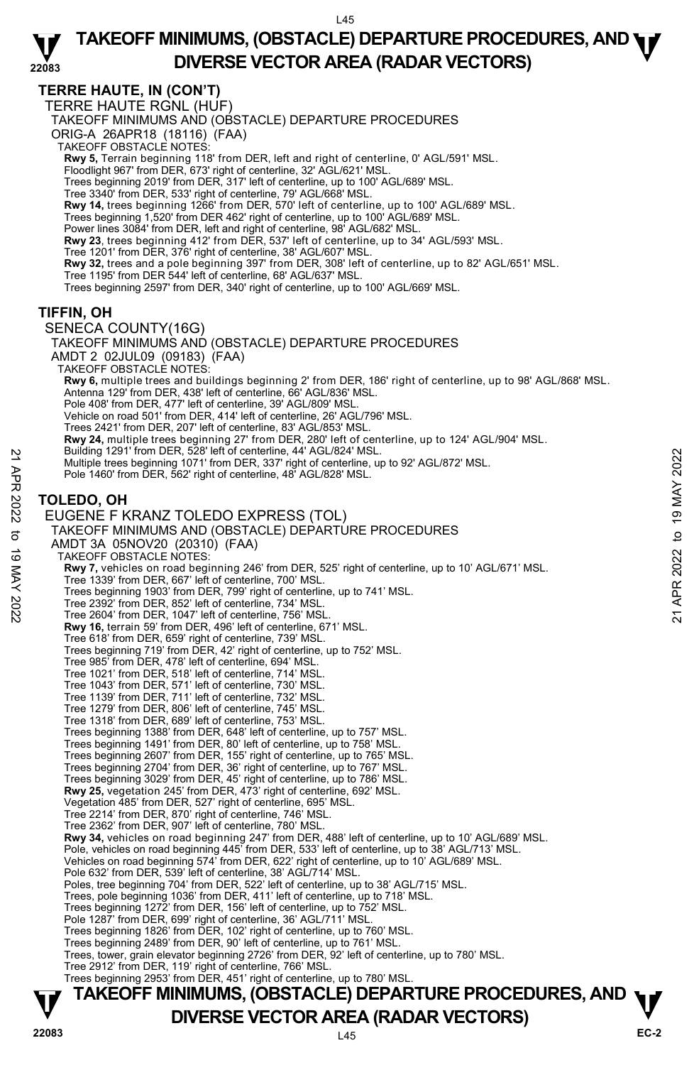## TERRE HAUTE, IN (CON'T)

### TERRE HAUTE RGNL (HUF)

TAKEOFF MINIMUMS AND (OBSTACLE) DEPARTURE PROCEDURES

ORIG-A 26APR18 (18116) (FAA)

TAKEOFF OBSTACLE NOTES:

**Rwy 5,** Terrain beginning 118' from DER, left and right of centerline, 0' AGL/591' MSL.
Floodlight 967' from DER, 673' right of centerline, 32' AGL/621' MSL.
Trees beginning 2019' from DER, 317' left of centerline, up to 100' AGL/689' MSL.
Tree 3340' from DER, 533' right of centerline, 79' AGL/668' MSL.
**Rwy 14,** trees beginning 1266' from DER, 570' left of centerline, up to 100' AGL/689' MSL.
Trees beginning 1,520' from DER 462' right of centerline, up to 100' AGL/689' MSL.
Power lines 3084' from DER, left and right of centerline, 98' AGL/682' MSL.
**Rwy 23**, trees beginning 412' from DER, 537' left of centerline, up to 34' AGL/593' MSL.
Tree 1201' from DER, 376' right of centerline, 38' AGL/607' MSL.
**Rwy 32,** trees and a pole beginning 397' from DER, 308' left of centerline, up to 82' AGL/651' MSL.
Tree 1195' from DER 544' left of centerline, 68' AGL/637' MSL.
Trees beginning 2597' from DER, 340' right of centerline, up to 100' AGL/669' MSL.

## TIFFIN, OH

### SENECA COUNTY(16G)

TAKEOFF MINIMUMS AND (OBSTACLE) DEPARTURE PROCEDURES

AMDT 2 02JUL09 (09183) (FAA)

TAKEOFF OBSTACLE NOTES:

**Rwy 6,** multiple trees and buildings beginning 2' from DER, 186' right of centerline, up to 98' AGL/868' MSL.
Antenna 129' from DER, 438' left of centerline, 66' AGL/836' MSL.
Pole 408' from DER, 477' left of centerline, 39' AGL/809' MSL.
Vehicle on road 501' from DER, 414' left of centerline, 26' AGL/796' MSL.
Trees 2421' from DER, 207' left of centerline, 83' AGL/853' MSL.
**Rwy 24,** multiple trees beginning 27' from DER, 280' left of centerline, up to 124' AGL/904' MSL.
Building 1291' from DER, 528' left of centerline, 44' AGL/824' MSL.
Multiple trees beginning 1071' from DER, 337' right of centerline, up to 92' AGL/872' MSL.
Pole 1460' from DER, 562' right of centerline, 48' AGL/828' MSL.

## TOLEDO, OH

### EUGENE F KRANZ TOLEDO EXPRESS (TOL)

TAKEOFF MINIMUMS AND (OBSTACLE) DEPARTURE PROCEDURES

AMDT 3A 05NOV20 (20310) (FAA)

TAKEOFF OBSTACLE NOTES:

**Rwy 7,** vehicles on road beginning 246' from DER, 525' right of centerline, up to 10' AGL/671' MSL.
Tree 1339' from DER, 667' left of centerline, 700' MSL.
Trees beginning 1903' from DER, 799' right of centerline, up to 741' MSL.
Tree 2392' from DER, 852' left of centerline, 734' MSL.
Tree 2604' from DER, 1047' left of centerline, 756' MSL.
**Rwy 16,** terrain 59' from DER, 496' left of centerline, 671' MSL.
Tree 618' from DER, 659' right of centerline, 739' MSL.
Trees beginning 719' from DER, 42' right of centerline, up to 752' MSL.
Tree 985' from DER, 478' left of centerline, 694' MSL.
Tree 1021' from DER, 518' left of centerline, 714' MSL.
Tree 1043' from DER, 571' left of centerline, 730' MSL.
Tree 1139' from DER, 711' left of centerline, 732' MSL.
Tree 1279' from DER, 806' left of centerline, 745' MSL.
Tree 1318' from DER, 689' left of centerline, 753' MSL.
Trees beginning 1388' from DER, 648' left of centerline, up to 757' MSL.
Trees beginning 1491' from DER, 80' left of centerline, up to 758' MSL.
Trees beginning 2607' from DER, 155' right of centerline, up to 765' MSL.
Trees beginning 2704' from DER, 36' right of centerline, up to 767' MSL.
Trees beginning 3029' from DER, 45' right of centerline, up to 786' MSL.
**Rwy 25,** vegetation 245' from DER, 473' right of centerline, 692' MSL.
Vegetation 485' from DER, 527' right of centerline, 695' MSL.
Tree 2214' from DER, 870' right of centerline, 746' MSL.
Tree 2362' from DER, 907' left of centerline, 780' MSL.
**Rwy 34,** vehicles on road beginning 247' from DER, 488' left of centerline, up to 10' AGL/689' MSL.
Pole, vehicles on road beginning 445' from DER, 533' left of centerline, up to 38' AGL/713' MSL.
Vehicles on road beginning 574' from DER, 622' right of centerline, up to 10' AGL/689' MSL.
Pole 632' from DER, 539' left of centerline, 38' AGL/714' MSL.
Poles, tree beginning 704' from DER, 522' left of centerline, up to 38' AGL/715' MSL.
Trees, pole beginning 1036' from DER, 411' left of centerline, up to 718' MSL.
Trees beginning 1272' from DER, 156' left of centerline, up to 752' MSL.
Pole 1287' from DER, 699' right of centerline, 36' AGL/711' MSL.
Trees beginning 1826' from DER, 102' right of centerline, up to 760' MSL.
Trees beginning 2489' from DER, 90' left of centerline, up to 761' MSL.
Trees, tower, grain elevator beginning 2726' from DER, 92' left of centerline, up to 780' MSL.
Tree 2912' from DER, 119' right of centerline, 766' MSL.
Trees beginning 2953' from DER, 451' right of centerline, up to 780' MSL.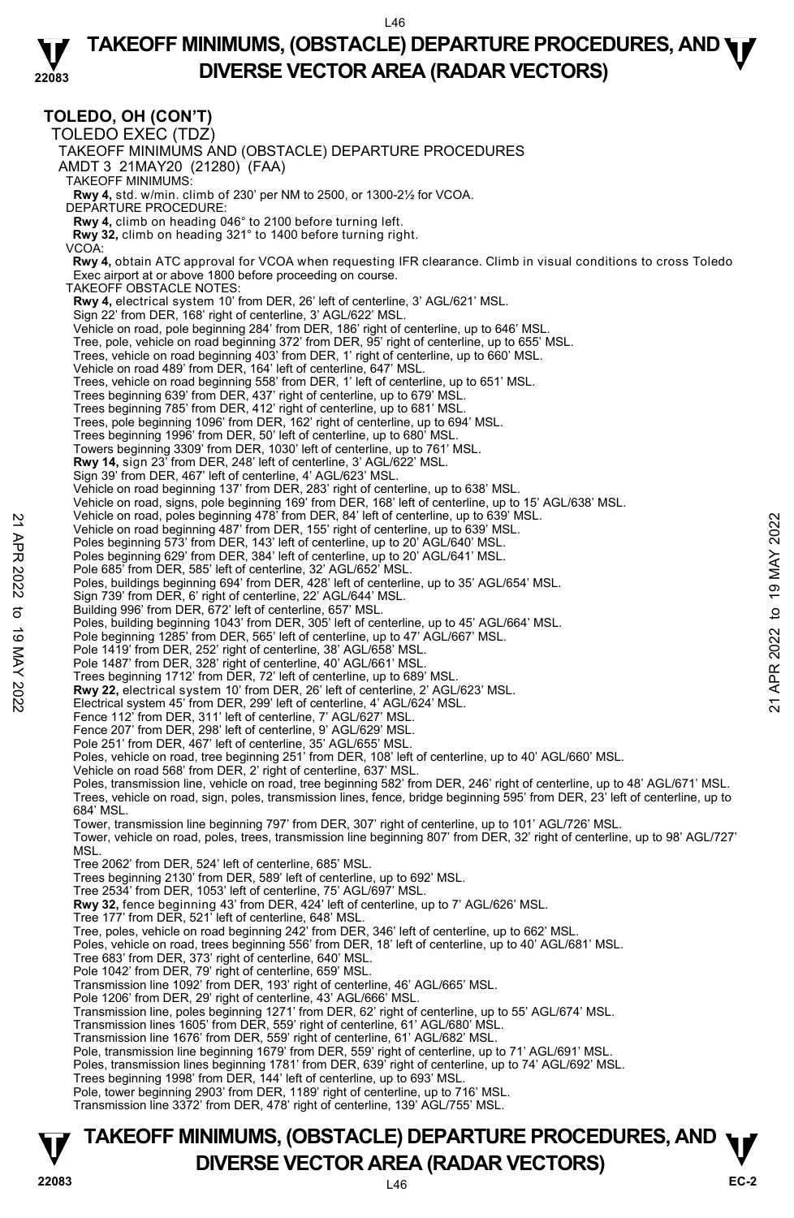**TOLEDO, OH (CON'T)**

TOLEDO EXEC (TDZ)

TAKEOFF MINIMUMS AND (OBSTACLE) DEPARTURE PROCEDURES

AMDT 3 21MAY20 (21280) (FAA)

TAKEOFF MINIMUMS:

**Rwy 4,** std. w/min. climb of 230' per NM to 2500, or 1300-2½ for VCOA.

DEPARTURE PROCEDURE:

**Rwy 4,** climb on heading 046° to 2100 before turning left.

**Rwy 32,** climb on heading 321° to 1400 before turning right.

VCOA:

**Rwy 4,** obtain ATC approval for VCOA when requesting IFR clearance. Climb in visual conditions to cross Toledo Exec airport at or above 1800 before proceeding on course.

TAKEOFF OBSTACLE NOTES:

**Rwy 4,** electrical system 10' from DER, 26' left of centerline, 3' AGL/621' MSL.
Sign 22' from DER, 168' right of centerline, 3' AGL/622' MSL.
Vehicle on road, pole beginning 284' from DER, 186' right of centerline, up to 646' MSL.
Tree, pole, vehicle on road beginning 372' from DER, 95' right of centerline, up to 655' MSL.
Trees, vehicle on road beginning 403' from DER, 1' right of centerline, up to 660' MSL.
Vehicle on road 489' from DER, 164' left of centerline, 647' MSL.
Trees, vehicle on road beginning 558' from DER, 1' left of centerline, up to 651' MSL.
Trees beginning 639' from DER, 437' right of centerline, up to 679' MSL.
Trees beginning 785' from DER, 412' right of centerline, up to 681' MSL.
Trees, pole beginning 1096' from DER, 162' right of centerline, up to 694' MSL.
Trees beginning 1996' from DER, 50' left of centerline, up to 680' MSL.
Towers beginning 3309' from DER, 1030' left of centerline, up to 761' MSL.

**Rwy 14,** sign 23' from DER, 248' left of centerline, 3' AGL/622' MSL.
Sign 39' from DER, 467' left of centerline, 4' AGL/623' MSL.
Vehicle on road beginning 137' from DER, 283' right of centerline, up to 638' MSL.
Vehicle on road, signs, pole beginning 169' from DER, 168' left of centerline, up to 15' AGL/638' MSL.
Vehicle on road, poles beginning 478' from DER, 84' left of centerline, up to 639' MSL.
Vehicle on road beginning 487' from DER, 155' right of centerline, up to 639' MSL.
Poles beginning 573' from DER, 143' left of centerline, up to 20' AGL/640' MSL.
Poles beginning 629' from DER, 384' left of centerline, up to 20' AGL/641' MSL.
Pole 685' from DER, 585' left of centerline, 32' AGL/652' MSL.
Poles, buildings beginning 694' from DER, 428' left of centerline, up to 35' AGL/654' MSL.
Sign 739' from DER, 6' right of centerline, 22' AGL/644' MSL.
Building 996' from DER, 672' left of centerline, 657' MSL.
Poles, building beginning 1043' from DER, 305' left of centerline, up to 45' AGL/664' MSL.
Pole beginning 1285' from DER, 565' left of centerline, up to 47' AGL/667' MSL.
Pole 1419' from DER, 252' right of centerline, 38' AGL/658' MSL.
Pole 1487' from DER, 328' right of centerline, 40' AGL/661' MSL.
Trees beginning 1712' from DER, 72' left of centerline, up to 689' MSL.

**Rwy 22,** electrical system 10' from DER, 26' left of centerline, 2' AGL/623' MSL.
Electrical system 45' from DER, 299' left of centerline, 4' AGL/624' MSL.
Fence 112' from DER, 311' left of centerline, 7' AGL/627' MSL.
Fence 207' from DER, 298' left of centerline, 9' AGL/629' MSL.
Pole 251' from DER, 467' left of centerline, 35' AGL/655' MSL.
Poles, vehicle on road, tree beginning 251' from DER, 108' left of centerline, up to 40' AGL/660' MSL.
Vehicle on road 568' from DER, 2' right of centerline, 637' MSL.
Poles, transmission line, vehicle on road, tree beginning 582' from DER, 246' right of centerline, up to 48' AGL/671' MSL.
Trees, vehicle on road, sign, poles, transmission lines, fence, bridge beginning 595' from DER, 23' left of centerline, up to 684' MSL.
Tower, transmission line beginning 797' from DER, 307' right of centerline, up to 101' AGL/726' MSL.
Tower, vehicle on road, poles, trees, transmission line beginning 807' from DER, 32' right of centerline, up to 98' AGL/727' MSL.
Tree 2062' from DER, 524' left of centerline, 685' MSL.
Trees beginning 2130' from DER, 589' left of centerline, up to 692' MSL.
Tree 2534' from DER, 1053' left of centerline, 75' AGL/697' MSL.

**Rwy 32,** fence beginning 43' from DER, 424' left of centerline, up to 7' AGL/626' MSL.
Tree 177' from DER, 521' left of centerline, 648' MSL.
Tree, poles, vehicle on road beginning 242' from DER, 346' left of centerline, up to 662' MSL.
Poles, vehicle on road, trees beginning 556' from DER, 18' left of centerline, up to 40' AGL/681' MSL.
Tree 683' from DER, 373' right of centerline, 640' MSL.
Pole 1042' from DER, 79' right of centerline, 659' MSL.
Transmission line 1092' from DER, 193' right of centerline, 46' AGL/665' MSL.
Pole 1206' from DER, 29' right of centerline, 43' AGL/666' MSL.
Transmission line, poles beginning 1271' from DER, 62' right of centerline, up to 55' AGL/674' MSL.
Transmission lines 1605' from DER, 559' right of centerline, 61' AGL/680' MSL.
Transmission line 1676' from DER, 559' right of centerline, 61' AGL/682' MSL.
Pole, transmission line beginning 1679' from DER, 559' right of centerline, up to 71' AGL/691' MSL.
Poles, transmission lines beginning 1781' from DER, 639' right of centerline, up to 74' AGL/692' MSL.
Trees beginning 1998' from DER, 144' left of centerline, up to 693' MSL.
Pole, tower beginning 2903' from DER, 1189' right of centerline, up to 716' MSL.
Transmission line 3372' from DER, 478' right of centerline, 139' AGL/755' MSL.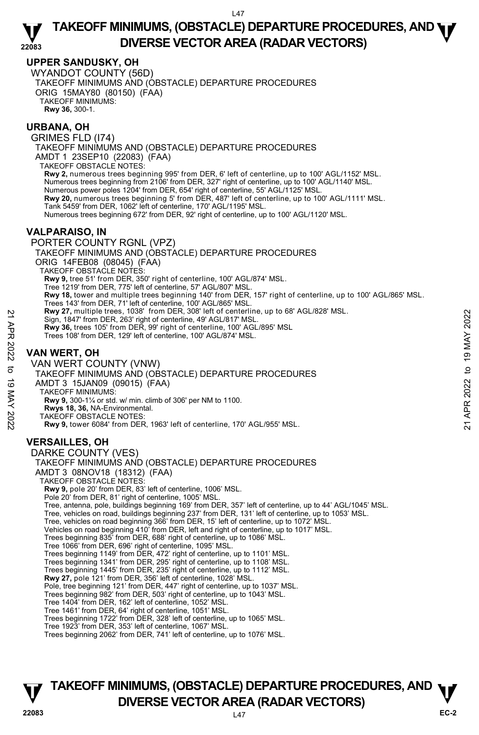## UPPER SANDUSKY, OH

WYANDOT COUNTY (56D)
TAKEOFF MINIMUMS AND (OBSTACLE) DEPARTURE PROCEDURES
ORIG 15MAY80 (80150) (FAA)
TAKEOFF MINIMUMS:
**Rwy 36,** 300-1.

## URBANA, OH

GRIMES FLD (I74)
TAKEOFF MINIMUMS AND (OBSTACLE) DEPARTURE PROCEDURES
AMDT 1 23SEP10 (22083) (FAA)
TAKEOFF OBSTACLE NOTES:
**Rwy 2,** numerous trees beginning 995' from DER, 6' left of centerline, up to 100' AGL/1152' MSL.
Numerous trees beginning from 2106' from DER, 327' right of centerline, up to 100' AGL/1140' MSL.
Numerous power poles 1204' from DER, 654' right of centerline, 55' AGL/1125' MSL.
**Rwy 20,** numerous trees beginning 5' from DER, 487' left of centerline, up to 100' AGL/1111' MSL.
Tank 5459' from DER, 1062' left of centerline, 170' AGL/1195' MSL.
Numerous trees beginning 672' from DER, 92' right of centerline, up to 100' AGL/1120' MSL.

## VALPARAISO, IN

PORTER COUNTY RGNL (VPZ)
TAKEOFF MINIMUMS AND (OBSTACLE) DEPARTURE PROCEDURES
ORIG 14FEB08 (08045) (FAA)
TAKEOFF OBSTACLE NOTES:
**Rwy 9,** tree 51' from DER, 350' right of centerline, 100' AGL/874' MSL.
Tree 1219' from DER, 775' left of centerline, 57' AGL/807' MSL.
**Rwy 18,** tower and multiple trees beginning 140' from DER, 157' right of centerline, up to 100' AGL/865' MSL.
Trees 143' from DER, 71' left of centerline, 100' AGL/865' MSL.
**Rwy 27,** multiple trees, 1038' from DER, 308' left of centerline, up to 68' AGL/828' MSL.
Sign, 1847' from DER, 263' right of centerline, 49' AGL/817' MSL.
**Rwy 36,** trees 105' from DER, 99' right of centerline, 100' AGL/895' MSL
Trees 108' from DER, 129' left of centerline, 100' AGL/874' MSL.

## VAN WERT, OH

VAN WERT COUNTY (VNW)
TAKEOFF MINIMUMS AND (OBSTACLE) DEPARTURE PROCEDURES
AMDT 3 15JAN09 (09015) (FAA)
TAKEOFF MINIMUMS:
**Rwy 9,** 300-1¼ or std. w/ min. climb of 306' per NM to 1100.
**Rwys 18, 36,** NA-Environmental.
TAKEOFF OBSTACLE NOTES:
**Rwy 9,** tower 6084' from DER, 1963' left of centerline, 170' AGL/955' MSL.

## VERSAILLES, OH

DARKE COUNTY (VES)
TAKEOFF MINIMUMS AND (OBSTACLE) DEPARTURE PROCEDURES
AMDT 3 08NOV18 (18312) (FAA)
TAKEOFF OBSTACLE NOTES:
**Rwy 9,** pole 20' from DER, 83' left of centerline, 1006' MSL.
Pole 20' from DER, 81' right of centerline, 1005' MSL.
Tree, antenna, pole, buildings beginning 169' from DER, 357' left of centerline, up to 44' AGL/1045' MSL.
Tree, vehicles on road, buildings beginning 237' from DER, 131' left of centerline, up to 1053' MSL.
Tree, vehicles on road beginning 366' from DER, 15' left of centerline, up to 1072' MSL.
Vehicles on road beginning 410' from DER, left and right of centerline, up to 1017' MSL.
Trees beginning 835' from DER, 688' right of centerline, up to 1086' MSL.
Tree 1066' from DER, 696' right of centerline, 1095' MSL.
Trees beginning 1149' from DER, 472' right of centerline, up to 1101' MSL.
Trees beginning 1341' from DER, 295' right of centerline, up to 1108' MSL.
Trees beginning 1445' from DER, 235' right of centerline, up to 1112' MSL.
**Rwy 27,** pole 121' from DER, 356' left of centerline, 1028' MSL.
Pole, tree beginning 121' from DER, 447' right of centerline, up to 1037' MSL.
Trees beginning 982' from DER, 503' right of centerline, up to 1043' MSL.
Tree 1404' from DER, 162' left of centerline, 1052' MSL.
Tree 1461' from DER, 64' right of centerline, 1051' MSL.
Trees beginning 1722' from DER, 328' left of centerline, up to 1065' MSL.
Tree 1923' from DER, 353' left of centerline, 1067' MSL.
Trees beginning 2062' from DER, 741' left of centerline, up to 1076' MSL.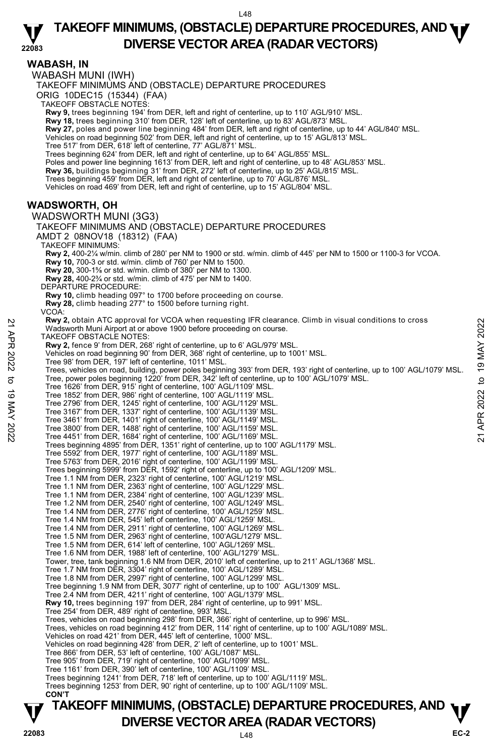## WABASH, IN

WABASH MUNI (IWH)

TAKEOFF MINIMUMS AND (OBSTACLE) DEPARTURE PROCEDURES

ORIG 10DEC15 (15344) (FAA)

TAKEOFF OBSTACLE NOTES:

**Rwy 9,** trees beginning 194' from DER, left and right of centerline, up to 110' AGL/910' MSL.
**Rwy 18,** trees beginning 310' from DER, 128' left of centerline, up to 83' AGL/873' MSL.
**Rwy 27,** poles and power line beginning 484' from DER, left and right of centerline, up to 44' AGL/840' MSL.
Vehicles on road beginning 502' from DER, left and right of centerline, up to 15' AGL/813' MSL.
Tree 517' from DER, 618' left of centerline, 77' AGL/871' MSL.
Trees beginning 624' from DER, left and right of centerline, up to 64' AGL/855' MSL.
Poles and power line beginning 1613' from DER, left and right of centerline, up to 48' AGL/853' MSL.
**Rwy 36,** buildings beginning 31' from DER, 272' left of centerline, up to 25' AGL/815' MSL.
Trees beginning 459' from DER, left and right of centerline, up to 70' AGL/876' MSL.
Vehicles on road 469' from DER, left and right of centerline, up to 15' AGL/804' MSL.

## WADSWORTH, OH

WADSWORTH MUNI (3G3)

TAKEOFF MINIMUMS AND (OBSTACLE) DEPARTURE PROCEDURES

AMDT 2 08NOV18 (18312) (FAA)

TAKEOFF MINIMUMS:

**Rwy 2,** 400-2¼ w/min. climb of 280' per NM to 1900 or std. w/min. climb of 445' per NM to 1500 or 1100-3 for VCOA.
**Rwy 10,** 700-3 or std. w/min. climb of 760' per NM to 1500.
**Rwy 20,** 300-1⅝ or std. w/min. climb of 380' per NM to 1300.
**Rwy 28,** 400-2¾ or std. w/min. climb of 475' per NM to 1400.

DEPARTURE PROCEDURE:

**Rwy 10,** climb heading 097° to 1700 before proceeding on course.
**Rwy 28,** climb heading 277° to 1500 before turning right.

VCOA:

**Rwy 2,** obtain ATC approval for VCOA when requesting IFR clearance. Climb in visual conditions to cross Wadsworth Muni Airport at or above 1900 before proceeding on course.

TAKEOFF OBSTACLE NOTES:

**Rwy 2,** fence 9' from DER, 268' right of centerline, up to 6' AGL/979' MSL.
Vehicles on road beginning 90' from DER, 368' right of centerline, up to 1001' MSL.
Tree 98' from DER, 197' left of centerline, 1011' MSL.
Trees, vehicles on road, building, power poles beginning 393' from DER, 193' right of centerline, up to 100' AGL/1079' MSL.
Tree, power poles beginning 1220' from DER, 342' left of centerline, up to 100' AGL/1079' MSL.
Tree 1626' from DER, 915' right of centerline, 100' AGL/1109' MSL.
Tree 1852' from DER, 986' right of centerline, 100' AGL/1119' MSL.
Tree 2796' from DER, 1245' right of centerline, 100' AGL/1129' MSL.
Tree 3167' from DER, 1337' right of centerline, 100' AGL/1139' MSL.
Tree 3461' from DER, 1401' right of centerline, 100' AGL/1149' MSL.
Tree 3800' from DER, 1488' right of centerline, 100' AGL/1159' MSL.
Tree 4451' from DER, 1684' right of centerline, 100' AGL/1169' MSL.
Trees beginning 4895' from DER, 1351' right of centerline, up to 100' AGL/1179' MSL.
Tree 5592' from DER, 1977' right of centerline, 100' AGL/1189' MSL.
Tree 5763' from DER, 2016' right of centerline, 100' AGL/1199' MSL.
Trees beginning 5999' from DER, 1592' right of centerline, up to 100' AGL/1209' MSL.
Tree 1.1 NM from DER, 2323' right of centerline, 100' AGL/1219' MSL.
Tree 1.1 NM from DER, 2363' right of centerline, 100' AGL/1229' MSL.
Tree 1.1 NM from DER, 2384' right of centerline, 100' AGL/1239' MSL.
Tree 1.2 NM from DER, 2540' right of centerline, 100' AGL/1249' MSL.
Tree 1.4 NM from DER, 2776' right of centerline, 100' AGL/1259' MSL.
Tree 1.4 NM from DER, 545' left of centerline, 100' AGL/1259' MSL.
Tree 1.4 NM from DER, 2911' right of centerline, 100' AGL/1269' MSL.
Tree 1.5 NM from DER, 2963' right of centerline, 100'AGL/1279' MSL.
Tree 1.5 NM from DER, 614' left of centerline, 100' AGL/1269' MSL.
Tree 1.6 NM from DER, 1988' left of centerline, 100' AGL/1279' MSL.
Tower, tree, tank beginning 1.6 NM from DER, 2010' left of centerline, up to 211' AGL/1368' MSL.
Tree 1.7 NM from DER, 3304' right of centerline, 100' AGL/1289' MSL.
Tree 1.8 NM from DER, 2997' right of centerline, 100' AGL/1299' MSL.
Tree beginning 1.9 NM from DER, 3077' right of centerline, up to 100' AGL/1309' MSL.
Tree 2.4 NM from DER, 4211' right of centerline, 100' AGL/1379' MSL.
**Rwy 10,** trees beginning 197' from DER, 284' right of centerline, up to 991' MSL.
Tree 254' from DER, 489' right of centerline, 993' MSL.
Trees, vehicles on road beginning 298' from DER, 366' right of centerline, up to 996' MSL.
Trees, vehicles on road beginning 412' from DER, 114' right of centerline, up to 100' AGL/1089' MSL.
Vehicles on road 421' from DER, 445' left of centerline, 1000' MSL.
Vehicles on road beginning 428' from DER, 2' left of centerline, up to 1001' MSL.
Tree 866' from DER, 53' left of centerline, 100' AGL/1087' MSL.
Tree 905' from DER, 719' right of centerline, 100' AGL/1099' MSL.
Tree 1161' from DER, 390' left of centerline, 100' AGL/1109' MSL.
Trees beginning 1241' from DER, 718' left of centerline, up to 100' AGL/1119' MSL.
Trees beginning 1253' from DER, 90' right of centerline, up to 100' AGL/1109' MSL.

**CON'T**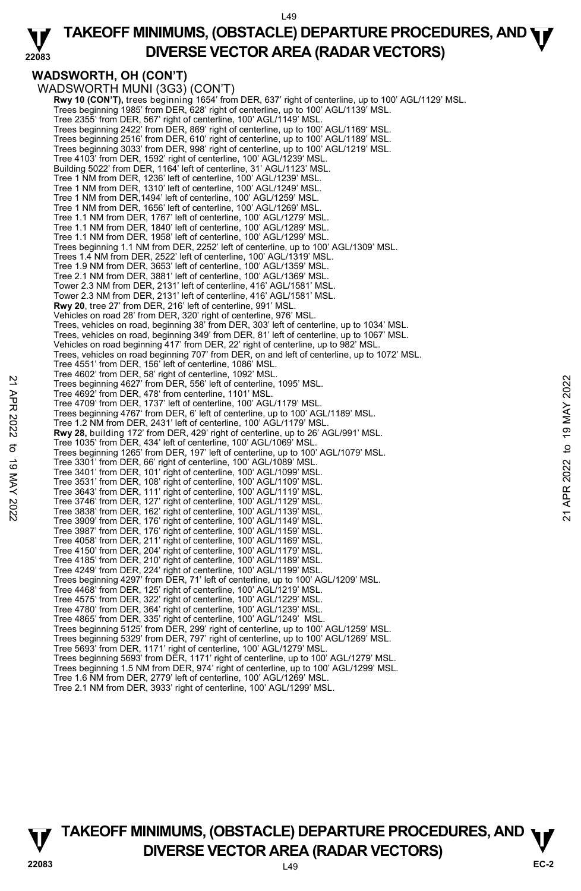## WADSWORTH, OH (CON'T)

WADSWORTH MUNI (3G3) (CON'T)

**Rwy 10 (CON'T),** trees beginning 1654' from DER, 637' right of centerline, up to 100' AGL/1129' MSL.
Trees beginning 1985' from DER, 628' right of centerline, up to 100' AGL/1139' MSL.
Tree 2355' from DER, 567' right of centerline, 100' AGL/1149' MSL.
Trees beginning 2422' from DER, 869' right of centerline, up to 100' AGL/1169' MSL.
Trees beginning 2516' from DER, 610' right of centerline, up to 100' AGL/1189' MSL.
Trees beginning 3033' from DER, 998' right of centerline, up to 100' AGL/1219' MSL.
Tree 4103' from DER, 1592' right of centerline, 100' AGL/1239' MSL.
Building 5022' from DER, 1164' left of centerline, 31' AGL/1123' MSL.
Tree 1 NM from DER, 1236' left of centerline, 100' AGL/1239' MSL.
Tree 1 NM from DER, 1310' left of centerline, 100' AGL/1249' MSL.
Tree 1 NM from DER,1494' left of centerline, 100' AGL/1259' MSL.
Tree 1 NM from DER, 1656' left of centerline, 100' AGL/1269' MSL.
Tree 1.1 NM from DER, 1767' left of centerline, 100' AGL/1279' MSL.
Tree 1.1 NM from DER, 1840' left of centerline, 100' AGL/1289' MSL.
Tree 1.1 NM from DER, 1958' left of centerline, 100' AGL/1299' MSL.
Trees beginning 1.1 NM from DER, 2252' left of centerline, up to 100' AGL/1309' MSL.
Trees 1.4 NM from DER, 2522' left of centerline, 100' AGL/1319' MSL.
Tree 1.9 NM from DER, 3653' left of centerline, 100' AGL/1359' MSL.
Tree 2.1 NM from DER, 3881' left of centerline, 100' AGL/1369' MSL.
Tower 2.3 NM from DER, 2131' left of centerline, 416' AGL/1581' MSL.
Tower 2.3 NM from DER, 2131' left of centerline, 416' AGL/1581' MSL.

**Rwy 20**, tree 27' from DER, 216' left of centerline, 991' MSL.
Vehicles on road 28' from DER, 320' right of centerline, 976' MSL.
Trees, vehicles on road, beginning 38' from DER, 303' left of centerline, up to 1034' MSL.
Trees, vehicles on road, beginning 349' from DER, 81' left of centerline, up to 1067' MSL.
Vehicles on road beginning 417' from DER, 22' right of centerline, up to 982' MSL.
Trees, vehicles on road beginning 707' from DER, on and left of centerline, up to 1072' MSL.
Tree 4551' from DER, 156' left of centerline, 1086' MSL.
Tree 4602' from DER, 58' right of centerline, 1092' MSL.
Trees beginning 4627' from DER, 556' left of centerline, 1095' MSL.
Tree 4692' from DER, 478' from centerline, 1101' MSL.
Tree 4709' from DER, 1737' left of centerline, 100' AGL/1179' MSL.
Trees beginning 4767' from DER, 6' left of centerline, up to 100' AGL/1189' MSL.
Tree 1.2 NM from DER, 2431' left of centerline, 100' AGL/1179' MSL.

**Rwy 28,** building 172' from DER, 429' right of centerline, up to 26' AGL/991' MSL.
Tree 1035' from DER, 434' left of centerline, 100' AGL/1069' MSL.
Trees beginning 1265' from DER, 197' left of centerline, up to 100' AGL/1079' MSL.
Tree 3301' from DER, 66' right of centerline, 100' AGL/1089' MSL.
Tree 3401' from DER, 101' right of centerline, 100' AGL/1099' MSL.
Tree 3531' from DER, 108' right of centerline, 100' AGL/1109' MSL.
Tree 3643' from DER, 111' right of centerline, 100' AGL/1119' MSL.
Tree 3746' from DER, 127' right of centerline, 100' AGL/1129' MSL.
Tree 3838' from DER, 162' right of centerline, 100' AGL/1139' MSL.
Tree 3909' from DER, 176' right of centerline, 100' AGL/1149' MSL.
Tree 3987' from DER, 176' right of centerline, 100' AGL/1159' MSL.
Tree 4058' from DER, 211' right of centerline, 100' AGL/1169' MSL.
Tree 4150' from DER, 204' right of centerline, 100' AGL/1179' MSL.
Tree 4185' from DER, 210' right of centerline, 100' AGL/1189' MSL.
Tree 4249' from DER, 224' right of centerline, 100' AGL/1199' MSL.
Trees beginning 4297' from DER, 71' left of centerline, up to 100' AGL/1209' MSL.
Tree 4468' from DER, 125' right of centerline, 100' AGL/1219' MSL.
Tree 4575' from DER, 322' right of centerline, 100' AGL/1229' MSL.
Tree 4780' from DER, 364' right of centerline, 100' AGL/1239' MSL.
Tree 4865' from DER, 335' right of centerline, 100' AGL/1249' MSL.
Trees beginning 5125' from DER, 299' right of centerline, up to 100' AGL/1259' MSL.
Trees beginning 5329' from DER, 797' right of centerline, up to 100' AGL/1269' MSL.
Tree 5693' from DER, 1171' right of centerline, 100' AGL/1279' MSL.
Trees beginning 5693' from DER, 1171' right of centerline, up to 100' AGL/1279' MSL.
Trees beginning 1.5 NM from DER, 974' right of centerline, up to 100' AGL/1299' MSL.
Tree 1.6 NM from DER, 2779' left of centerline, 100' AGL/1269' MSL.
Tree 2.1 NM from DER, 3933' right of centerline, 100' AGL/1299' MSL.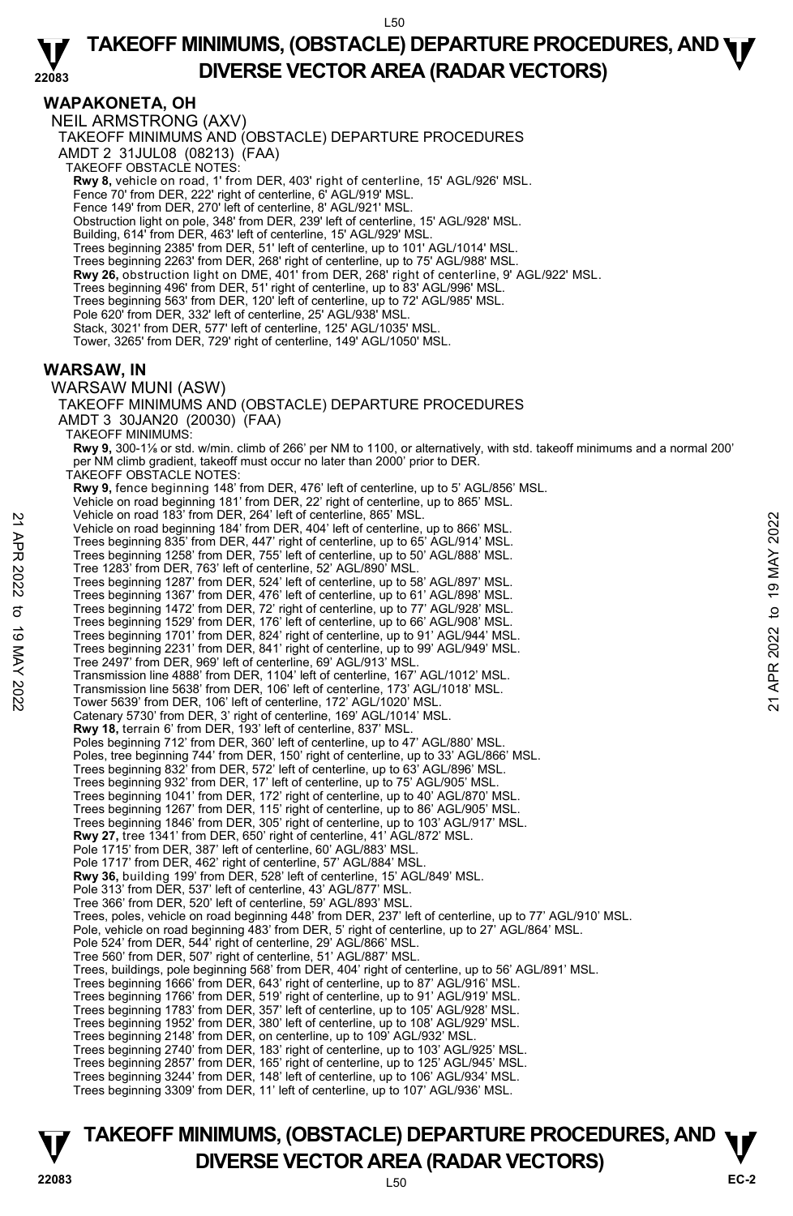## WAPAKONETA, OH

NEIL ARMSTRONG (AXV)

TAKEOFF MINIMUMS AND (OBSTACLE) DEPARTURE PROCEDURES

AMDT 2 31JUL08 (08213) (FAA)

TAKEOFF OBSTACLE NOTES:

**Rwy 8,** vehicle on road, 1' from DER, 403' right of centerline, 15' AGL/926' MSL.
Fence 70' from DER, 222' right of centerline, 6' AGL/919' MSL.
Fence 149' from DER, 270' left of centerline, 8' AGL/921' MSL.
Obstruction light on pole, 348' from DER, 239' left of centerline, 15' AGL/928' MSL.
Building, 614' from DER, 463' left of centerline, 15' AGL/929' MSL.
Trees beginning 2385' from DER, 51' left of centerline, up to 101' AGL/1014' MSL.
Trees beginning 2263' from DER, 268' right of centerline, up to 75' AGL/988' MSL.
**Rwy 26,** obstruction light on DME, 401' from DER, 268' right of centerline, 9' AGL/922' MSL.
Trees beginning 496' from DER, 51' right of centerline, up to 83' AGL/996' MSL.
Trees beginning 563' from DER, 120' left of centerline, up to 72' AGL/985' MSL.
Pole 620' from DER, 332' left of centerline, 25' AGL/938' MSL.
Stack, 3021' from DER, 577' left of centerline, 125' AGL/1035' MSL.
Tower, 3265' from DER, 729' right of centerline, 149' AGL/1050' MSL.

## WARSAW, IN

WARSAW MUNI (ASW)

TAKEOFF MINIMUMS AND (OBSTACLE) DEPARTURE PROCEDURES

AMDT 3 30JAN20 (20030) (FAA)

TAKEOFF MINIMUMS:

**Rwy 9,** 300-1⅛ or std. w/min. climb of 266' per NM to 1100, or alternatively, with std. takeoff minimums and a normal 200' per NM climb gradient, takeoff must occur no later than 2000' prior to DER.

TAKEOFF OBSTACLE NOTES:

**Rwy 9,** fence beginning 148' from DER, 476' left of centerline, up to 5' AGL/856' MSL.
Vehicle on road beginning 181' from DER, 22' right of centerline, up to 865' MSL.
Vehicle on road 183' from DER, 264' left of centerline, 865' MSL.
Vehicle on road beginning 184' from DER, 404' left of centerline, up to 866' MSL.
Trees beginning 835' from DER, 447' right of centerline, up to 65' AGL/914' MSL.
Trees beginning 1258' from DER, 755' left of centerline, up to 50' AGL/888' MSL.
Tree 1283' from DER, 763' left of centerline, 52' AGL/890' MSL.
Trees beginning 1287' from DER, 524' left of centerline, up to 58' AGL/897' MSL.
Trees beginning 1367' from DER, 476' left of centerline, up to 61' AGL/898' MSL.
Trees beginning 1472' from DER, 72' right of centerline, up to 77' AGL/928' MSL.
Trees beginning 1529' from DER, 176' left of centerline, up to 66' AGL/908' MSL.
Trees beginning 1701' from DER, 824' right of centerline, up to 91' AGL/944' MSL.
Trees beginning 2231' from DER, 841' right of centerline, up to 99' AGL/949' MSL.
Tree 2497' from DER, 969' left of centerline, 69' AGL/913' MSL.
Transmission line 4888' from DER, 1104' left of centerline, 167' AGL/1012' MSL.
Transmission line 5638' from DER, 106' left of centerline, 173' AGL/1018' MSL.
Tower 5639' from DER, 106' left of centerline, 172' AGL/1020' MSL.
Catenary 5730' from DER, 3' right of centerline, 169' AGL/1014' MSL.
**Rwy 18,** terrain 6' from DER, 193' left of centerline, 837' MSL.
Poles beginning 712' from DER, 360' left of centerline, up to 47' AGL/880' MSL.
Poles, tree beginning 744' from DER, 150' right of centerline, up to 33' AGL/866' MSL.
Trees beginning 832' from DER, 572' left of centerline, up to 63' AGL/896' MSL.
Trees beginning 932' from DER, 17' left of centerline, up to 75' AGL/905' MSL.
Trees beginning 1041' from DER, 172' right of centerline, up to 40' AGL/870' MSL.
Trees beginning 1267' from DER, 115' right of centerline, up to 86' AGL/905' MSL.
Trees beginning 1846' from DER, 305' right of centerline, up to 103' AGL/917' MSL.
**Rwy 27,** tree 1341' from DER, 650' right of centerline, 41' AGL/872' MSL.
Pole 1715' from DER, 387' left of centerline, 60' AGL/883' MSL.
Pole 1717' from DER, 462' right of centerline, 57' AGL/884' MSL.
**Rwy 36,** building 199' from DER, 528' left of centerline, 15' AGL/849' MSL.
Pole 313' from DER, 537' left of centerline, 43' AGL/877' MSL.
Tree 366' from DER, 520' left of centerline, 59' AGL/893' MSL.
Trees, poles, vehicle on road beginning 448' from DER, 237' left of centerline, up to 77' AGL/910' MSL.
Pole, vehicle on road beginning 483' from DER, 5' right of centerline, up to 27' AGL/864' MSL.
Pole 524' from DER, 544' right of centerline, 29' AGL/866' MSL.
Tree 560' from DER, 507' right of centerline, 51' AGL/887' MSL.
Trees, buildings, pole beginning 568' from DER, 404' right of centerline, up to 56' AGL/891' MSL.
Trees beginning 1666' from DER, 643' right of centerline, up to 87' AGL/916' MSL.
Trees beginning 1766' from DER, 519' right of centerline, up to 91' AGL/919' MSL.
Trees beginning 1783' from DER, 357' left of centerline, up to 105' AGL/928' MSL.
Trees beginning 1952' from DER, 380' left of centerline, up to 108' AGL/929' MSL.
Trees beginning 2148' from DER, on centerline, up to 109' AGL/932' MSL.
Trees beginning 2740' from DER, 183' right of centerline, up to 103' AGL/925' MSL.
Trees beginning 2857' from DER, 165' right of centerline, up to 125' AGL/945' MSL.
Trees beginning 3244' from DER, 148' left of centerline, up to 106' AGL/934' MSL.
Trees beginning 3309' from DER, 11' left of centerline, up to 107' AGL/936' MSL.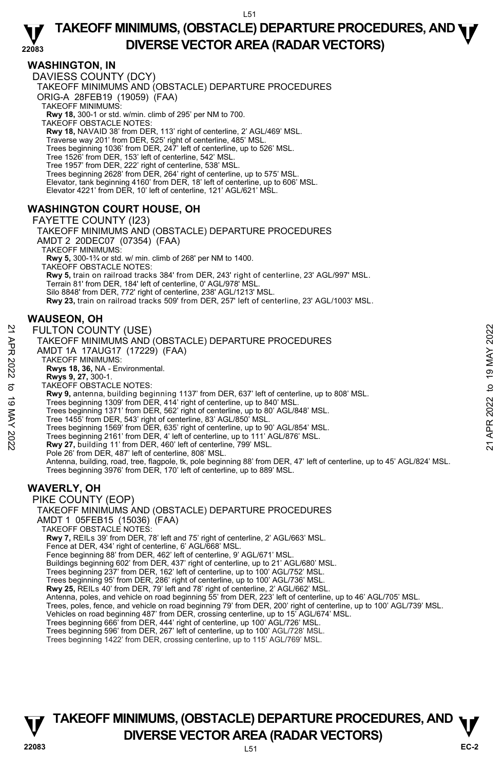## WASHINGTON, IN

DAVIESS COUNTY (DCY)
TAKEOFF MINIMUMS AND (OBSTACLE) DEPARTURE PROCEDURES
ORIG-A 28FEB19 (19059) (FAA)
TAKEOFF MINIMUMS:
**Rwy 18,** 300-1 or std. w/min. climb of 295' per NM to 700.
TAKEOFF OBSTACLE NOTES:
**Rwy 18,** NAVAID 38' from DER, 113' right of centerline, 2' AGL/469' MSL.
Traverse way 201' from DER, 525' right of centerline, 485' MSL.
Trees beginning 1036' from DER, 247' left of centerline, up to 526' MSL.
Tree 1526' from DER, 153' left of centerline, 542' MSL.
Tree 1957' from DER, 222' right of centerline, 538' MSL.
Trees beginning 2628' from DER, 264' right of centerline, up to 575' MSL.
Elevator, tank beginning 4160' from DER, 18' left of centerline, up to 606' MSL.
Elevator 4221' from DER, 10' left of centerline, 121' AGL/621' MSL.

## WASHINGTON COURT HOUSE, OH

FAYETTE COUNTY (I23)
TAKEOFF MINIMUMS AND (OBSTACLE) DEPARTURE PROCEDURES
AMDT 2 20DEC07 (07354) (FAA)
TAKEOFF MINIMUMS:
**Rwy 5,** 300-1¾ or std. w/ min. climb of 268' per NM to 1400.
TAKEOFF OBSTACLE NOTES:
**Rwy 5,** train on railroad tracks 384' from DER, 243' right of centerline, 23' AGL/997' MSL.
Terrain 81' from DER, 184' left of centerline, 0' AGL/978' MSL.
Silo 8848' from DER, 772' right of centerline, 238' AGL/1213' MSL.
**Rwy 23,** train on railroad tracks 509' from DER, 257' left of centerline, 23' AGL/1003' MSL.

## WAUSEON, OH

FULTON COUNTY (USE)
TAKEOFF MINIMUMS AND (OBSTACLE) DEPARTURE PROCEDURES
AMDT 1A 17AUG17 (17229) (FAA)
TAKEOFF MINIMUMS:
**Rwys 18, 36,** NA - Environmental.
**Rwys 9, 27,** 300-1.
TAKEOFF OBSTACLE NOTES:
**Rwy 9,** antenna, building beginning 1137' from DER, 637' left of centerline, up to 808' MSL.
Trees beginning 1309' from DER, 414' right of centerline, up to 840' MSL.
Trees beginning 1371' from DER, 562' right of centerline, up to 80' AGL/848' MSL.
Tree 1455' from DER, 543' right of centerline, 83' AGL/850' MSL.
Trees beginning 1569' from DER, 635' right of centerline, up to 90' AGL/854' MSL.
Trees beginning 2161' from DER, 4' left of centerline, up to 111' AGL/876' MSL.
**Rwy 27,** building 11' from DER, 460' left of centerline, 799' MSL.
Pole 26' from DER, 487' left of centerline, 808' MSL.
Antenna, building, road, tree, flagpole, tk, pole beginning 88' from DER, 47' left of centerline, up to 45' AGL/824' MSL.
Trees beginning 3976' from DER, 170' left of centerline, up to 889' MSL.

## WAVERLY, OH

PIKE COUNTY (EOP)
TAKEOFF MINIMUMS AND (OBSTACLE) DEPARTURE PROCEDURES
AMDT 1 05FEB15 (15036) (FAA)
TAKEOFF OBSTACLE NOTES:
**Rwy 7,** REILs 39' from DER, 78' left and 75' right of centerline, 2' AGL/663' MSL.
Fence at DER, 434' right of centerline, 6' AGL/668' MSL.
Fence beginning 88' from DER, 462' left of centerline, 9' AGL/671' MSL.
Buildings beginning 602' from DER, 437' right of centerline, up to 21' AGL/680' MSL.
Trees beginning 237' from DER, 162' left of centerline, up to 100' AGL/752' MSL.
Trees beginning 95' from DER, 286' right of centerline, up to 100' AGL/736' MSL.
**Rwy 25,** REILs 40' from DER, 79' left and 78' right of centerline, 2' AGL/662' MSL.
Antenna, poles, and vehicle on road beginning 55' from DER, 223' left of centerline, up to 46' AGL/705' MSL.
Trees, poles, fence, and vehicle on road beginning 79' from DER, 200' right of centerline, up to 100' AGL/739' MSL.
Vehicles on road beginning 487' from DER, crossing centerline, up to 15' AGL/674' MSL.
Trees beginning 666' from DER, 444' right of centerline, up 100' AGL/726' MSL.
Trees beginning 596' from DER, 267' left of centerline, up to 100' AGL/728' MSL.
Trees beginning 1422' from DER, crossing centerline, up to 115' AGL/769' MSL.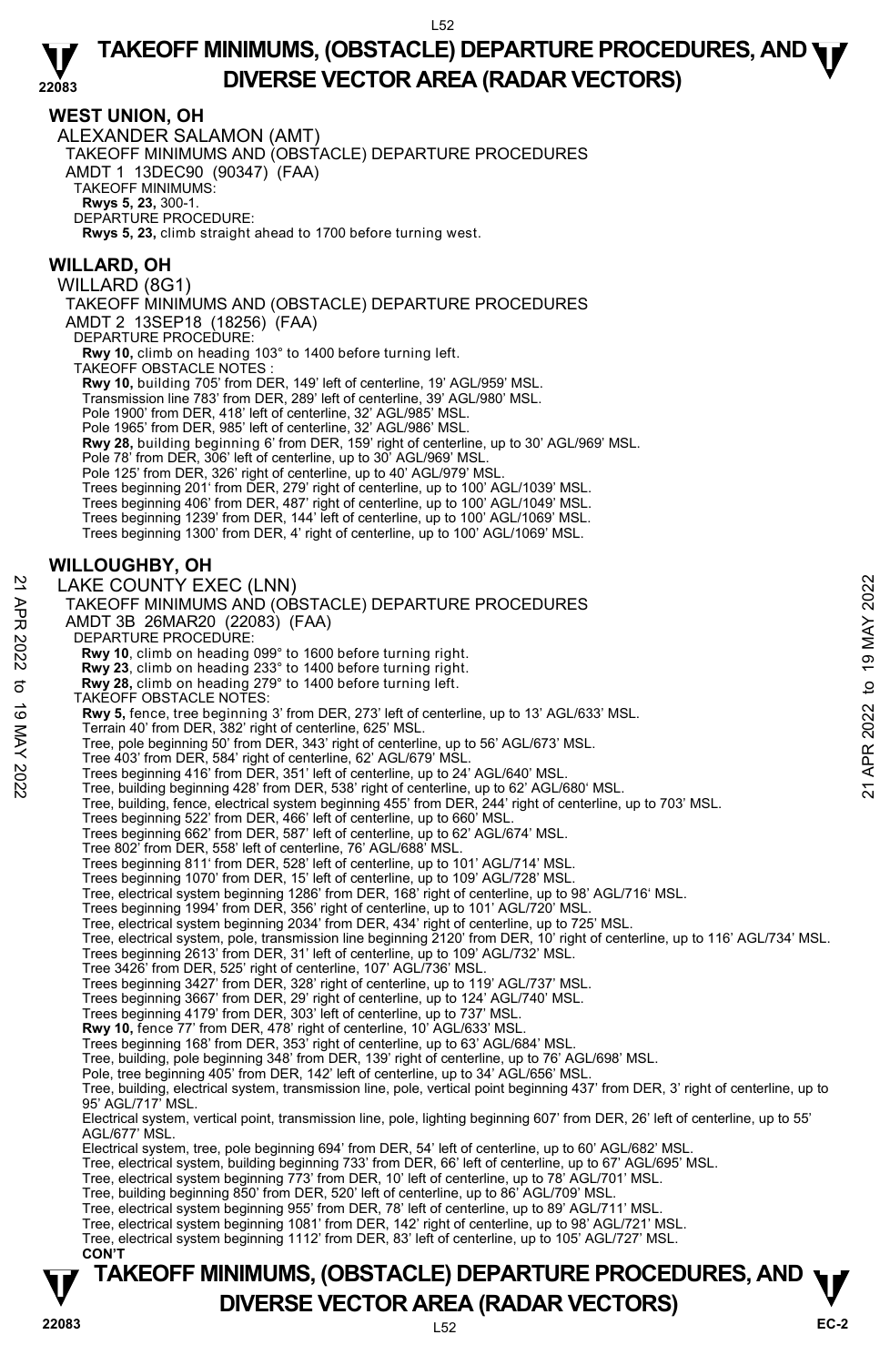## WEST UNION, OH

ALEXANDER SALAMON (AMT)

TAKEOFF MINIMUMS AND (OBSTACLE) DEPARTURE PROCEDURES

AMDT 1 13DEC90 (90347) (FAA)

TAKEOFF MINIMUMS:

**Rwys 5, 23,** 300-1.

DEPARTURE PROCEDURE:

**Rwys 5, 23,** climb straight ahead to 1700 before turning west.

## WILLARD, OH

WILLARD (8G1)

TAKEOFF MINIMUMS AND (OBSTACLE) DEPARTURE PROCEDURES

AMDT 2 13SEP18 (18256) (FAA)

DEPARTURE PROCEDURE:

**Rwy 10,** climb on heading 103° to 1400 before turning left.

TAKEOFF OBSTACLE NOTES :

**Rwy 10,** building 705' from DER, 149' left of centerline, 19' AGL/959' MSL.
Transmission line 783' from DER, 289' left of centerline, 39' AGL/980' MSL.
Pole 1900' from DER, 418' left of centerline, 32' AGL/985' MSL.
Pole 1965' from DER, 985' left of centerline, 32' AGL/986' MSL.
**Rwy 28,** building beginning 6' from DER, 159' right of centerline, up to 30' AGL/969' MSL.
Pole 78' from DER, 306' left of centerline, up to 30' AGL/969' MSL.
Pole 125' from DER, 326' right of centerline, up to 40' AGL/979' MSL.
Trees beginning 201' from DER, 279' right of centerline, up to 100' AGL/1039' MSL.
Trees beginning 406' from DER, 487' right of centerline, up to 100' AGL/1049' MSL.
Trees beginning 1239' from DER, 144' left of centerline, up to 100' AGL/1069' MSL.
Trees beginning 1300' from DER, 4' right of centerline, up to 100' AGL/1069' MSL.

## WILLOUGHBY, OH

LAKE COUNTY EXEC (LNN)

TAKEOFF MINIMUMS AND (OBSTACLE) DEPARTURE PROCEDURES

AMDT 3B 26MAR20 (22083) (FAA)

DEPARTURE PROCEDURE:

**Rwy 10**, climb on heading 099° to 1600 before turning right.
**Rwy 23**, climb on heading 233° to 1400 before turning right.
**Rwy 28,** climb on heading 279° to 1400 before turning left.

TAKEOFF OBSTACLE NOTES:

**Rwy 5,** fence, tree beginning 3' from DER, 273' left of centerline, up to 13' AGL/633' MSL.
Terrain 40' from DER, 382' right of centerline, 625' MSL.
Tree, pole beginning 50' from DER, 343' right of centerline, up to 56' AGL/673' MSL.
Tree 403' from DER, 584' right of centerline, 62' AGL/679' MSL.
Trees beginning 416' from DER, 351' left of centerline, up to 24' AGL/640' MSL.
Tree, building beginning 428' from DER, 538' right of centerline, up to 62' AGL/680' MSL.
Tree, building, fence, electrical system beginning 455' from DER, 244' right of centerline, up to 703' MSL.
Trees beginning 522' from DER, 466' left of centerline, up to 660' MSL.
Trees beginning 662' from DER, 587' left of centerline, up to 62' AGL/674' MSL.
Tree 802' from DER, 558' left of centerline, 76' AGL/688' MSL.
Trees beginning 811' from DER, 528' left of centerline, up to 101' AGL/714' MSL.
Trees beginning 1070' from DER, 15' left of centerline, up to 109' AGL/728' MSL.
Tree, electrical system beginning 1286' from DER, 168' right of centerline, up to 98' AGL/716' MSL.
Trees beginning 1994' from DER, 356' right of centerline, up to 101' AGL/720' MSL.
Tree, electrical system beginning 2034' from DER, 434' right of centerline, up to 725' MSL.
Tree, electrical system, pole, transmission line beginning 2120' from DER, 10' right of centerline, up to 116' AGL/734' MSL.
Trees beginning 2613' from DER, 31' left of centerline, up to 109' AGL/732' MSL.
Tree 3426' from DER, 525' right of centerline, 107' AGL/736' MSL.
Trees beginning 3427' from DER, 328' right of centerline, up to 119' AGL/737' MSL.
Trees beginning 3667' from DER, 29' right of centerline, up to 124' AGL/740' MSL.
Trees beginning 4179' from DER, 303' left of centerline, up to 737' MSL.
**Rwy 10,** fence 77' from DER, 478' right of centerline, 10' AGL/633' MSL.
Trees beginning 168' from DER, 353' right of centerline, up to 63' AGL/684' MSL.
Tree, building, pole beginning 348' from DER, 139' right of centerline, up to 76' AGL/698' MSL.
Pole, tree beginning 405' from DER, 142' left of centerline, up to 34' AGL/656' MSL.
Tree, building, electrical system, transmission line, pole, vertical point beginning 437' from DER, 3' right of centerline, up to 95' AGL/717' MSL.
Electrical system, vertical point, transmission line, pole, lighting beginning 607' from DER, 26' left of centerline, up to 55' AGL/677' MSL.
Electrical system, tree, pole beginning 694' from DER, 54' left of centerline, up to 60' AGL/682' MSL.
Tree, electrical system, building beginning 733' from DER, 66' left of centerline, up to 67' AGL/695' MSL.
Tree, electrical system beginning 773' from DER, 10' left of centerline, up to 78' AGL/701' MSL.
Tree, building beginning 850' from DER, 520' left of centerline, up to 86' AGL/709' MSL.
Tree, electrical system beginning 955' from DER, 78' left of centerline, up to 89' AGL/711' MSL.
Tree, electrical system beginning 1081' from DER, 142' right of centerline, up to 98' AGL/721' MSL.
Tree, electrical system beginning 1112' from DER, 83' left of centerline, up to 105' AGL/727' MSL.

**CON'T**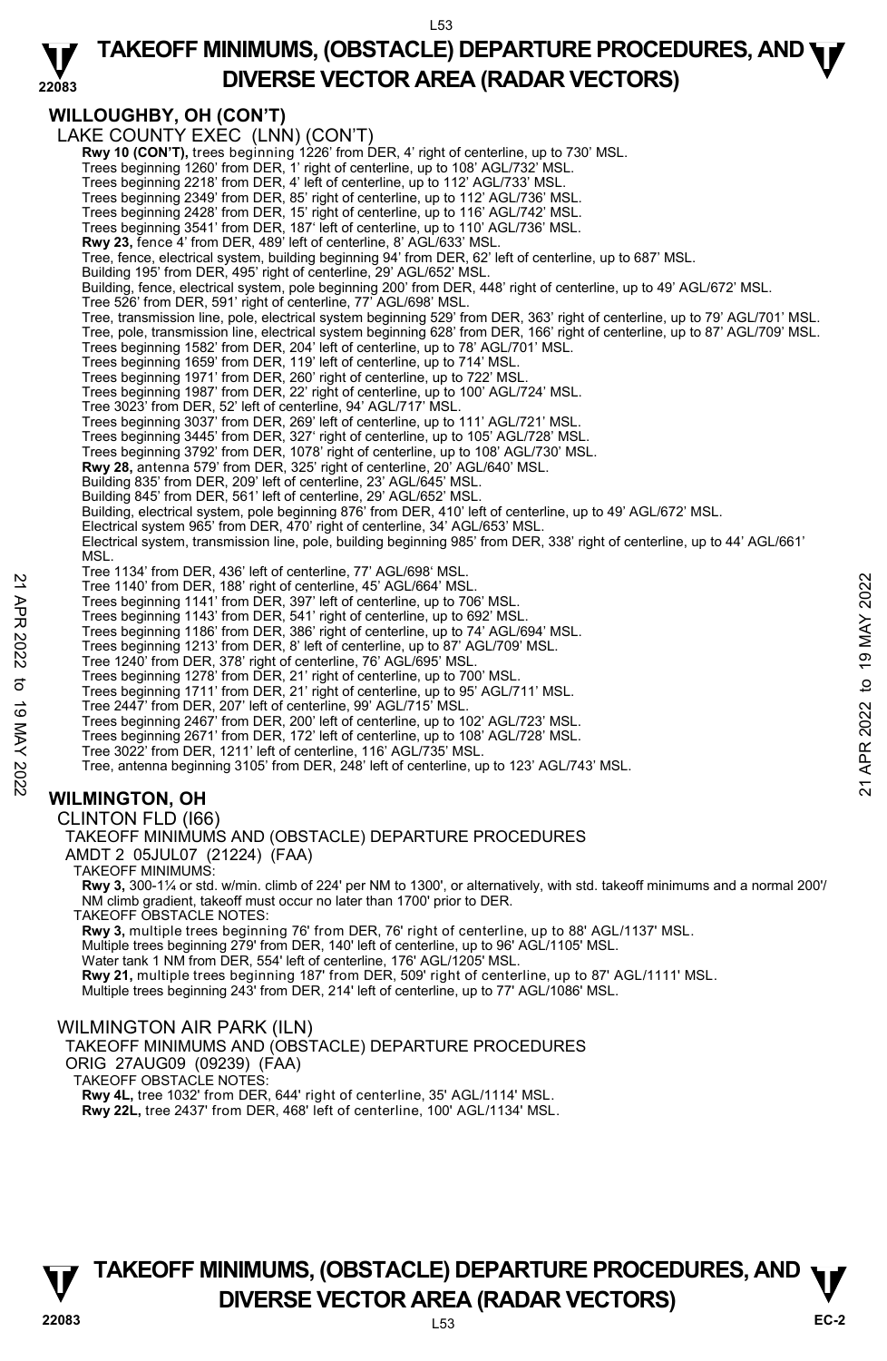## WILLOUGHBY, OH (CON'T)

LAKE COUNTY EXEC (LNN) (CON'T)

**Rwy 10 (CON'T),** trees beginning 1226' from DER, 4' right of centerline, up to 730' MSL.
Trees beginning 1260' from DER, 1' right of centerline, up to 108' AGL/732' MSL.
Trees beginning 2218' from DER, 4' left of centerline, up to 112' AGL/733' MSL.
Trees beginning 2349' from DER, 85' right of centerline, up to 112' AGL/736' MSL.
Trees beginning 2428' from DER, 15' right of centerline, up to 116' AGL/742' MSL.
Trees beginning 3541' from DER, 187' left of centerline, up to 110' AGL/736' MSL.
**Rwy 23,** fence 4' from DER, 489' left of centerline, 8' AGL/633' MSL.
Tree, fence, electrical system, building beginning 94' from DER, 62' left of centerline, up to 687' MSL.
Building 195' from DER, 495' right of centerline, 29' AGL/652' MSL.
Building, fence, electrical system, pole beginning 200' from DER, 448' right of centerline, up to 49' AGL/672' MSL.
Tree 526' from DER, 591' right of centerline, 77' AGL/698' MSL.
Tree, transmission line, pole, electrical system beginning 529' from DER, 363' right of centerline, up to 79' AGL/701' MSL.
Tree, pole, transmission line, electrical system beginning 628' from DER, 166' right of centerline, up to 87' AGL/709' MSL.
Trees beginning 1582' from DER, 204' left of centerline, up to 78' AGL/701' MSL.
Trees beginning 1659' from DER, 119' left of centerline, up to 714' MSL.
Trees beginning 1971' from DER, 260' right of centerline, up to 722' MSL.
Trees beginning 1987' from DER, 22' right of centerline, up to 100' AGL/724' MSL.
Tree 3023' from DER, 52' left of centerline, 94' AGL/717' MSL.
Trees beginning 3037' from DER, 269' left of centerline, up to 111' AGL/721' MSL.
Trees beginning 3445' from DER, 327' right of centerline, up to 105' AGL/728' MSL.
Trees beginning 3792' from DER, 1078' right of centerline, up to 108' AGL/730' MSL.
**Rwy 28,** antenna 579' from DER, 325' right of centerline, 20' AGL/640' MSL.
Building 835' from DER, 209' left of centerline, 23' AGL/645' MSL.
Building 845' from DER, 561' left of centerline, 29' AGL/652' MSL.
Building, electrical system, pole beginning 876' from DER, 410' left of centerline, up to 49' AGL/672' MSL.
Electrical system 965' from DER, 470' right of centerline, 34' AGL/653' MSL.
Electrical system, transmission line, pole, building beginning 985' from DER, 338' right of centerline, up to 44' AGL/661' MSL.
Tree 1134' from DER, 436' left of centerline, 77' AGL/698' MSL.
Tree 1140' from DER, 188' right of centerline, 45' AGL/664' MSL.
Trees beginning 1141' from DER, 397' left of centerline, up to 706' MSL.
Trees beginning 1143' from DER, 541' right of centerline, up to 692' MSL.
Trees beginning 1186' from DER, 386' right of centerline, up to 74' AGL/694' MSL.
Trees beginning 1213' from DER, 8' left of centerline, up to 87' AGL/709' MSL.
Tree 1240' from DER, 378' right of centerline, 76' AGL/695' MSL.
Trees beginning 1278' from DER, 21' right of centerline, up to 700' MSL.
Trees beginning 1711' from DER, 21' right of centerline, up to 95' AGL/711' MSL.
Tree 2447' from DER, 207' left of centerline, 99' AGL/715' MSL.
Trees beginning 2467' from DER, 200' left of centerline, up to 102' AGL/723' MSL.
Trees beginning 2671' from DER, 172' left of centerline, up to 108' AGL/728' MSL.
Tree 3022' from DER, 1211' left of centerline, 116' AGL/735' MSL.
Tree, antenna beginning 3105' from DER, 248' left of centerline, up to 123' AGL/743' MSL.

## WILMINGTON, OH

CLINTON FLD (I66)
TAKEOFF MINIMUMS AND (OBSTACLE) DEPARTURE PROCEDURES
AMDT 2 05JUL07 (21224) (FAA)

TAKEOFF MINIMUMS:
**Rwy 3,** 300-1¼ or std. w/min. climb of 224' per NM to 1300', or alternatively, with std. takeoff minimums and a normal 200'/NM climb gradient, takeoff must occur no later than 1700' prior to DER.

TAKEOFF OBSTACLE NOTES:
**Rwy 3,** multiple trees beginning 76' from DER, 76' right of centerline, up to 88' AGL/1137' MSL.
Multiple trees beginning 279' from DER, 140' left of centerline, up to 96' AGL/1105' MSL.
Water tank 1 NM from DER, 554' left of centerline, 176' AGL/1205' MSL.
**Rwy 21,** multiple trees beginning 187' from DER, 509' right of centerline, up to 87' AGL/1111' MSL.
Multiple trees beginning 243' from DER, 214' left of centerline, up to 77' AGL/1086' MSL.

WILMINGTON AIR PARK (ILN)
TAKEOFF MINIMUMS AND (OBSTACLE) DEPARTURE PROCEDURES
ORIG 27AUG09 (09239) (FAA)

TAKEOFF OBSTACLE NOTES:
**Rwy 4L,** tree 1032' from DER, 644' right of centerline, 35' AGL/1114' MSL.
**Rwy 22L,** tree 2437' from DER, 468' left of centerline, 100' AGL/1134' MSL.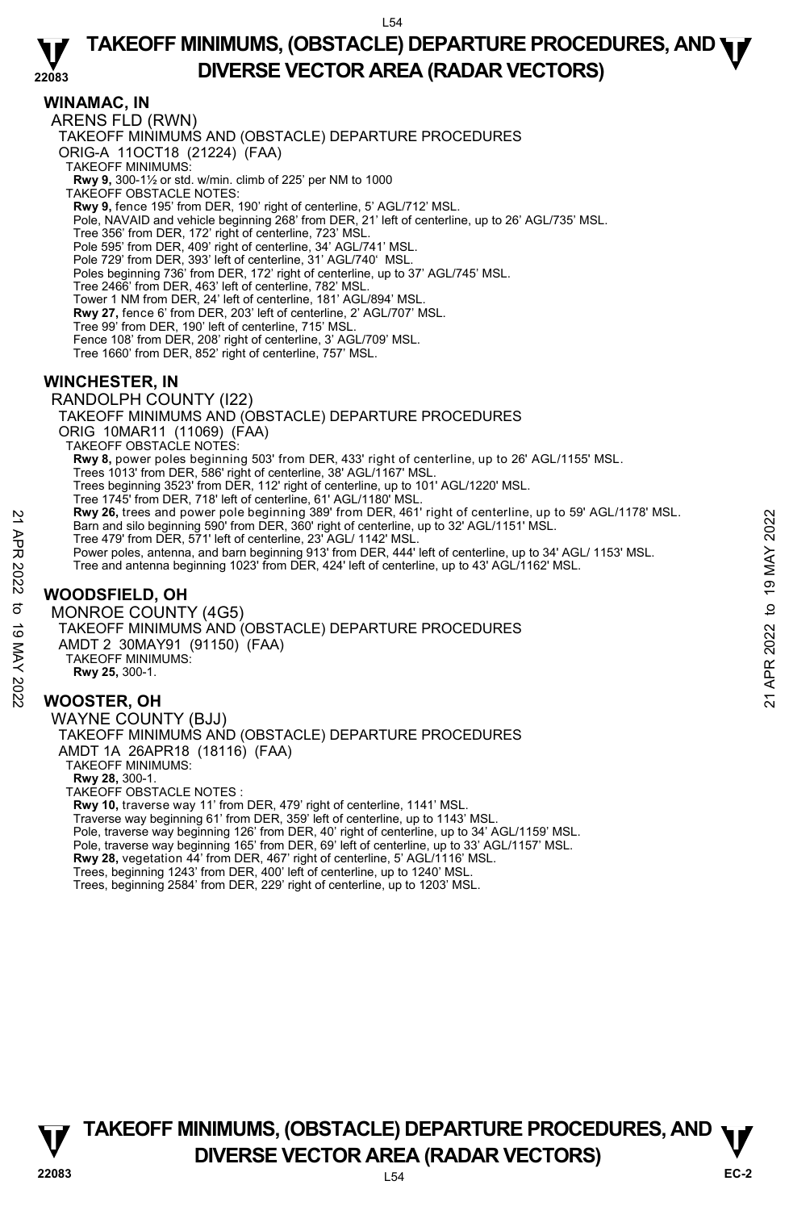## WINAMAC, IN

ARENS FLD (RWN)

TAKEOFF MINIMUMS AND (OBSTACLE) DEPARTURE PROCEDURES

ORIG-A 11OCT18 (21224) (FAA)

TAKEOFF MINIMUMS:

**Rwy 9,** 300-1½ or std. w/min. climb of 225' per NM to 1000

TAKEOFF OBSTACLE NOTES:

**Rwy 9,** fence 195' from DER, 190' right of centerline, 5' AGL/712' MSL.
Pole, NAVAID and vehicle beginning 268' from DER, 21' left of centerline, up to 26' AGL/735' MSL.
Tree 356' from DER, 172' right of centerline, 723' MSL.
Pole 595' from DER, 409' right of centerline, 34' AGL/741' MSL.
Pole 729' from DER, 393' left of centerline, 31' AGL/740' MSL.
Poles beginning 736' from DER, 172' right of centerline, up to 37' AGL/745' MSL.
Tree 2466' from DER, 463' left of centerline, 782' MSL.
Tower 1 NM from DER, 24' left of centerline, 181' AGL/894' MSL.
**Rwy 27,** fence 6' from DER, 203' left of centerline, 2' AGL/707' MSL.
Tree 99' from DER, 190' left of centerline, 715' MSL.
Fence 108' from DER, 208' right of centerline, 3' AGL/709' MSL.
Tree 1660' from DER, 852' right of centerline, 757' MSL.

## WINCHESTER, IN

RANDOLPH COUNTY (I22)

TAKEOFF MINIMUMS AND (OBSTACLE) DEPARTURE PROCEDURES

ORIG 10MAR11 (11069) (FAA)

TAKEOFF OBSTACLE NOTES:

**Rwy 8,** power poles beginning 503' from DER, 433' right of centerline, up to 26' AGL/1155' MSL.
Trees 1013' from DER, 586' right of centerline, 38' AGL/1167' MSL.
Trees beginning 3523' from DER, 112' right of centerline, up to 101' AGL/1220' MSL.
Tree 1745' from DER, 718' left of centerline, 61' AGL/1180' MSL.
**Rwy 26,** trees and power pole beginning 389' from DER, 461' right of centerline, up to 59' AGL/1178' MSL.
Barn and silo beginning 590' from DER, 360' right of centerline, up to 32' AGL/1151' MSL.
Tree 479' from DER, 571' left of centerline, 23' AGL/ 1142' MSL.
Power poles, antenna, and barn beginning 913' from DER, 444' left of centerline, up to 34' AGL/ 1153' MSL.
Tree and antenna beginning 1023' from DER, 424' left of centerline, up to 43' AGL/1162' MSL.

## WOODSFIELD, OH

MONROE COUNTY (4G5)

TAKEOFF MINIMUMS AND (OBSTACLE) DEPARTURE PROCEDURES

AMDT 2 30MAY91 (91150) (FAA)

TAKEOFF MINIMUMS:

**Rwy 25,** 300-1.

## WOOSTER, OH

WAYNE COUNTY (BJJ)

TAKEOFF MINIMUMS AND (OBSTACLE) DEPARTURE PROCEDURES

AMDT 1A 26APR18 (18116) (FAA)

TAKEOFF MINIMUMS:

**Rwy 28,** 300-1.

TAKEOFF OBSTACLE NOTES :

**Rwy 10,** traverse way 11' from DER, 479' right of centerline, 1141' MSL.
Traverse way beginning 61' from DER, 359' left of centerline, up to 1143' MSL.
Pole, traverse way beginning 126' from DER, 40' right of centerline, up to 34' AGL/1159' MSL.
Pole, traverse way beginning 165' from DER, 69' left of centerline, up to 33' AGL/1157' MSL.
**Rwy 28,** vegetation 44' from DER, 467' right of centerline, 5' AGL/1116' MSL.
Trees, beginning 1243' from DER, 400' left of centerline, up to 1240' MSL.
Trees, beginning 2584' from DER, 229' right of centerline, up to 1203' MSL.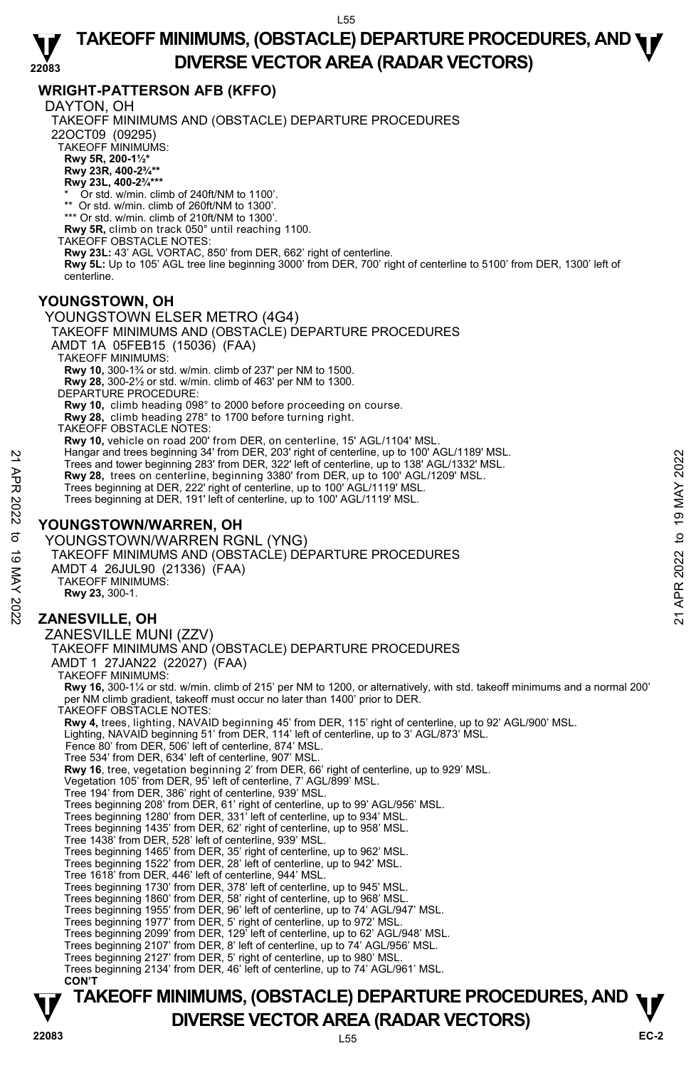## WRIGHT-PATTERSON AFB (KFFO)

DAYTON, OH

TAKEOFF MINIMUMS AND (OBSTACLE) DEPARTURE PROCEDURES

22OCT09 (09295)

TAKEOFF MINIMUMS:

**Rwy 5R, 200-1½***

**Rwy 23R, 400-2¾****

**Rwy 23L, 400-2¾*****

\* Or std. w/min. climb of 240ft/NM to 1100'.

\*\* Or std. w/min. climb of 260ft/NM to 1300'.

\*\*\* Or std. w/min. climb of 210ft/NM to 1300'.

**Rwy 5R,** climb on track 050° until reaching 1100.

TAKEOFF OBSTACLE NOTES:

**Rwy 23L:** 43' AGL VORTAC, 850' from DER, 662' right of centerline.

**Rwy 5L:** Up to 105' AGL tree line beginning 3000' from DER, 700' right of centerline to 5100' from DER, 1300' left of centerline.

## YOUNGSTOWN, OH

YOUNGSTOWN ELSER METRO (4G4)

TAKEOFF MINIMUMS AND (OBSTACLE) DEPARTURE PROCEDURES

AMDT 1A 05FEB15 (15036) (FAA)

TAKEOFF MINIMUMS:

**Rwy 10,** 300-1¾ or std. w/min. climb of 237' per NM to 1500.

**Rwy 28,** 300-2½ or std. w/min. climb of 463' per NM to 1300.

DEPARTURE PROCEDURE:

**Rwy 10,** climb heading 098° to 2000 before proceeding on course.

**Rwy 28,** climb heading 278° to 1700 before turning right.

TAKEOFF OBSTACLE NOTES:

**Rwy 10,** vehicle on road 200' from DER, on centerline, 15' AGL/1104' MSL.

Hangar and trees beginning 34' from DER, 203' right of centerline, up to 100' AGL/1189' MSL.

Trees and tower beginning 283' from DER, 322' left of centerline, up to 138' AGL/1332' MSL.

**Rwy 28,** trees on centerline, beginning 3380' from DER, up to 100' AGL/1209' MSL.

Trees beginning at DER, 222' right of centerline, up to 100' AGL/1119' MSL.

Trees beginning at DER, 191' left of centerline, up to 100' AGL/1119' MSL.

## YOUNGSTOWN/WARREN, OH

YOUNGSTOWN/WARREN RGNL (YNG)

TAKEOFF MINIMUMS AND (OBSTACLE) DEPARTURE PROCEDURES

AMDT 4 26JUL90 (21336) (FAA)

TAKEOFF MINIMUMS:

**Rwy 23,** 300-1.

## ZANESVILLE, OH

ZANESVILLE MUNI (ZZV)

TAKEOFF MINIMUMS AND (OBSTACLE) DEPARTURE PROCEDURES

AMDT 1 27JAN22 (22027) (FAA)

TAKEOFF MINIMUMS:

**Rwy 16,** 300-1¼ or std. w/min. climb of 215' per NM to 1200, or alternatively, with std. takeoff minimums and a normal 200' per NM climb gradient, takeoff must occur no later than 1400' prior to DER.

TAKEOFF OBSTACLE NOTES:

**Rwy 4,** trees, lighting, NAVAID beginning 45' from DER, 115' right of centerline, up to 92' AGL/900' MSL.

Lighting, NAVAID beginning 51' from DER, 114' left of centerline, up to 3' AGL/873' MSL.

Fence 80' from DER, 506' left of centerline, 874' MSL.

Tree 534' from DER, 634' left of centerline, 907' MSL.

**Rwy 16**, tree, vegetation beginning 2' from DER, 66' right of centerline, up to 929' MSL.

Vegetation 105' from DER, 95' left of centerline, 7' AGL/899' MSL.

Tree 194' from DER, 386' right of centerline, 939' MSL.

Trees beginning 208' from DER, 61' right of centerline, up to 99' AGL/956' MSL.

Trees beginning 1280' from DER, 331' left of centerline, up to 934' MSL.

Trees beginning 1435' from DER, 62' right of centerline, up to 958' MSL.

Tree 1438' from DER, 528' left of centerline, 939' MSL.

Trees beginning 1465' from DER, 35' right of centerline, up to 962' MSL.

Trees beginning 1522' from DER, 28' left of centerline, up to 942' MSL.

Tree 1618' from DER, 446' left of centerline, 944' MSL.

Trees beginning 1730' from DER, 378' left of centerline, up to 945' MSL.

Trees beginning 1860' from DER, 58' right of centerline, up to 968' MSL.

Trees beginning 1955' from DER, 96' left of centerline, up to 74' AGL/947' MSL.

Trees beginning 1977' from DER, 5' right of centerline, up to 972' MSL.

Trees beginning 2099' from DER, 129' left of centerline, up to 62' AGL/948' MSL.

Trees beginning 2107' from DER, 8' left of centerline, up to 74' AGL/956' MSL.

Trees beginning 2127' from DER, 5' right of centerline, up to 980' MSL.

Trees beginning 2134' from DER, 46' left of centerline, up to 74' AGL/961' MSL.

**CON'T**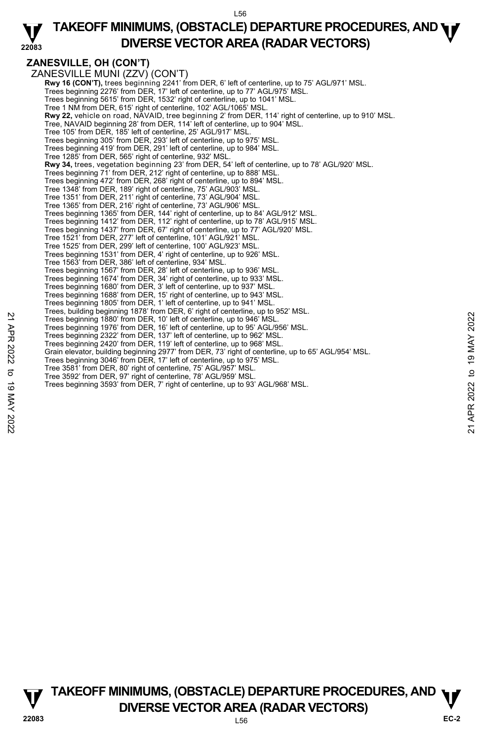## ZANESVILLE, OH (CON'T)

ZANESVILLE MUNI (ZZV) (CON'T)

**Rwy 16 (CON'T),** trees beginning 2241' from DER, 6' left of centerline, up to 75' AGL/971' MSL.
Trees beginning 2276' from DER, 17' left of centerline, up to 77' AGL/975' MSL.
Trees beginning 5615' from DER, 1532' right of centerline, up to 1041' MSL.
Tree 1 NM from DER, 615' right of centerline, 102' AGL/1065' MSL.
**Rwy 22,** vehicle on road, NAVAID, tree beginning 2' from DER, 114' right of centerline, up to 910' MSL.
Tree, NAVAID beginning 28' from DER, 114' left of centerline, up to 904' MSL.
Tree 105' from DER, 185' left of centerline, 25' AGL/917' MSL.
Trees beginning 305' from DER, 293' left of centerline, up to 975' MSL.
Trees beginning 419' from DER, 291' left of centerline, up to 984' MSL.
Tree 1285' from DER, 565' right of centerline, 932' MSL.
**Rwy 34,** trees, vegetation beginning 23' from DER, 54' left of centerline, up to 78' AGL/920' MSL.
Trees beginning 71' from DER, 212' right of centerline, up to 888' MSL.
Trees beginning 472' from DER, 268' right of centerline, up to 894' MSL.
Tree 1348' from DER, 189' right of centerline, 75' AGL/903' MSL.
Tree 1351' from DER, 211' right of centerline, 73' AGL/904' MSL.
Tree 1365' from DER, 216' right of centerline, 73' AGL/906' MSL.
Trees beginning 1365' from DER, 144' right of centerline, up to 84' AGL/912' MSL.
Trees beginning 1412' from DER, 112' right of centerline, up to 78' AGL/915' MSL.
Trees beginning 1437' from DER, 67' right of centerline, up to 77' AGL/920' MSL.
Tree 1521' from DER, 277' left of centerline, 101' AGL/921' MSL.
Tree 1525' from DER, 299' left of centerline, 100' AGL/923' MSL.
Trees beginning 1531' from DER, 4' right of centerline, up to 926' MSL.
Tree 1563' from DER, 386' left of centerline, 934' MSL.
Trees beginning 1567' from DER, 28' left of centerline, up to 936' MSL.
Trees beginning 1674' from DER, 34' right of centerline, up to 933' MSL.
Trees beginning 1680' from DER, 3' left of centerline, up to 937' MSL.
Trees beginning 1688' from DER, 15' right of centerline, up to 943' MSL.
Trees beginning 1805' from DER, 1' left of centerline, up to 941' MSL.
Trees, building beginning 1878' from DER, 6' right of centerline, up to 952' MSL.
Trees beginning 1880' from DER, 10' left of centerline, up to 946' MSL.
Trees beginning 1976' from DER, 16' left of centerline, up to 95' AGL/956' MSL.
Trees beginning 2322' from DER, 137' left of centerline, up to 962' MSL.
Trees beginning 2420' from DER, 119' left of centerline, up to 968' MSL.
Grain elevator, building beginning 2977' from DER, 73' right of centerline, up to 65' AGL/954' MSL.
Trees beginning 3046' from DER, 17' left of centerline, up to 975' MSL.
Tree 3581' from DER, 80' right of centerline, 75' AGL/957' MSL.
Tree 3592' from DER, 97' right of centerline, 78' AGL/959' MSL.
Trees beginning 3593' from DER, 7' right of centerline, up to 93' AGL/968' MSL.